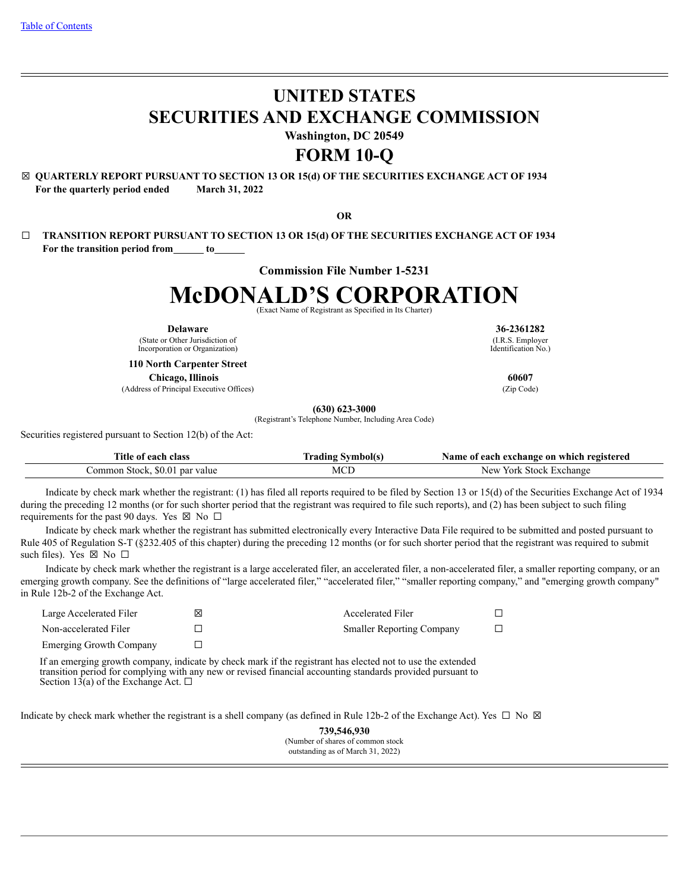Table of Contents

# UNITED STATES
# SECURITIES AND EXCHANGE COMMISSION

**Washington, DC 20549**

# FORM 10-Q

☒ **QUARTERLY REPORT PURSUANT TO SECTION 13 OR 15(d) OF THE SECURITIES EXCHANGE ACT OF 1934**
**For the quarterly period ended March 31, 2022**

**OR**

☐ **TRANSITION REPORT PURSUANT TO SECTION 13 OR 15(d) OF THE SECURITIES EXCHANGE ACT OF 1934**
**For the transition period from\_\_\_\_\_\_ to\_\_\_\_\_\_**

**Commission File Number 1-5231**

# McDONALD'S CORPORATION

(Exact Name of Registrant as Specified in Its Charter)

| | |
|---|---|
| **Delaware** | **36-2361282** |
| (State or Other Jurisdiction of Incorporation or Organization) | (I.R.S. Employer Identification No.) |
| **110 North Carpenter Street** | |
| **Chicago, Illinois** | **60607** |
| (Address of Principal Executive Offices) | (Zip Code) |

**(630) 623-3000**
(Registrant's Telephone Number, Including Area Code)

Securities registered pursuant to Section 12(b) of the Act:

| Title of each class | Trading Symbol(s) | Name of each exchange on which registered |
|---|---|---|
| Common Stock, $0.01 par value | MCD | New York Stock Exchange |

Indicate by check mark whether the registrant: (1) has filed all reports required to be filed by Section 13 or 15(d) of the Securities Exchange Act of 1934 during the preceding 12 months (or for such shorter period that the registrant was required to file such reports), and (2) has been subject to such filing requirements for the past 90 days. Yes ☒ No ☐

Indicate by check mark whether the registrant has submitted electronically every Interactive Data File required to be submitted and posted pursuant to Rule 405 of Regulation S-T (§232.405 of this chapter) during the preceding 12 months (or for such shorter period that the registrant was required to submit such files). Yes ☒ No ☐

Indicate by check mark whether the registrant is a large accelerated filer, an accelerated filer, a non-accelerated filer, a smaller reporting company, or an emerging growth company. See the definitions of "large accelerated filer," "accelerated filer," "smaller reporting company," and "emerging growth company" in Rule 12b-2 of the Exchange Act.

| | | | |
|---|---|---|---|
| Large Accelerated Filer | ☒ | Accelerated Filer | ☐ |
| Non-accelerated Filer | ☐ | Smaller Reporting Company | ☐ |
| Emerging Growth Company | ☐ | | |

If an emerging growth company, indicate by check mark if the registrant has elected not to use the extended transition period for complying with any new or revised financial accounting standards provided pursuant to Section 13(a) of the Exchange Act. ☐

Indicate by check mark whether the registrant is a shell company (as defined in Rule 12b-2 of the Exchange Act). Yes ☐ No ☒

**739,546,930**
(Number of shares of common stock outstanding as of March 31, 2022)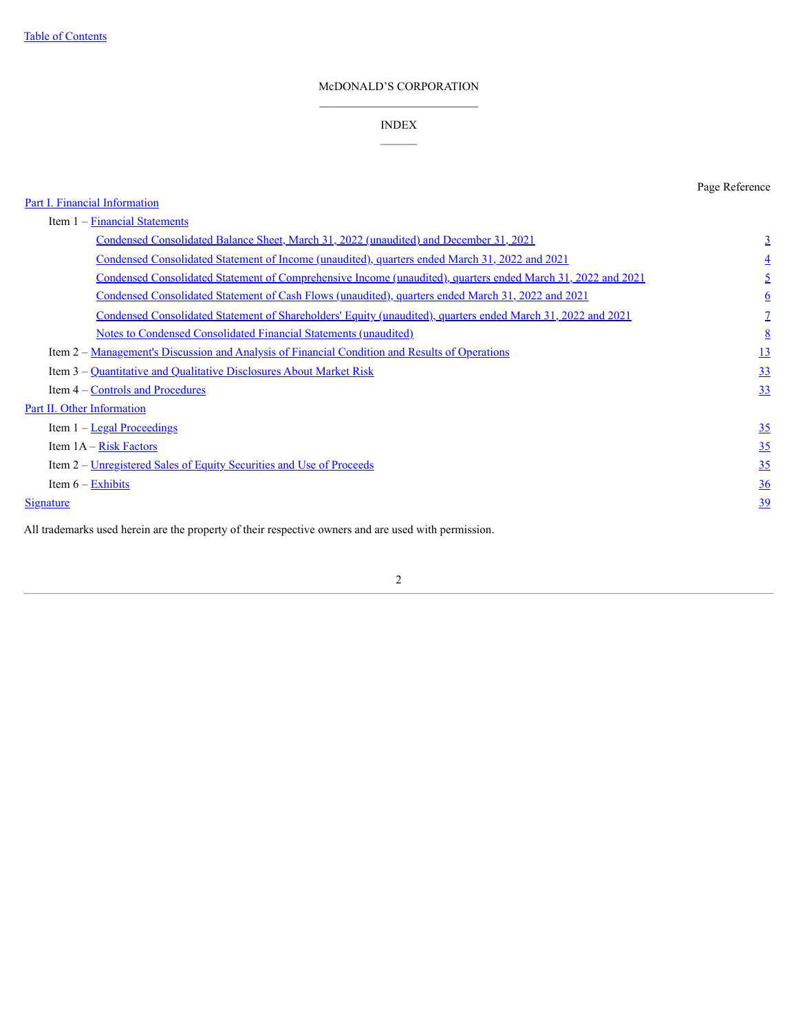# McDONALD'S CORPORATION

## INDEX

| | Page Reference |
|---|---|
| Part I. Financial Information | |
| Item 1 – Financial Statements | |
| Condensed Consolidated Balance Sheet, March 31, 2022 (unaudited) and December 31, 2021 | 3 |
| Condensed Consolidated Statement of Income (unaudited), quarters ended March 31, 2022 and 2021 | 4 |
| Condensed Consolidated Statement of Comprehensive Income (unaudited), quarters ended March 31, 2022 and 2021 | 5 |
| Condensed Consolidated Statement of Cash Flows (unaudited), quarters ended March 31, 2022 and 2021 | 6 |
| Condensed Consolidated Statement of Shareholders' Equity (unaudited), quarters ended March 31, 2022 and 2021 | 7 |
| Notes to Condensed Consolidated Financial Statements (unaudited) | 8 |
| Item 2 – Management's Discussion and Analysis of Financial Condition and Results of Operations | 13 |
| Item 3 – Quantitative and Qualitative Disclosures About Market Risk | 33 |
| Item 4 – Controls and Procedures | 33 |
| Part II. Other Information | |
| Item 1 – Legal Proceedings | 35 |
| Item 1A – Risk Factors | 35 |
| Item 2 – Unregistered Sales of Equity Securities and Use of Proceeds | 35 |
| Item 6 – Exhibits | 36 |
| Signature | 39 |

All trademarks used herein are the property of their respective owners and are used with permission.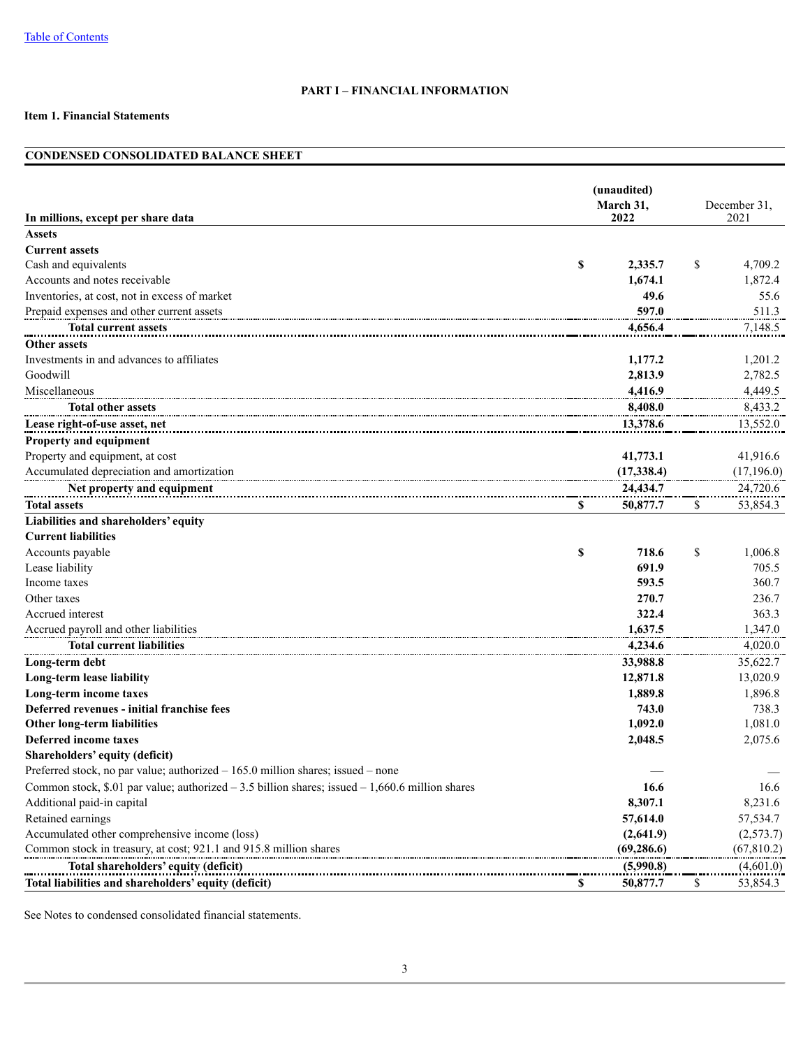[Table of Contents](#)

## PART I – FINANCIAL INFORMATION

**Item 1. Financial Statements**

**CONDENSED CONSOLIDATED BALANCE SHEET**

| In millions, except per share data | (unaudited) March 31, 2022 | December 31, 2021 |
|---|---|---|
| **Assets** | | |
| **Current assets** | | |
| Cash and equivalents | **$ 2,335.7** | $ 4,709.2 |
| Accounts and notes receivable | **1,674.1** | 1,872.4 |
| Inventories, at cost, not in excess of market | **49.6** | 55.6 |
| Prepaid expenses and other current assets | **597.0** | 511.3 |
| **Total current assets** | **4,656.4** | 7,148.5 |
| **Other assets** | | |
| Investments in and advances to affiliates | **1,177.2** | 1,201.2 |
| Goodwill | **2,813.9** | 2,782.5 |
| Miscellaneous | **4,416.9** | 4,449.5 |
| **Total other assets** | **8,408.0** | 8,433.2 |
| **Lease right-of-use asset, net** | **13,378.6** | 13,552.0 |
| **Property and equipment** | | |
| Property and equipment, at cost | **41,773.1** | 41,916.6 |
| Accumulated depreciation and amortization | **(17,338.4)** | (17,196.0) |
| **Net property and equipment** | **24,434.7** | 24,720.6 |
| **Total assets** | **$ 50,877.7** | $ 53,854.3 |
| **Liabilities and shareholders' equity** | | |
| **Current liabilities** | | |
| Accounts payable | **$ 718.6** | $ 1,006.8 |
| Lease liability | **691.9** | 705.5 |
| Income taxes | **593.5** | 360.7 |
| Other taxes | **270.7** | 236.7 |
| Accrued interest | **322.4** | 363.3 |
| Accrued payroll and other liabilities | **1,637.5** | 1,347.0 |
| **Total current liabilities** | **4,234.6** | 4,020.0 |
| **Long-term debt** | **33,988.8** | 35,622.7 |
| **Long-term lease liability** | **12,871.8** | 13,020.9 |
| **Long-term income taxes** | **1,889.8** | 1,896.8 |
| **Deferred revenues - initial franchise fees** | **743.0** | 738.3 |
| **Other long-term liabilities** | **1,092.0** | 1,081.0 |
| **Deferred income taxes** | **2,048.5** | 2,075.6 |
| **Shareholders' equity (deficit)** | | |
| Preferred stock, no par value; authorized – 165.0 million shares; issued – none | **—** | — |
| Common stock, $.01 par value; authorized – 3.5 billion shares; issued – 1,660.6 million shares | **16.6** | 16.6 |
| Additional paid-in capital | **8,307.1** | 8,231.6 |
| Retained earnings | **57,614.0** | 57,534.7 |
| Accumulated other comprehensive income (loss) | **(2,641.9)** | (2,573.7) |
| Common stock in treasury, at cost; 921.1 and 915.8 million shares | **(69,286.6)** | (67,810.2) |
| **Total shareholders' equity (deficit)** | **(5,990.8)** | (4,601.0) |
| **Total liabilities and shareholders' equity (deficit)** | **$ 50,877.7** | $ 53,854.3 |

See Notes to condensed consolidated financial statements.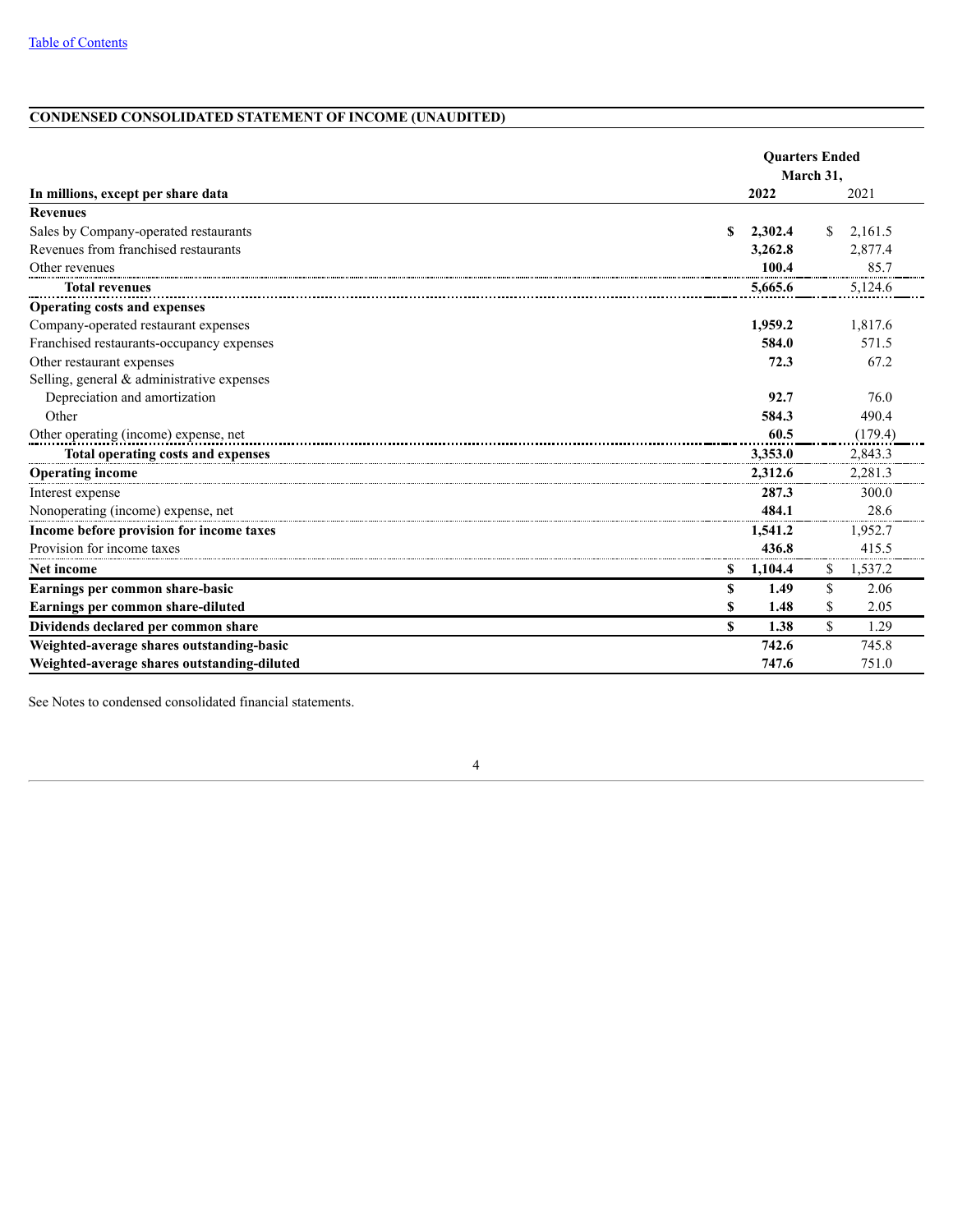[Table of Contents](#)

## CONDENSED CONSOLIDATED STATEMENT OF INCOME (UNAUDITED)

| In millions, except per share data | Quarters Ended March 31, 2022 | 2021 |
|---|---|---|
| **Revenues** | | |
| Sales by Company-operated restaurants | **$ 2,302.4** | $ 2,161.5 |
| Revenues from franchised restaurants | **3,262.8** | 2,877.4 |
| Other revenues | **100.4** | 85.7 |
| **Total revenues** | **5,665.6** | 5,124.6 |
| **Operating costs and expenses** | | |
| Company-operated restaurant expenses | **1,959.2** | 1,817.6 |
| Franchised restaurants-occupancy expenses | **584.0** | 571.5 |
| Other restaurant expenses | **72.3** | 67.2 |
| Selling, general & administrative expenses | | |
| Depreciation and amortization | **92.7** | 76.0 |
| Other | **584.3** | 490.4 |
| Other operating (income) expense, net | **60.5** | (179.4) |
| **Total operating costs and expenses** | **3,353.0** | 2,843.3 |
| **Operating income** | **2,312.6** | 2,281.3 |
| Interest expense | **287.3** | 300.0 |
| Nonoperating (income) expense, net | **484.1** | 28.6 |
| **Income before provision for income taxes** | **1,541.2** | 1,952.7 |
| Provision for income taxes | **436.8** | 415.5 |
| **Net income** | **$ 1,104.4** | $ 1,537.2 |
| **Earnings per common share-basic** | **$ 1.49** | $ 2.06 |
| **Earnings per common share-diluted** | **$ 1.48** | $ 2.05 |
| **Dividends declared per common share** | **$ 1.38** | $ 1.29 |
| **Weighted-average shares outstanding-basic** | **742.6** | 745.8 |
| **Weighted-average shares outstanding-diluted** | **747.6** | 751.0 |

See Notes to condensed consolidated financial statements.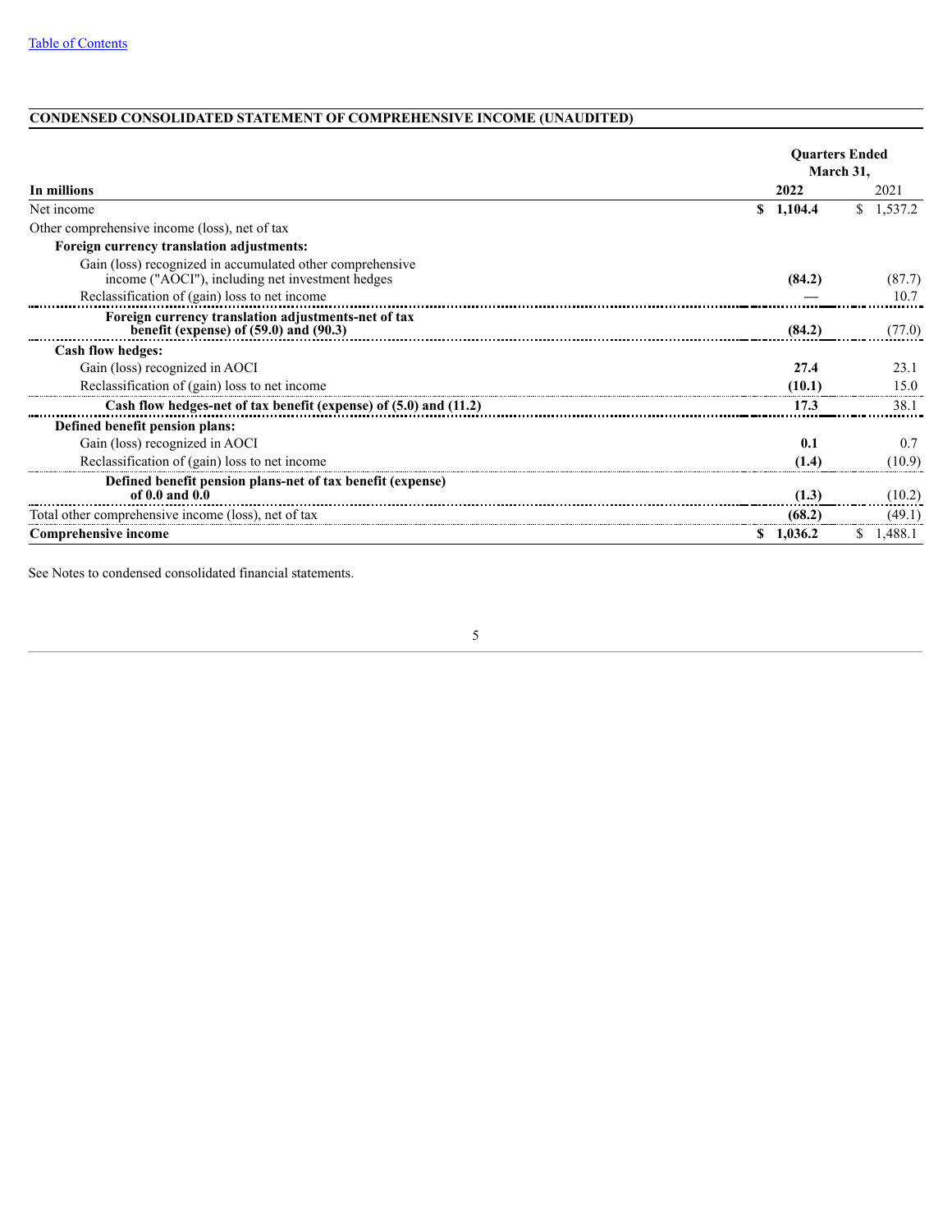[Table of Contents](#)

## CONDENSED CONSOLIDATED STATEMENT OF COMPREHENSIVE INCOME (UNAUDITED)

| In millions | Quarters Ended March 31, 2022 | 2021 |
|---|---|---|
| Net income | **$ 1,104.4** | $ 1,537.2 |
| Other comprehensive income (loss), net of tax | | |
| **Foreign currency translation adjustments:** | | |
| Gain (loss) recognized in accumulated other comprehensive income ("AOCI"), including net investment hedges | **(84.2)** | (87.7) |
| Reclassification of (gain) loss to net income | **—** | 10.7 |
| **Foreign currency translation adjustments-net of tax benefit (expense) of (59.0) and (90.3)** | **(84.2)** | (77.0) |
| **Cash flow hedges:** | | |
| Gain (loss) recognized in AOCI | **27.4** | 23.1 |
| Reclassification of (gain) loss to net income | **(10.1)** | 15.0 |
| **Cash flow hedges-net of tax benefit (expense) of (5.0) and (11.2)** | **17.3** | 38.1 |
| **Defined benefit pension plans:** | | |
| Gain (loss) recognized in AOCI | **0.1** | 0.7 |
| Reclassification of (gain) loss to net income | **(1.4)** | (10.9) |
| **Defined benefit pension plans-net of tax benefit (expense) of 0.0 and 0.0** | **(1.3)** | (10.2) |
| Total other comprehensive income (loss), net of tax | **(68.2)** | (49.1) |
| **Comprehensive income** | **$ 1,036.2** | $ 1,488.1 |

See Notes to condensed consolidated financial statements.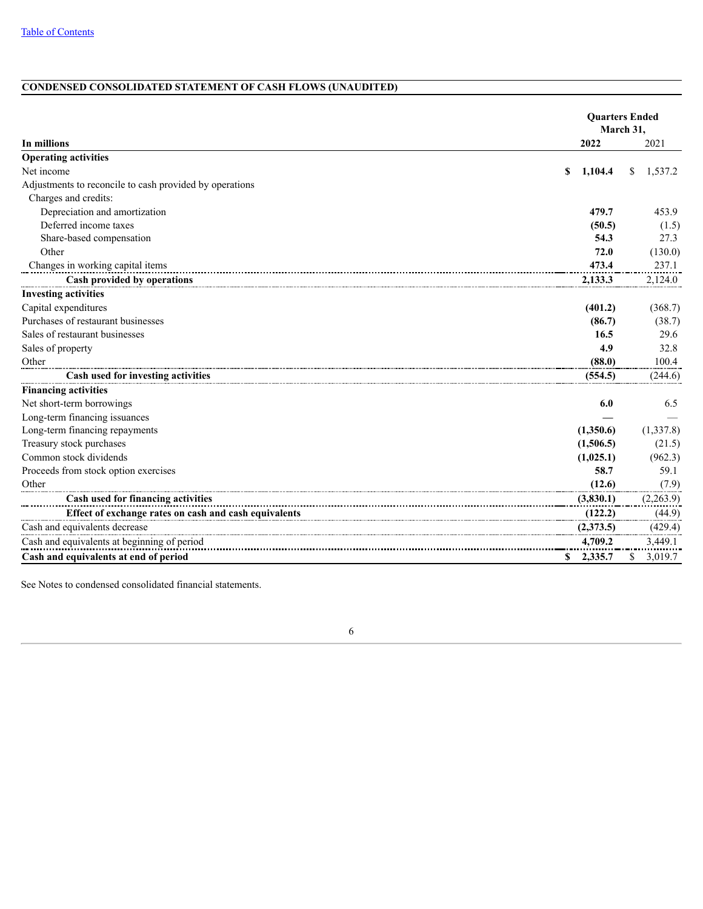[Table of Contents](#)

## CONDENSED CONSOLIDATED STATEMENT OF CASH FLOWS (UNAUDITED)

| In millions | Quarters Ended March 31, 2022 | 2021 |
|---|---|---|
| **Operating activities** | | |
| Net income | **$ 1,104.4** | $ 1,537.2 |
| Adjustments to reconcile to cash provided by operations | | |
| Charges and credits: | | |
| Depreciation and amortization | **479.7** | 453.9 |
| Deferred income taxes | **(50.5)** | (1.5) |
| Share-based compensation | **54.3** | 27.3 |
| Other | **72.0** | (130.0) |
| Changes in working capital items | **473.4** | 237.1 |
| **Cash provided by operations** | **2,133.3** | 2,124.0 |
| **Investing activities** | | |
| Capital expenditures | **(401.2)** | (368.7) |
| Purchases of restaurant businesses | **(86.7)** | (38.7) |
| Sales of restaurant businesses | **16.5** | 29.6 |
| Sales of property | **4.9** | 32.8 |
| Other | **(88.0)** | 100.4 |
| **Cash used for investing activities** | **(554.5)** | (244.6) |
| **Financing activities** | | |
| Net short-term borrowings | **6.0** | 6.5 |
| Long-term financing issuances | **—** | — |
| Long-term financing repayments | **(1,350.6)** | (1,337.8) |
| Treasury stock purchases | **(1,506.5)** | (21.5) |
| Common stock dividends | **(1,025.1)** | (962.3) |
| Proceeds from stock option exercises | **58.7** | 59.1 |
| Other | **(12.6)** | (7.9) |
| **Cash used for financing activities** | **(3,830.1)** | (2,263.9) |
| **Effect of exchange rates on cash and cash equivalents** | **(122.2)** | (44.9) |
| Cash and equivalents decrease | **(2,373.5)** | (429.4) |
| Cash and equivalents at beginning of period | **4,709.2** | 3,449.1 |
| **Cash and equivalents at end of period** | **$ 2,335.7** | $ 3,019.7 |

See Notes to condensed consolidated financial statements.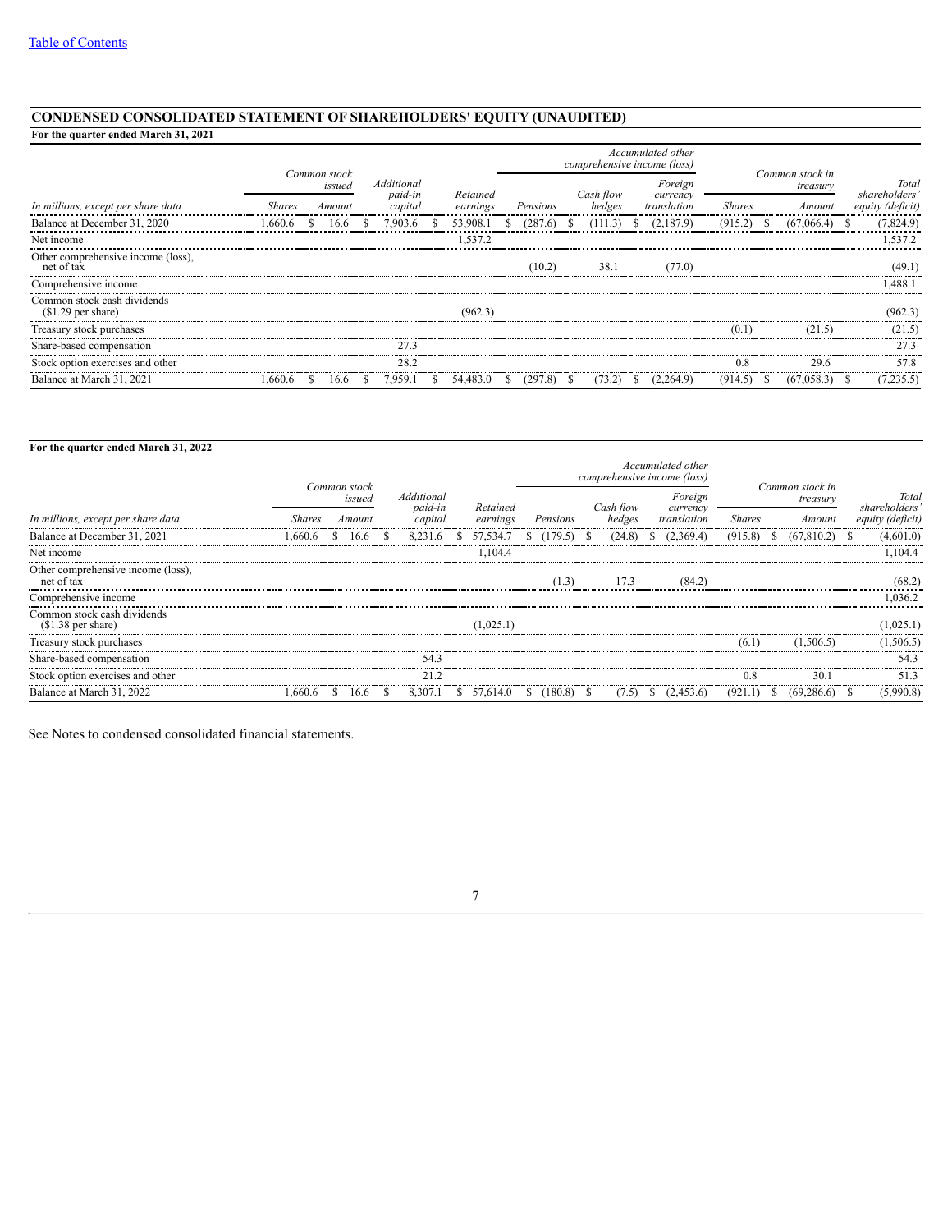[Table of Contents](#)

## CONDENSED CONSOLIDATED STATEMENT OF SHAREHOLDERS' EQUITY (UNAUDITED)

**For the quarter ended March 31, 2021**

| | Common stock issued | | Additional paid-in capital | Retained earnings | Accumulated other comprehensive income (loss) | | | Common stock in treasury | | Total shareholders' equity (deficit) |
|---|---|---|---|---|---|---|---|---|---|---|
| *In millions, except per share data* | *Shares* | *Amount* | | | *Pensions* | *Cash flow hedges* | *Foreign currency translation* | *Shares* | *Amount* | |
| Balance at December 31, 2020 | 1,660.6 | $ 16.6 | $ 7,903.6 | $ 53,908.1 | $ (287.6) | $ (111.3) | $ (2,187.9) | (915.2) | $ (67,066.4) | $ (7,824.9) |
| Net income | | | | 1,537.2 | | | | | | 1,537.2 |
| Other comprehensive income (loss), net of tax | | | | | (10.2) | 38.1 | (77.0) | | | (49.1) |
| Comprehensive income | | | | | | | | | | 1,488.1 |
| Common stock cash dividends ($1.29 per share) | | | | (962.3) | | | | | | (962.3) |
| Treasury stock purchases | | | | | | | | (0.1) | (21.5) | (21.5) |
| Share-based compensation | | | 27.3 | | | | | | | 27.3 |
| Stock option exercises and other | | | 28.2 | | | | | 0.8 | 29.6 | 57.8 |
| Balance at March 31, 2021 | 1,660.6 | $ 16.6 | $ 7,959.1 | $ 54,483.0 | $ (297.8) | $ (73.2) | $ (2,264.9) | (914.5) | $ (67,058.3) | $ (7,235.5) |

**For the quarter ended March 31, 2022**

| | Common stock issued | | Additional paid-in capital | Retained earnings | Accumulated other comprehensive income (loss) | | | Common stock in treasury | | Total shareholders' equity (deficit) |
|---|---|---|---|---|---|---|---|---|---|---|
| *In millions, except per share data* | *Shares* | *Amount* | | | *Pensions* | *Cash flow hedges* | *Foreign currency translation* | *Shares* | *Amount* | |
| Balance at December 31, 2021 | 1,660.6 | $ 16.6 | $ 8,231.6 | $ 57,534.7 | $ (179.5) | $ (24.8) | $ (2,369.4) | (915.8) | $ (67,810.2) | $ (4,601.0) |
| Net income | | | | 1,104.4 | | | | | | 1,104.4 |
| Other comprehensive income (loss), net of tax | | | | | (1.3) | 17.3 | (84.2) | | | (68.2) |
| Comprehensive income | | | | | | | | | | 1,036.2 |
| Common stock cash dividends ($1.38 per share) | | | | (1,025.1) | | | | | | (1,025.1) |
| Treasury stock purchases | | | | | | | | (6.1) | (1,506.5) | (1,506.5) |
| Share-based compensation | | | 54.3 | | | | | | | 54.3 |
| Stock option exercises and other | | | 21.2 | | | | | 0.8 | 30.1 | 51.3 |
| Balance at March 31, 2022 | 1,660.6 | $ 16.6 | $ 8,307.1 | $ 57,614.0 | $ (180.8) | $ (7.5) | $ (2,453.6) | (921.1) | $ (69,286.6) | $ (5,990.8) |

See Notes to condensed consolidated financial statements.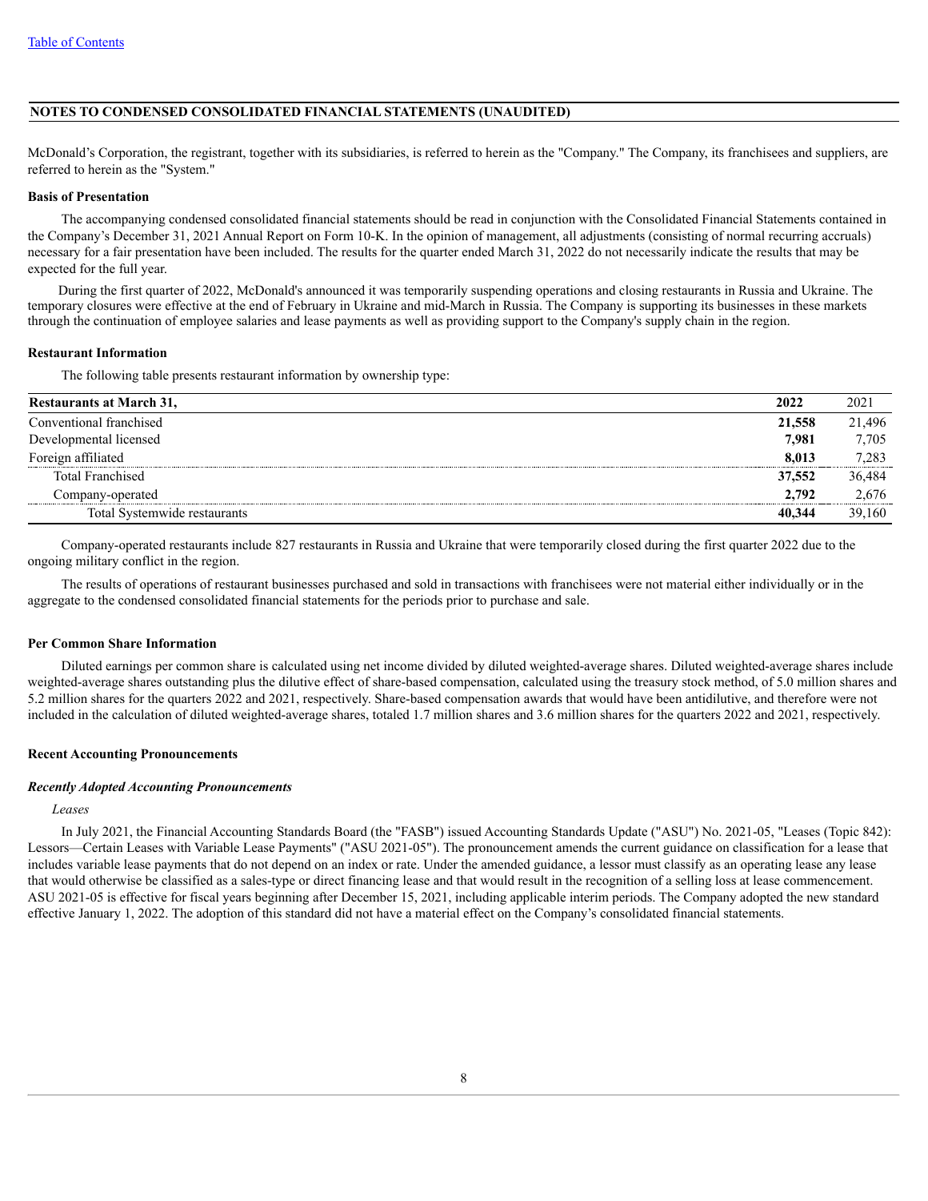## NOTES TO CONDENSED CONSOLIDATED FINANCIAL STATEMENTS (UNAUDITED)

McDonald's Corporation, the registrant, together with its subsidiaries, is referred to herein as the "Company." The Company, its franchisees and suppliers, are referred to herein as the "System."

### Basis of Presentation

The accompanying condensed consolidated financial statements should be read in conjunction with the Consolidated Financial Statements contained in the Company's December 31, 2021 Annual Report on Form 10-K. In the opinion of management, all adjustments (consisting of normal recurring accruals) necessary for a fair presentation have been included. The results for the quarter ended March 31, 2022 do not necessarily indicate the results that may be expected for the full year.

During the first quarter of 2022, McDonald's announced it was temporarily suspending operations and closing restaurants in Russia and Ukraine. The temporary closures were effective at the end of February in Ukraine and mid-March in Russia. The Company is supporting its businesses in these markets through the continuation of employee salaries and lease payments as well as providing support to the Company's supply chain in the region.

### Restaurant Information

The following table presents restaurant information by ownership type:

| Restaurants at March 31, | 2022 | 2021 |
|---|---|---|
| Conventional franchised | **21,558** | 21,496 |
| Developmental licensed | **7,981** | 7,705 |
| Foreign affiliated | **8,013** | 7,283 |
| Total Franchised | **37,552** | 36,484 |
| Company-operated | **2,792** | 2,676 |
| Total Systemwide restaurants | **40,344** | 39,160 |

Company-operated restaurants include 827 restaurants in Russia and Ukraine that were temporarily closed during the first quarter 2022 due to the ongoing military conflict in the region.

The results of operations of restaurant businesses purchased and sold in transactions with franchisees were not material either individually or in the aggregate to the condensed consolidated financial statements for the periods prior to purchase and sale.

### Per Common Share Information

Diluted earnings per common share is calculated using net income divided by diluted weighted-average shares. Diluted weighted-average shares include weighted-average shares outstanding plus the dilutive effect of share-based compensation, calculated using the treasury stock method, of 5.0 million shares and 5.2 million shares for the quarters 2022 and 2021, respectively. Share-based compensation awards that would have been antidilutive, and therefore were not included in the calculation of diluted weighted-average shares, totaled 1.7 million shares and 3.6 million shares for the quarters 2022 and 2021, respectively.

### Recent Accounting Pronouncements

***Recently Adopted Accounting Pronouncements***

*Leases*

In July 2021, the Financial Accounting Standards Board (the "FASB") issued Accounting Standards Update ("ASU") No. 2021-05, "Leases (Topic 842): Lessors—Certain Leases with Variable Lease Payments" ("ASU 2021-05"). The pronouncement amends the current guidance on classification for a lease that includes variable lease payments that do not depend on an index or rate. Under the amended guidance, a lessor must classify as an operating lease any lease that would otherwise be classified as a sales-type or direct financing lease and that would result in the recognition of a selling loss at lease commencement. ASU 2021-05 is effective for fiscal years beginning after December 15, 2021, including applicable interim periods. The Company adopted the new standard effective January 1, 2022. The adoption of this standard did not have a material effect on the Company's consolidated financial statements.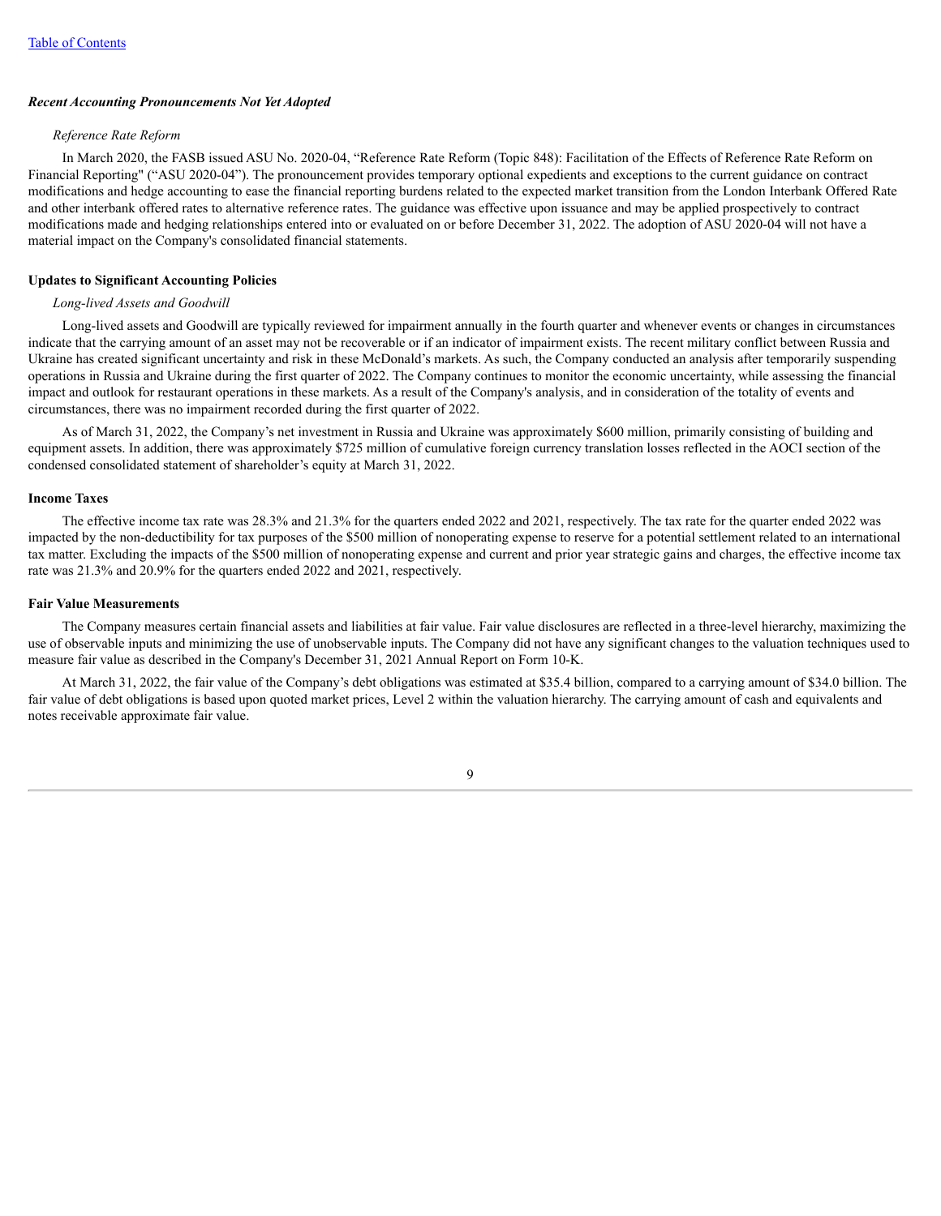[Table of Contents](#)

***Recent Accounting Pronouncements Not Yet Adopted***

*Reference Rate Reform*

In March 2020, the FASB issued ASU No. 2020-04, "Reference Rate Reform (Topic 848): Facilitation of the Effects of Reference Rate Reform on Financial Reporting" ("ASU 2020-04"). The pronouncement provides temporary optional expedients and exceptions to the current guidance on contract modifications and hedge accounting to ease the financial reporting burdens related to the expected market transition from the London Interbank Offered Rate and other interbank offered rates to alternative reference rates. The guidance was effective upon issuance and may be applied prospectively to contract modifications made and hedging relationships entered into or evaluated on or before December 31, 2022. The adoption of ASU 2020-04 will not have a material impact on the Company's consolidated financial statements.

**Updates to Significant Accounting Policies**

*Long-lived Assets and Goodwill*

Long-lived assets and Goodwill are typically reviewed for impairment annually in the fourth quarter and whenever events or changes in circumstances indicate that the carrying amount of an asset may not be recoverable or if an indicator of impairment exists. The recent military conflict between Russia and Ukraine has created significant uncertainty and risk in these McDonald's markets. As such, the Company conducted an analysis after temporarily suspending operations in Russia and Ukraine during the first quarter of 2022. The Company continues to monitor the economic uncertainty, while assessing the financial impact and outlook for restaurant operations in these markets. As a result of the Company's analysis, and in consideration of the totality of events and circumstances, there was no impairment recorded during the first quarter of 2022.

As of March 31, 2022, the Company's net investment in Russia and Ukraine was approximately $600 million, primarily consisting of building and equipment assets. In addition, there was approximately $725 million of cumulative foreign currency translation losses reflected in the AOCI section of the condensed consolidated statement of shareholder's equity at March 31, 2022.

**Income Taxes**

The effective income tax rate was 28.3% and 21.3% for the quarters ended 2022 and 2021, respectively. The tax rate for the quarter ended 2022 was impacted by the non-deductibility for tax purposes of the $500 million of nonoperating expense to reserve for a potential settlement related to an international tax matter. Excluding the impacts of the $500 million of nonoperating expense and current and prior year strategic gains and charges, the effective income tax rate was 21.3% and 20.9% for the quarters ended 2022 and 2021, respectively.

**Fair Value Measurements**

The Company measures certain financial assets and liabilities at fair value. Fair value disclosures are reflected in a three-level hierarchy, maximizing the use of observable inputs and minimizing the use of unobservable inputs. The Company did not have any significant changes to the valuation techniques used to measure fair value as described in the Company's December 31, 2021 Annual Report on Form 10-K.

At March 31, 2022, the fair value of the Company's debt obligations was estimated at $35.4 billion, compared to a carrying amount of $34.0 billion. The fair value of debt obligations is based upon quoted market prices, Level 2 within the valuation hierarchy. The carrying amount of cash and equivalents and notes receivable approximate fair value.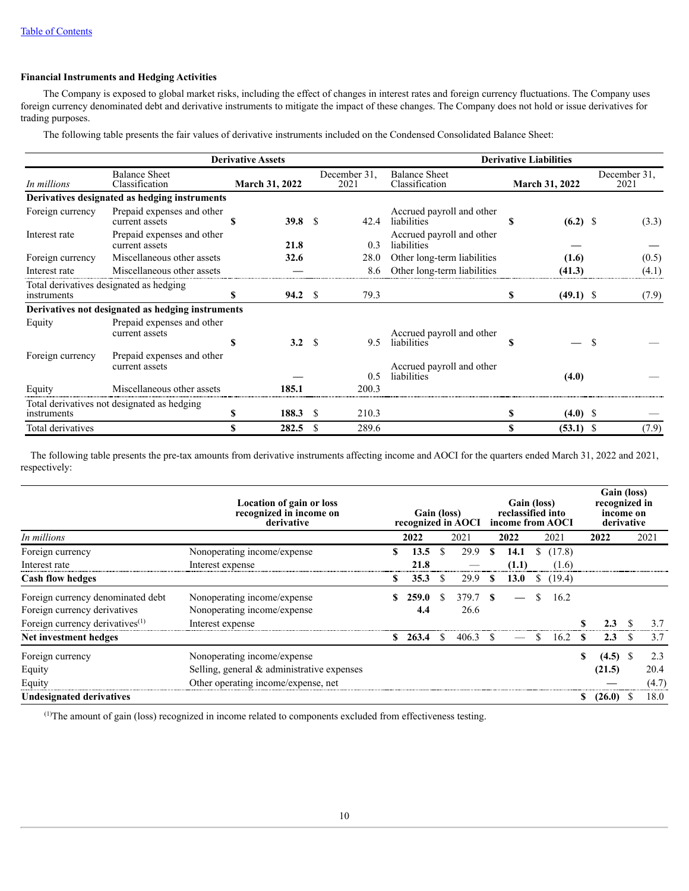[Table of Contents]

**Financial Instruments and Hedging Activities**

The Company is exposed to global market risks, including the effect of changes in interest rates and foreign currency fluctuations. The Company uses foreign currency denominated debt and derivative instruments to mitigate the impact of these changes. The Company does not hold or issue derivatives for trading purposes.

The following table presents the fair values of derivative instruments included on the Condensed Consolidated Balance Sheet:

| | Derivative Assets | | | Derivative Liabilities | | |
|---|---|---|---|---|---|---|
| *In millions* | Balance Sheet Classification | **March 31, 2022** | December 31, 2021 | Balance Sheet Classification | **March 31, 2022** | December 31, 2021 |
| **Derivatives designated as hedging instruments** | | | | | | |
| Foreign currency | Prepaid expenses and other current assets | **$ 39.8** | $ 42.4 | Accrued payroll and other liabilities | **$ (6.2)** | $ (3.3) |
| Interest rate | Prepaid expenses and other current assets | **21.8** | 0.3 | Accrued payroll and other liabilities | **—** | — |
| Foreign currency | Miscellaneous other assets | **32.6** | 28.0 | Other long-term liabilities | **(1.6)** | (0.5) |
| Interest rate | Miscellaneous other assets | **—** | 8.6 | Other long-term liabilities | **(41.3)** | (4.1) |
| Total derivatives designated as hedging instruments | | **$ 94.2** | $ 79.3 | | **$ (49.1)** | $ (7.9) |
| **Derivatives not designated as hedging instruments** | | | | | | |
| Equity | Prepaid expenses and other current assets | **$ 3.2** | $ 9.5 | Accrued payroll and other liabilities | **$ —** | $ — |
| Foreign currency | Prepaid expenses and other current assets | **—** | 0.5 | Accrued payroll and other liabilities | **(4.0)** | — |
| Equity | Miscellaneous other assets | **185.1** | 200.3 | | | |
| Total derivatives not designated as hedging instruments | | **$ 188.3** | $ 210.3 | | **$ (4.0)** | $ — |
| Total derivatives | | **$ 282.5** | $ 289.6 | | **$ (53.1)** | $ (7.9) |

The following table presents the pre-tax amounts from derivative instruments affecting income and AOCI for the quarters ended March 31, 2022 and 2021, respectively:

| | Location of gain or loss recognized in income on derivative | Gain (loss) recognized in AOCI | | Gain (loss) reclassified into income from AOCI | | Gain (loss) recognized in income on derivative | |
|---|---|---|---|---|---|---|---|
| *In millions* | | **2022** | 2021 | **2022** | 2021 | **2022** | 2021 |
| Foreign currency | Nonoperating income/expense | **$ 13.5** | $ 29.9 | **$ 14.1** | $ (17.8) | | |
| Interest rate | Interest expense | **21.8** | — | **(1.1)** | (1.6) | | |
| **Cash flow hedges** | | **$ 35.3** | $ 29.9 | **$ 13.0** | $ (19.4) | | |
| Foreign currency denominated debt | Nonoperating income/expense | **$ 259.0** | $ 379.7 | **$ —** | $ 16.2 | | |
| Foreign currency derivatives | Nonoperating income/expense | **4.4** | 26.6 | | | | |
| Foreign currency derivatives[(1)] | Interest expense | | | | | **$ 2.3** | $ 3.7 |
| **Net investment hedges** | | **$ 263.4** | $ 406.3 | **$ —** | $ 16.2 | **$ 2.3** | $ 3.7 |
| Foreign currency | Nonoperating income/expense | | | | | **$ (4.5)** | $ 2.3 |
| Equity | Selling, general & administrative expenses | | | | | **(21.5)** | 20.4 |
| Equity | Other operating income/expense, net | | | | | **—** | (4.7) |
| **Undesignated derivatives** | | | | | | **$ (26.0)** | $ 18.0 |

[(1)]The amount of gain (loss) recognized in income related to components excluded from effectiveness testing.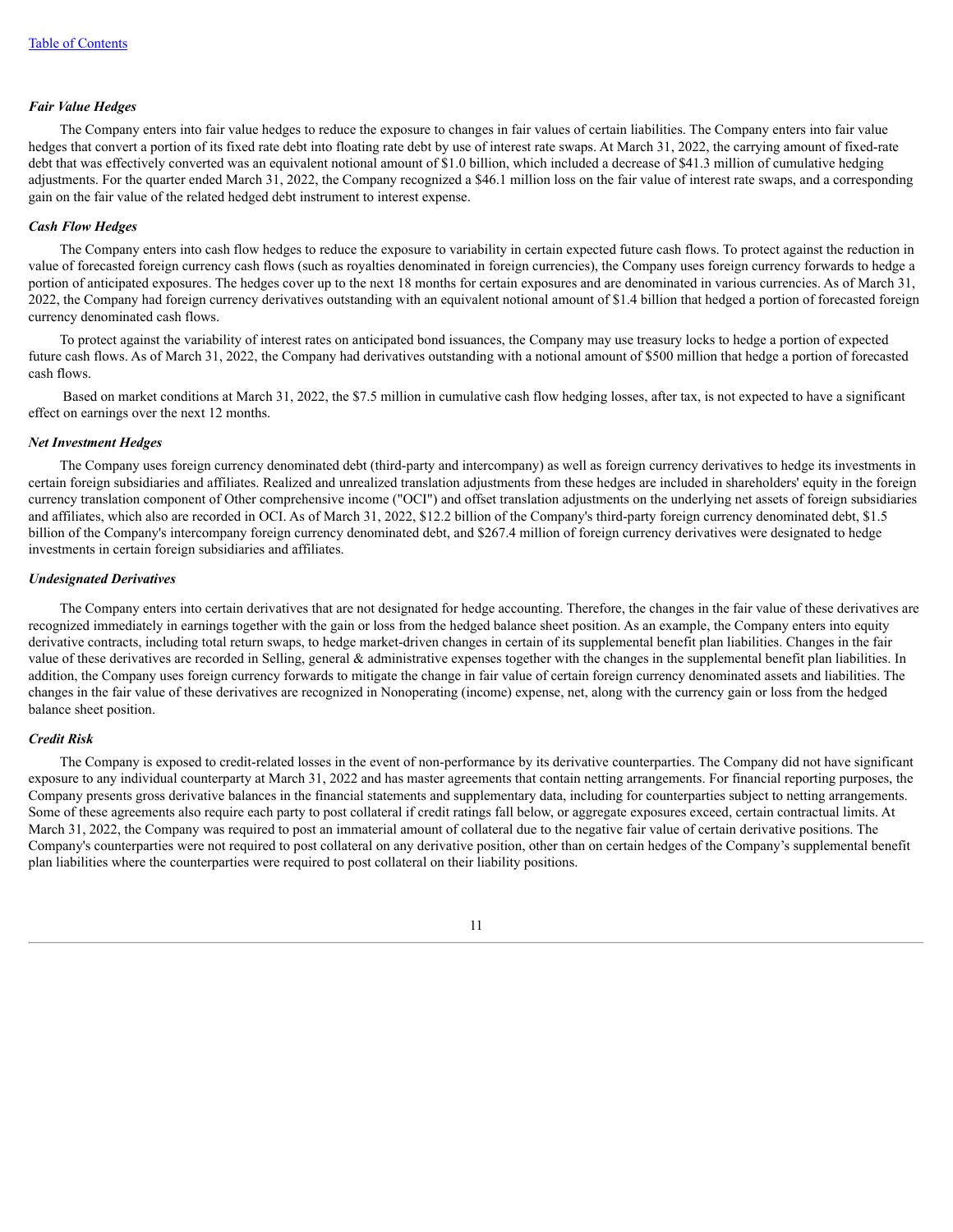### *Fair Value Hedges*

The Company enters into fair value hedges to reduce the exposure to changes in fair values of certain liabilities. The Company enters into fair value hedges that convert a portion of its fixed rate debt into floating rate debt by use of interest rate swaps. At March 31, 2022, the carrying amount of fixed-rate debt that was effectively converted was an equivalent notional amount of $1.0 billion, which included a decrease of $41.3 million of cumulative hedging adjustments. For the quarter ended March 31, 2022, the Company recognized a $46.1 million loss on the fair value of interest rate swaps, and a corresponding gain on the fair value of the related hedged debt instrument to interest expense.

### *Cash Flow Hedges*

The Company enters into cash flow hedges to reduce the exposure to variability in certain expected future cash flows. To protect against the reduction in value of forecasted foreign currency cash flows (such as royalties denominated in foreign currencies), the Company uses foreign currency forwards to hedge a portion of anticipated exposures. The hedges cover up to the next 18 months for certain exposures and are denominated in various currencies. As of March 31, 2022, the Company had foreign currency derivatives outstanding with an equivalent notional amount of $1.4 billion that hedged a portion of forecasted foreign currency denominated cash flows.

To protect against the variability of interest rates on anticipated bond issuances, the Company may use treasury locks to hedge a portion of expected future cash flows. As of March 31, 2022, the Company had derivatives outstanding with a notional amount of $500 million that hedge a portion of forecasted cash flows.

Based on market conditions at March 31, 2022, the $7.5 million in cumulative cash flow hedging losses, after tax, is not expected to have a significant effect on earnings over the next 12 months.

### *Net Investment Hedges*

The Company uses foreign currency denominated debt (third-party and intercompany) as well as foreign currency derivatives to hedge its investments in certain foreign subsidiaries and affiliates. Realized and unrealized translation adjustments from these hedges are included in shareholders' equity in the foreign currency translation component of Other comprehensive income ("OCI") and offset translation adjustments on the underlying net assets of foreign subsidiaries and affiliates, which also are recorded in OCI. As of March 31, 2022, $12.2 billion of the Company's third-party foreign currency denominated debt, $1.5 billion of the Company's intercompany foreign currency denominated debt, and $267.4 million of foreign currency derivatives were designated to hedge investments in certain foreign subsidiaries and affiliates.

### *Undesignated Derivatives*

The Company enters into certain derivatives that are not designated for hedge accounting. Therefore, the changes in the fair value of these derivatives are recognized immediately in earnings together with the gain or loss from the hedged balance sheet position. As an example, the Company enters into equity derivative contracts, including total return swaps, to hedge market-driven changes in certain of its supplemental benefit plan liabilities. Changes in the fair value of these derivatives are recorded in Selling, general & administrative expenses together with the changes in the supplemental benefit plan liabilities. In addition, the Company uses foreign currency forwards to mitigate the change in fair value of certain foreign currency denominated assets and liabilities. The changes in the fair value of these derivatives are recognized in Nonoperating (income) expense, net, along with the currency gain or loss from the hedged balance sheet position.

### *Credit Risk*

The Company is exposed to credit-related losses in the event of non-performance by its derivative counterparties. The Company did not have significant exposure to any individual counterparty at March 31, 2022 and has master agreements that contain netting arrangements. For financial reporting purposes, the Company presents gross derivative balances in the financial statements and supplementary data, including for counterparties subject to netting arrangements. Some of these agreements also require each party to post collateral if credit ratings fall below, or aggregate exposures exceed, certain contractual limits. At March 31, 2022, the Company was required to post an immaterial amount of collateral due to the negative fair value of certain derivative positions. The Company's counterparties were not required to post collateral on any derivative position, other than on certain hedges of the Company's supplemental benefit plan liabilities where the counterparties were required to post collateral on their liability positions.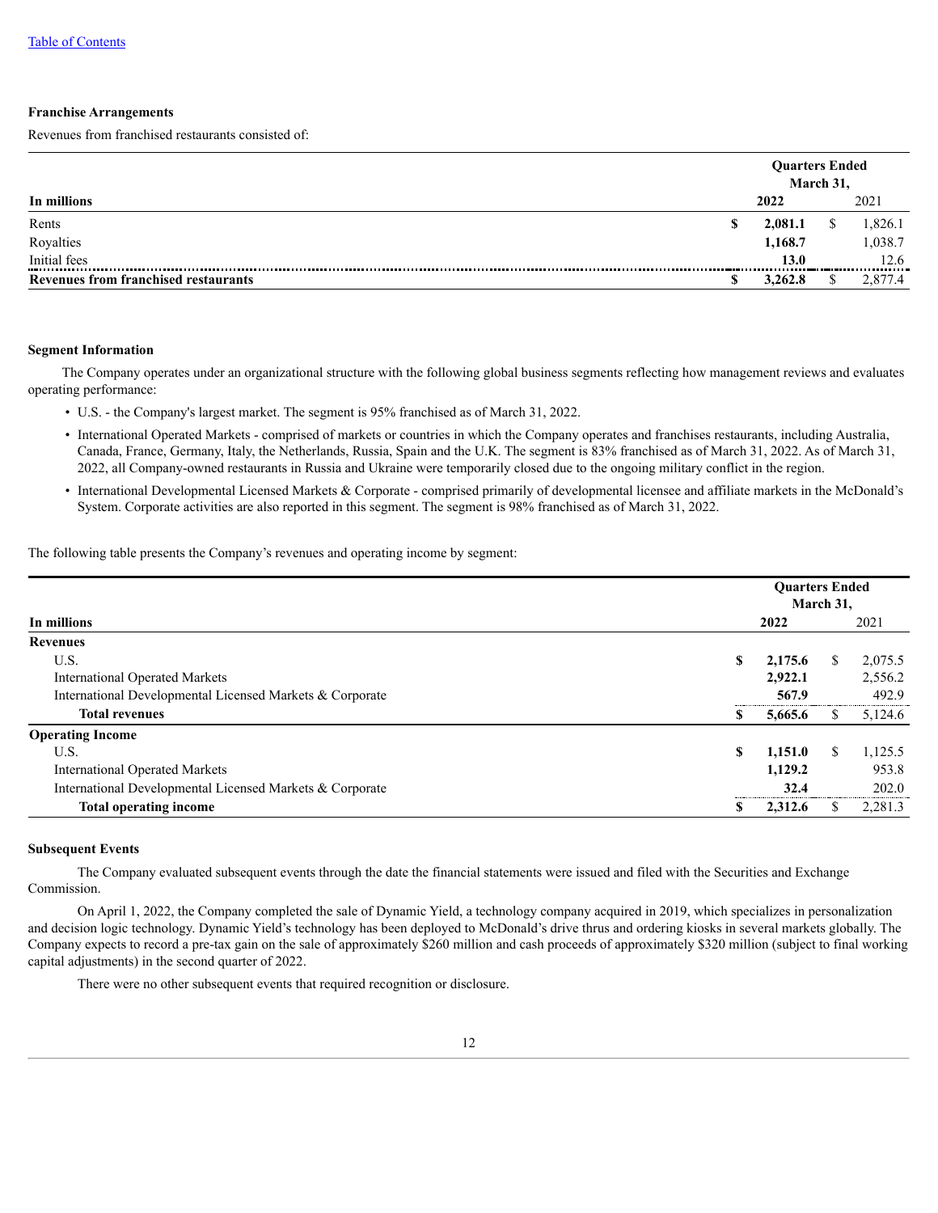Table of Contents

**Franchise Arrangements**

Revenues from franchised restaurants consisted of:

| In millions | Quarters Ended March 31, 2022 | 2021 |
|---|---|---|
| Rents | $ 2,081.1 | $ 1,826.1 |
| Royalties | 1,168.7 | 1,038.7 |
| Initial fees | 13.0 | 12.6 |
| **Revenues from franchised restaurants** | $ 3,262.8 | $ 2,877.4 |

**Segment Information**

The Company operates under an organizational structure with the following global business segments reflecting how management reviews and evaluates operating performance:

- U.S. - the Company's largest market. The segment is 95% franchised as of March 31, 2022.
- International Operated Markets - comprised of markets or countries in which the Company operates and franchises restaurants, including Australia, Canada, France, Germany, Italy, the Netherlands, Russia, Spain and the U.K. The segment is 83% franchised as of March 31, 2022. As of March 31, 2022, all Company-owned restaurants in Russia and Ukraine were temporarily closed due to the ongoing military conflict in the region.
- International Developmental Licensed Markets & Corporate - comprised primarily of developmental licensee and affiliate markets in the McDonald's System. Corporate activities are also reported in this segment. The segment is 98% franchised as of March 31, 2022.

The following table presents the Company's revenues and operating income by segment:

| In millions | Quarters Ended March 31, 2022 | 2021 |
|---|---|---|
| **Revenues** | | |
| U.S. | $ 2,175.6 | $ 2,075.5 |
| International Operated Markets | 2,922.1 | 2,556.2 |
| International Developmental Licensed Markets & Corporate | 567.9 | 492.9 |
| **Total revenues** | $ 5,665.6 | $ 5,124.6 |
| **Operating Income** | | |
| U.S. | $ 1,151.0 | $ 1,125.5 |
| International Operated Markets | 1,129.2 | 953.8 |
| International Developmental Licensed Markets & Corporate | 32.4 | 202.0 |
| **Total operating income** | $ 2,312.6 | $ 2,281.3 |

**Subsequent Events**

The Company evaluated subsequent events through the date the financial statements were issued and filed with the Securities and Exchange Commission.

On April 1, 2022, the Company completed the sale of Dynamic Yield, a technology company acquired in 2019, which specializes in personalization and decision logic technology. Dynamic Yield's technology has been deployed to McDonald's drive thrus and ordering kiosks in several markets globally. The Company expects to record a pre-tax gain on the sale of approximately $260 million and cash proceeds of approximately $320 million (subject to final working capital adjustments) in the second quarter of 2022.

There were no other subsequent events that required recognition or disclosure.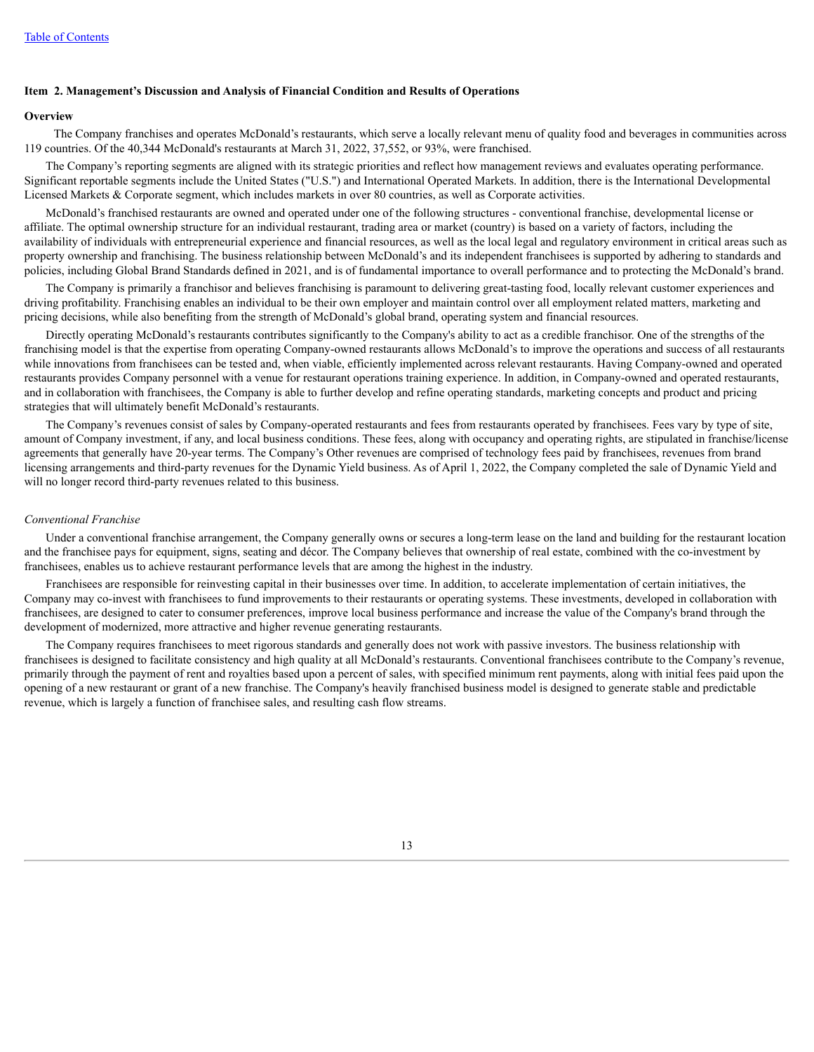[Table of Contents](#)

### Item 2. Management's Discussion and Analysis of Financial Condition and Results of Operations

#### Overview

The Company franchises and operates McDonald's restaurants, which serve a locally relevant menu of quality food and beverages in communities across 119 countries. Of the 40,344 McDonald's restaurants at March 31, 2022, 37,552, or 93%, were franchised.

The Company's reporting segments are aligned with its strategic priorities and reflect how management reviews and evaluates operating performance. Significant reportable segments include the United States ("U.S.") and International Operated Markets. In addition, there is the International Developmental Licensed Markets & Corporate segment, which includes markets in over 80 countries, as well as Corporate activities.

McDonald's franchised restaurants are owned and operated under one of the following structures - conventional franchise, developmental license or affiliate. The optimal ownership structure for an individual restaurant, trading area or market (country) is based on a variety of factors, including the availability of individuals with entrepreneurial experience and financial resources, as well as the local legal and regulatory environment in critical areas such as property ownership and franchising. The business relationship between McDonald's and its independent franchisees is supported by adhering to standards and policies, including Global Brand Standards defined in 2021, and is of fundamental importance to overall performance and to protecting the McDonald's brand.

The Company is primarily a franchisor and believes franchising is paramount to delivering great-tasting food, locally relevant customer experiences and driving profitability. Franchising enables an individual to be their own employer and maintain control over all employment related matters, marketing and pricing decisions, while also benefiting from the strength of McDonald's global brand, operating system and financial resources.

Directly operating McDonald's restaurants contributes significantly to the Company's ability to act as a credible franchisor. One of the strengths of the franchising model is that the expertise from operating Company-owned restaurants allows McDonald's to improve the operations and success of all restaurants while innovations from franchisees can be tested and, when viable, efficiently implemented across relevant restaurants. Having Company-owned and operated restaurants provides Company personnel with a venue for restaurant operations training experience. In addition, in Company-owned and operated restaurants, and in collaboration with franchisees, the Company is able to further develop and refine operating standards, marketing concepts and product and pricing strategies that will ultimately benefit McDonald's restaurants.

The Company's revenues consist of sales by Company-operated restaurants and fees from restaurants operated by franchisees. Fees vary by type of site, amount of Company investment, if any, and local business conditions. These fees, along with occupancy and operating rights, are stipulated in franchise/license agreements that generally have 20-year terms. The Company's Other revenues are comprised of technology fees paid by franchisees, revenues from brand licensing arrangements and third-party revenues for the Dynamic Yield business. As of April 1, 2022, the Company completed the sale of Dynamic Yield and will no longer record third-party revenues related to this business.

*Conventional Franchise*

Under a conventional franchise arrangement, the Company generally owns or secures a long-term lease on the land and building for the restaurant location and the franchisee pays for equipment, signs, seating and décor. The Company believes that ownership of real estate, combined with the co-investment by franchisees, enables us to achieve restaurant performance levels that are among the highest in the industry.

Franchisees are responsible for reinvesting capital in their businesses over time. In addition, to accelerate implementation of certain initiatives, the Company may co-invest with franchisees to fund improvements to their restaurants or operating systems. These investments, developed in collaboration with franchisees, are designed to cater to consumer preferences, improve local business performance and increase the value of the Company's brand through the development of modernized, more attractive and higher revenue generating restaurants.

The Company requires franchisees to meet rigorous standards and generally does not work with passive investors. The business relationship with franchisees is designed to facilitate consistency and high quality at all McDonald's restaurants. Conventional franchisees contribute to the Company's revenue, primarily through the payment of rent and royalties based upon a percent of sales, with specified minimum rent payments, along with initial fees paid upon the opening of a new restaurant or grant of a new franchise. The Company's heavily franchised business model is designed to generate stable and predictable revenue, which is largely a function of franchisee sales, and resulting cash flow streams.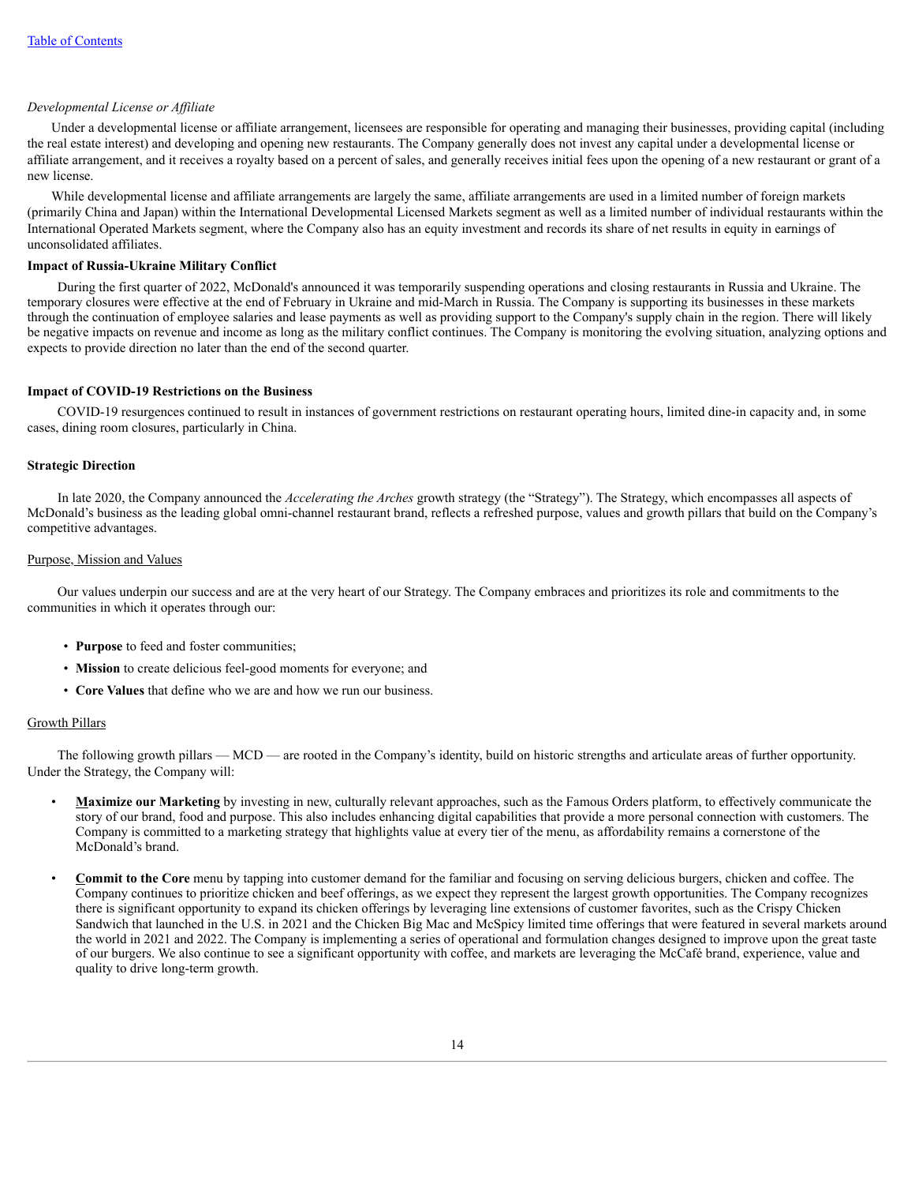*Developmental License or Affiliate*

Under a developmental license or affiliate arrangement, licensees are responsible for operating and managing their businesses, providing capital (including the real estate interest) and developing and opening new restaurants. The Company generally does not invest any capital under a developmental license or affiliate arrangement, and it receives a royalty based on a percent of sales, and generally receives initial fees upon the opening of a new restaurant or grant of a new license.

While developmental license and affiliate arrangements are largely the same, affiliate arrangements are used in a limited number of foreign markets (primarily China and Japan) within the International Developmental Licensed Markets segment as well as a limited number of individual restaurants within the International Operated Markets segment, where the Company also has an equity investment and records its share of net results in equity in earnings of unconsolidated affiliates.

**Impact of Russia-Ukraine Military Conflict**

During the first quarter of 2022, McDonald's announced it was temporarily suspending operations and closing restaurants in Russia and Ukraine. The temporary closures were effective at the end of February in Ukraine and mid-March in Russia. The Company is supporting its businesses in these markets through the continuation of employee salaries and lease payments as well as providing support to the Company's supply chain in the region. There will likely be negative impacts on revenue and income as long as the military conflict continues. The Company is monitoring the evolving situation, analyzing options and expects to provide direction no later than the end of the second quarter.

**Impact of COVID-19 Restrictions on the Business**

COVID-19 resurgences continued to result in instances of government restrictions on restaurant operating hours, limited dine-in capacity and, in some cases, dining room closures, particularly in China.

**Strategic Direction**

In late 2020, the Company announced the *Accelerating the Arches* growth strategy (the "Strategy"). The Strategy, which encompasses all aspects of McDonald's business as the leading global omni-channel restaurant brand, reflects a refreshed purpose, values and growth pillars that build on the Company's competitive advantages.

Purpose, Mission and Values

Our values underpin our success and are at the very heart of our Strategy. The Company embraces and prioritizes its role and commitments to the communities in which it operates through our:

- **Purpose** to feed and foster communities;
- **Mission** to create delicious feel-good moments for everyone; and
- **Core Values** that define who we are and how we run our business.

Growth Pillars

The following growth pillars — MCD — are rooted in the Company's identity, build on historic strengths and articulate areas of further opportunity. Under the Strategy, the Company will:

- **Maximize our Marketing** by investing in new, culturally relevant approaches, such as the Famous Orders platform, to effectively communicate the story of our brand, food and purpose. This also includes enhancing digital capabilities that provide a more personal connection with customers. The Company is committed to a marketing strategy that highlights value at every tier of the menu, as affordability remains a cornerstone of the McDonald's brand.

- **Commit to the Core** menu by tapping into customer demand for the familiar and focusing on serving delicious burgers, chicken and coffee. The Company continues to prioritize chicken and beef offerings, as we expect they represent the largest growth opportunities. The Company recognizes there is significant opportunity to expand its chicken offerings by leveraging line extensions of customer favorites, such as the Crispy Chicken Sandwich that launched in the U.S. in 2021 and the Chicken Big Mac and McSpicy limited time offerings that were featured in several markets around the world in 2021 and 2022. The Company is implementing a series of operational and formulation changes designed to improve upon the great taste of our burgers. We also continue to see a significant opportunity with coffee, and markets are leveraging the McCafé brand, experience, value and quality to drive long-term growth.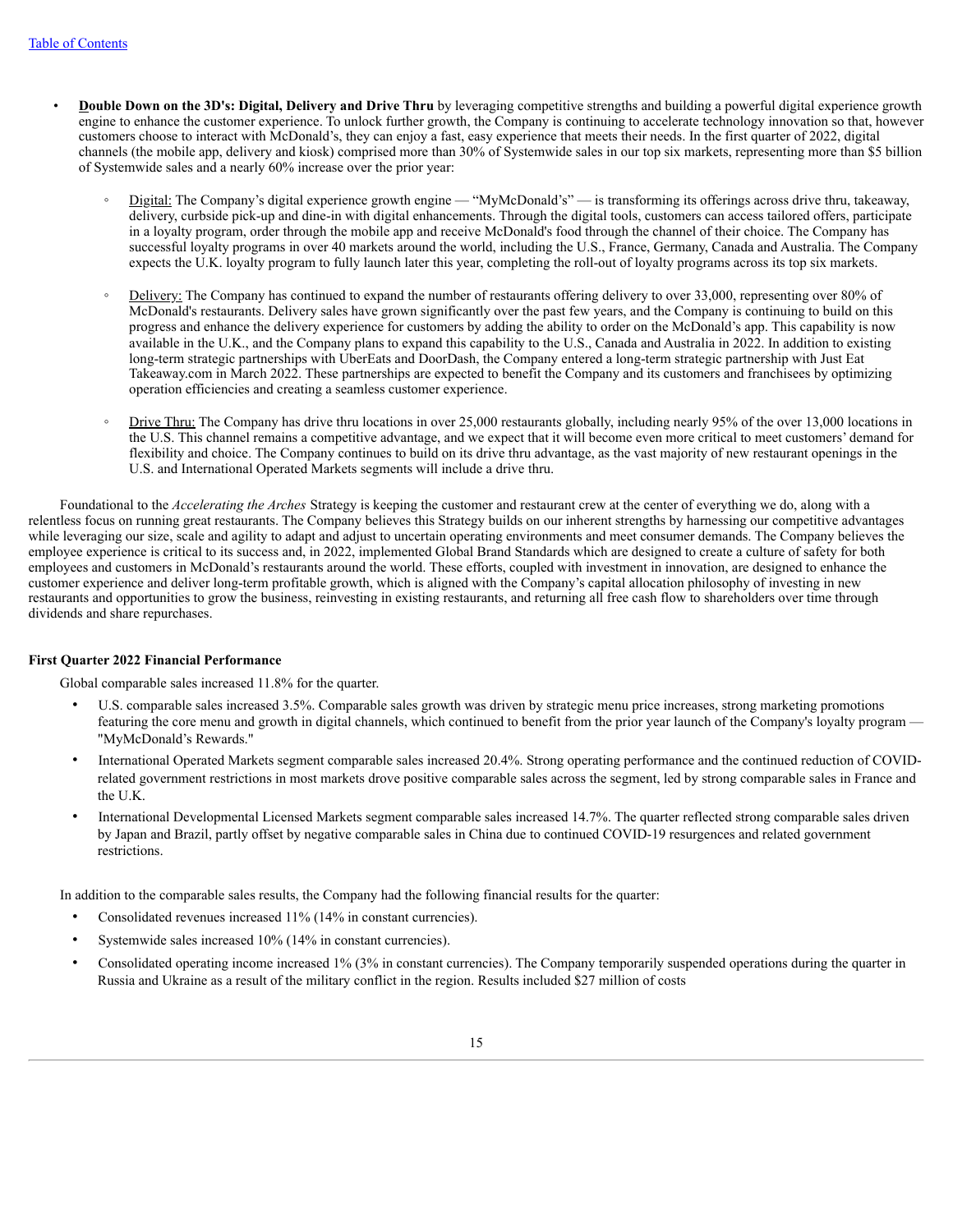- **Double Down on the 3D's: Digital, Delivery and Drive Thru** by leveraging competitive strengths and building a powerful digital experience growth engine to enhance the customer experience. To unlock further growth, the Company is continuing to accelerate technology innovation so that, however customers choose to interact with McDonald's, they can enjoy a fast, easy experience that meets their needs. In the first quarter of 2022, digital channels (the mobile app, delivery and kiosk) comprised more than 30% of Systemwide sales in our top six markets, representing more than $5 billion of Systemwide sales and a nearly 60% increase over the prior year:

    - Digital: The Company's digital experience growth engine — "MyMcDonald's" — is transforming its offerings across drive thru, takeaway, delivery, curbside pick-up and dine-in with digital enhancements. Through the digital tools, customers can access tailored offers, participate in a loyalty program, order through the mobile app and receive McDonald's food through the channel of their choice. The Company has successful loyalty programs in over 40 markets around the world, including the U.S., France, Germany, Canada and Australia. The Company expects the U.K. loyalty program to fully launch later this year, completing the roll-out of loyalty programs across its top six markets.

    - Delivery: The Company has continued to expand the number of restaurants offering delivery to over 33,000, representing over 80% of McDonald's restaurants. Delivery sales have grown significantly over the past few years, and the Company is continuing to build on this progress and enhance the delivery experience for customers by adding the ability to order on the McDonald's app. This capability is now available in the U.K., and the Company plans to expand this capability to the U.S., Canada and Australia in 2022. In addition to existing long-term strategic partnerships with UberEats and DoorDash, the Company entered a long-term strategic partnership with Just Eat Takeaway.com in March 2022. These partnerships are expected to benefit the Company and its customers and franchisees by optimizing operation efficiencies and creating a seamless customer experience.

    - Drive Thru: The Company has drive thru locations in over 25,000 restaurants globally, including nearly 95% of the over 13,000 locations in the U.S. This channel remains a competitive advantage, and we expect that it will become even more critical to meet customers' demand for flexibility and choice. The Company continues to build on its drive thru advantage, as the vast majority of new restaurant openings in the U.S. and International Operated Markets segments will include a drive thru.

Foundational to the *Accelerating the Arches* Strategy is keeping the customer and restaurant crew at the center of everything we do, along with a relentless focus on running great restaurants. The Company believes this Strategy builds on our inherent strengths by harnessing our competitive advantages while leveraging our size, scale and agility to adapt and adjust to uncertain operating environments and meet consumer demands. The Company believes the employee experience is critical to its success and, in 2022, implemented Global Brand Standards which are designed to create a culture of safety for both employees and customers in McDonald's restaurants around the world. These efforts, coupled with investment in innovation, are designed to enhance the customer experience and deliver long-term profitable growth, which is aligned with the Company's capital allocation philosophy of investing in new restaurants and opportunities to grow the business, reinvesting in existing restaurants, and returning all free cash flow to shareholders over time through dividends and share repurchases.

**First Quarter 2022 Financial Performance**

Global comparable sales increased 11.8% for the quarter.

- U.S. comparable sales increased 3.5%. Comparable sales growth was driven by strategic menu price increases, strong marketing promotions featuring the core menu and growth in digital channels, which continued to benefit from the prior year launch of the Company's loyalty program — "MyMcDonald's Rewards."
- International Operated Markets segment comparable sales increased 20.4%. Strong operating performance and the continued reduction of COVID-related government restrictions in most markets drove positive comparable sales across the segment, led by strong comparable sales in France and the U.K.
- International Developmental Licensed Markets segment comparable sales increased 14.7%. The quarter reflected strong comparable sales driven by Japan and Brazil, partly offset by negative comparable sales in China due to continued COVID-19 resurgences and related government restrictions.

In addition to the comparable sales results, the Company had the following financial results for the quarter:

- Consolidated revenues increased 11% (14% in constant currencies).
- Systemwide sales increased 10% (14% in constant currencies).
- Consolidated operating income increased 1% (3% in constant currencies). The Company temporarily suspended operations during the quarter in Russia and Ukraine as a result of the military conflict in the region. Results included $27 million of costs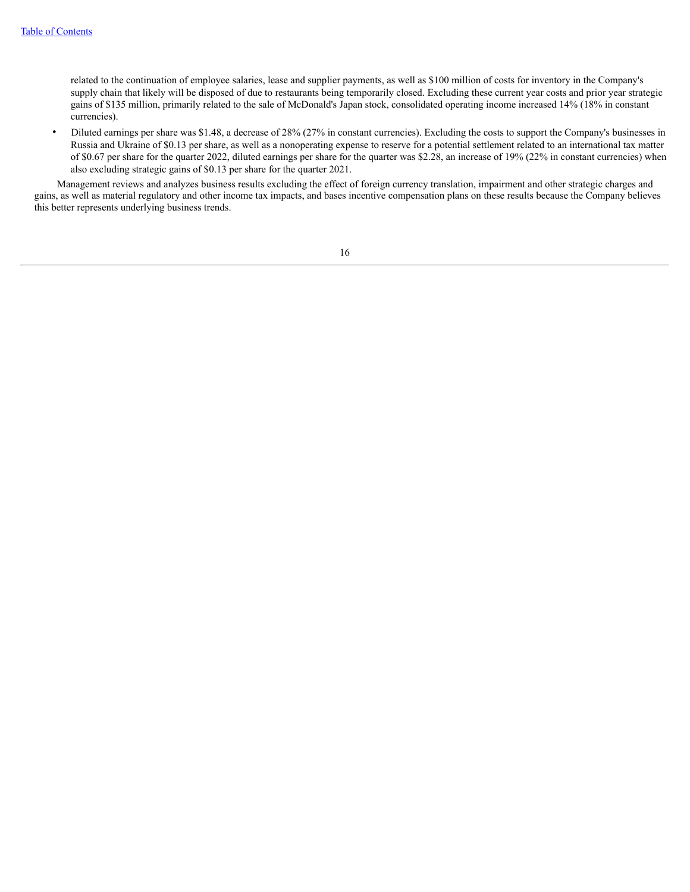related to the continuation of employee salaries, lease and supplier payments, as well as $100 million of costs for inventory in the Company's supply chain that likely will be disposed of due to restaurants being temporarily closed. Excluding these current year costs and prior year strategic gains of $135 million, primarily related to the sale of McDonald's Japan stock, consolidated operating income increased 14% (18% in constant currencies).

- Diluted earnings per share was $1.48, a decrease of 28% (27% in constant currencies). Excluding the costs to support the Company's businesses in Russia and Ukraine of $0.13 per share, as well as a nonoperating expense to reserve for a potential settlement related to an international tax matter of $0.67 per share for the quarter 2022, diluted earnings per share for the quarter was $2.28, an increase of 19% (22% in constant currencies) when also excluding strategic gains of $0.13 per share for the quarter 2021.

Management reviews and analyzes business results excluding the effect of foreign currency translation, impairment and other strategic charges and gains, as well as material regulatory and other income tax impacts, and bases incentive compensation plans on these results because the Company believes this better represents underlying business trends.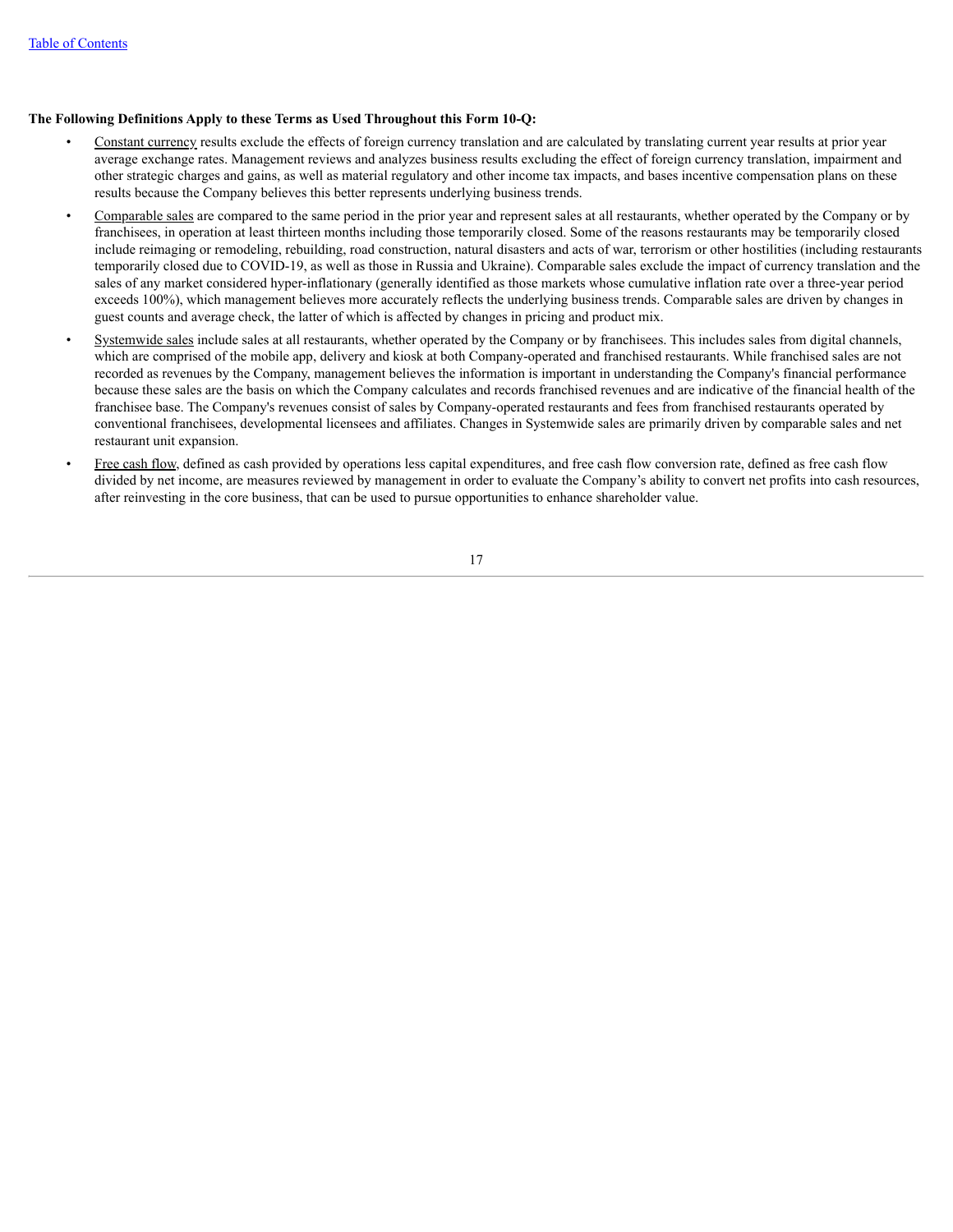**The Following Definitions Apply to these Terms as Used Throughout this Form 10-Q:**

- Constant currency results exclude the effects of foreign currency translation and are calculated by translating current year results at prior year average exchange rates. Management reviews and analyzes business results excluding the effect of foreign currency translation, impairment and other strategic charges and gains, as well as material regulatory and other income tax impacts, and bases incentive compensation plans on these results because the Company believes this better represents underlying business trends.
- Comparable sales are compared to the same period in the prior year and represent sales at all restaurants, whether operated by the Company or by franchisees, in operation at least thirteen months including those temporarily closed. Some of the reasons restaurants may be temporarily closed include reimaging or remodeling, rebuilding, road construction, natural disasters and acts of war, terrorism or other hostilities (including restaurants temporarily closed due to COVID-19, as well as those in Russia and Ukraine). Comparable sales exclude the impact of currency translation and the sales of any market considered hyper-inflationary (generally identified as those markets whose cumulative inflation rate over a three-year period exceeds 100%), which management believes more accurately reflects the underlying business trends. Comparable sales are driven by changes in guest counts and average check, the latter of which is affected by changes in pricing and product mix.
- Systemwide sales include sales at all restaurants, whether operated by the Company or by franchisees. This includes sales from digital channels, which are comprised of the mobile app, delivery and kiosk at both Company-operated and franchised restaurants. While franchised sales are not recorded as revenues by the Company, management believes the information is important in understanding the Company's financial performance because these sales are the basis on which the Company calculates and records franchised revenues and are indicative of the financial health of the franchisee base. The Company's revenues consist of sales by Company-operated restaurants and fees from franchised restaurants operated by conventional franchisees, developmental licensees and affiliates. Changes in Systemwide sales are primarily driven by comparable sales and net restaurant unit expansion.
- Free cash flow, defined as cash provided by operations less capital expenditures, and free cash flow conversion rate, defined as free cash flow divided by net income, are measures reviewed by management in order to evaluate the Company's ability to convert net profits into cash resources, after reinvesting in the core business, that can be used to pursue opportunities to enhance shareholder value.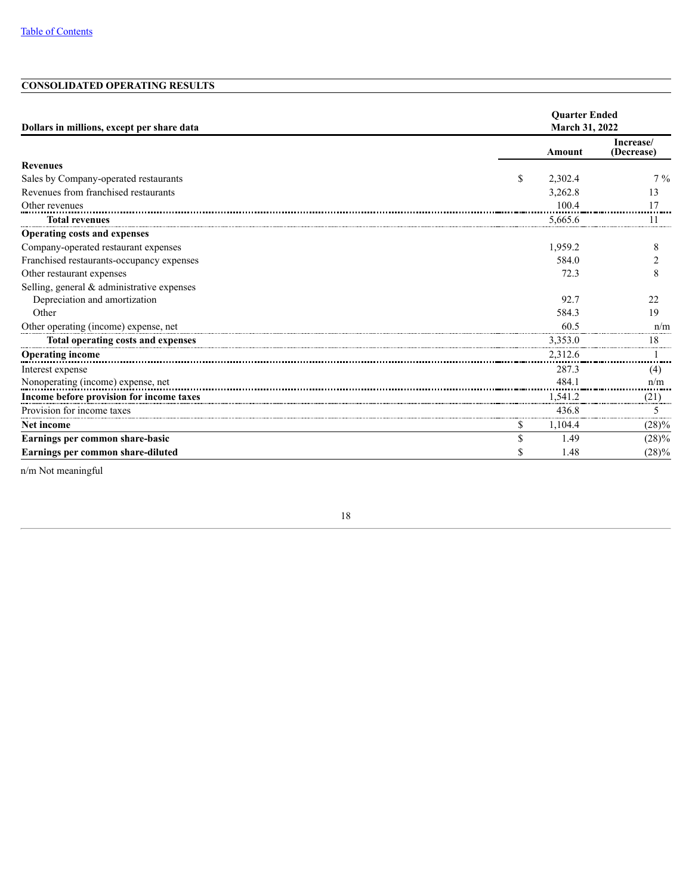## CONSOLIDATED OPERATING RESULTS

| Dollars in millions, except per share data | Quarter Ended March 31, 2022 | |
|---|---|---|
| | Amount | Increase/ (Decrease) |
| **Revenues** | | |
| Sales by Company-operated restaurants | $ 2,302.4 | 7 % |
| Revenues from franchised restaurants | 3,262.8 | 13 |
| Other revenues | 100.4 | 17 |
| **Total revenues** | 5,665.6 | 11 |
| **Operating costs and expenses** | | |
| Company-operated restaurant expenses | 1,959.2 | 8 |
| Franchised restaurants-occupancy expenses | 584.0 | 2 |
| Other restaurant expenses | 72.3 | 8 |
| Selling, general & administrative expenses | | |
| Depreciation and amortization | 92.7 | 22 |
| Other | 584.3 | 19 |
| Other operating (income) expense, net | 60.5 | n/m |
| **Total operating costs and expenses** | 3,353.0 | 18 |
| **Operating income** | 2,312.6 | 1 |
| Interest expense | 287.3 | (4) |
| Nonoperating (income) expense, net | 484.1 | n/m |
| **Income before provision for income taxes** | 1,541.2 | (21) |
| Provision for income taxes | 436.8 | 5 |
| **Net income** | $ 1,104.4 | (28)% |
| **Earnings per common share-basic** | $ 1.49 | (28)% |
| **Earnings per common share-diluted** | $ 1.48 | (28)% |

n/m Not meaningful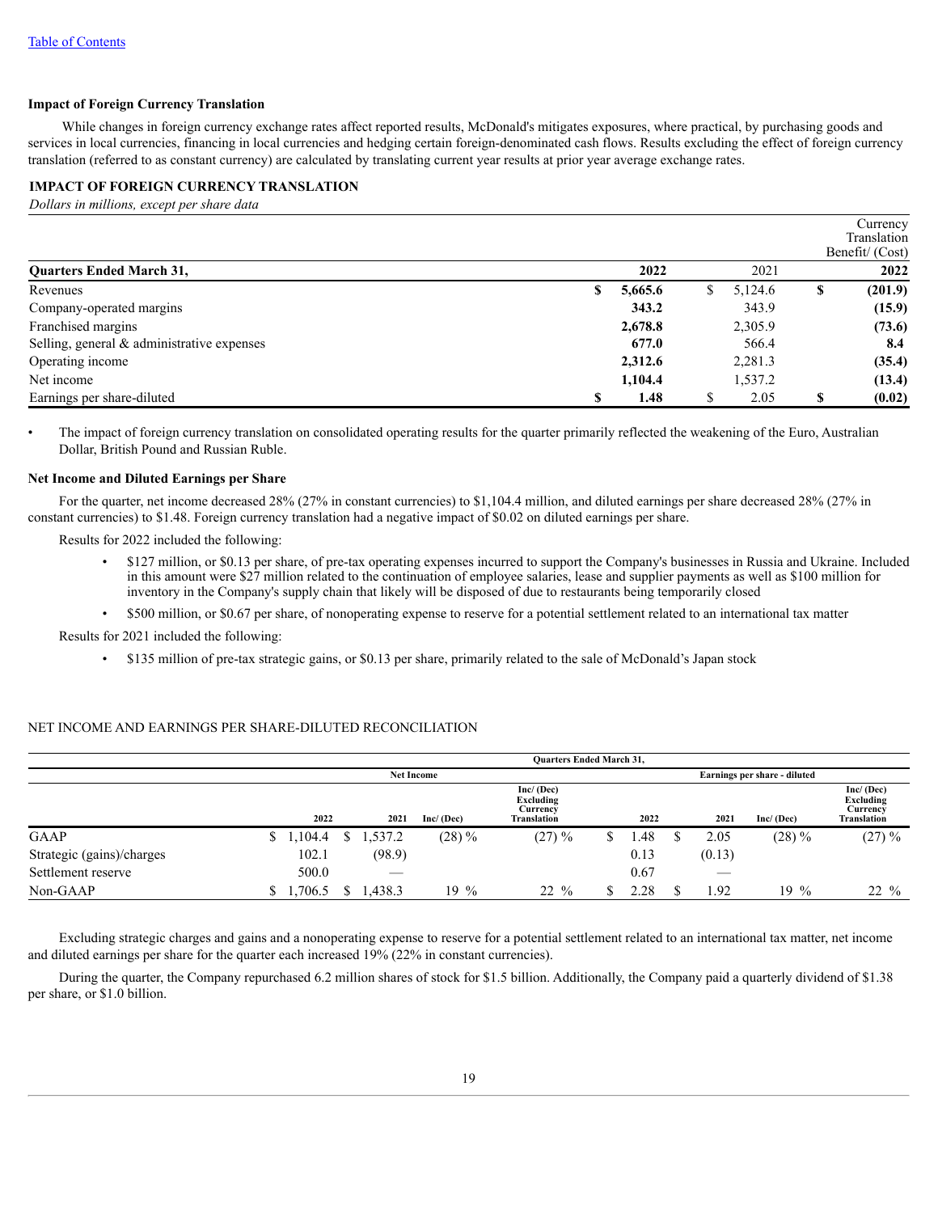[Table of Contents](#)

### Impact of Foreign Currency Translation

While changes in foreign currency exchange rates affect reported results, McDonald's mitigates exposures, where practical, by purchasing goods and services in local currencies, financing in local currencies and hedging certain foreign-denominated cash flows. Results excluding the effect of foreign currency translation (referred to as constant currency) are calculated by translating current year results at prior year average exchange rates.

**IMPACT OF FOREIGN CURRENCY TRANSLATION**

*Dollars in millions, except per share data*

| Quarters Ended March 31, | 2022 | 2021 | Currency Translation Benefit/ (Cost) 2022 |
|---|---|---|---|
| Revenues | **$ 5,665.6** | $ 5,124.6 | **$ (201.9)** |
| Company-operated margins | **343.2** | 343.9 | **(15.9)** |
| Franchised margins | **2,678.8** | 2,305.9 | **(73.6)** |
| Selling, general & administrative expenses | **677.0** | 566.4 | **8.4** |
| Operating income | **2,312.6** | 2,281.3 | **(35.4)** |
| Net income | **1,104.4** | 1,537.2 | **(13.4)** |
| Earnings per share-diluted | **$ 1.48** | $ 2.05 | **$ (0.02)** |

- The impact of foreign currency translation on consolidated operating results for the quarter primarily reflected the weakening of the Euro, Australian Dollar, British Pound and Russian Ruble.

### Net Income and Diluted Earnings per Share

For the quarter, net income decreased 28% (27% in constant currencies) to $1,104.4 million, and diluted earnings per share decreased 28% (27% in constant currencies) to $1.48. Foreign currency translation had a negative impact of $0.02 on diluted earnings per share.

Results for 2022 included the following:

- $127 million, or $0.13 per share, of pre-tax operating expenses incurred to support the Company's businesses in Russia and Ukraine. Included in this amount were $27 million related to the continuation of employee salaries, lease and supplier payments as well as $100 million for inventory in the Company's supply chain that likely will be disposed of due to restaurants being temporarily closed
- $500 million, or $0.67 per share, of nonoperating expense to reserve for a potential settlement related to an international tax matter

Results for 2021 included the following:

- $135 million of pre-tax strategic gains, or $0.13 per share, primarily related to the sale of McDonald's Japan stock

NET INCOME AND EARNINGS PER SHARE-DILUTED RECONCILIATION

| | Quarters Ended March 31, | | | | | | | |
|---|---|---|---|---|---|---|---|---|
| | Net Income | | | | Earnings per share - diluted | | | |
| | 2022 | 2021 | Inc/ (Dec) | Inc/ (Dec) Excluding Currency Translation | 2022 | 2021 | Inc/ (Dec) | Inc/ (Dec) Excluding Currency Translation |
| GAAP | $ 1,104.4 | $ 1,537.2 | (28) % | (27) % | $ 1.48 | $ 2.05 | (28) % | (27) % |
| Strategic (gains)/charges | 102.1 | (98.9) | | | 0.13 | (0.13) | | |
| Settlement reserve | 500.0 | — | | | 0.67 | — | | |
| Non-GAAP | $ 1,706.5 | $ 1,438.3 | 19 % | 22 % | $ 2.28 | $ 1.92 | 19 % | 22 % |

Excluding strategic charges and gains and a nonoperating expense to reserve for a potential settlement related to an international tax matter, net income and diluted earnings per share for the quarter each increased 19% (22% in constant currencies).

During the quarter, the Company repurchased 6.2 million shares of stock for $1.5 billion. Additionally, the Company paid a quarterly dividend of $1.38 per share, or $1.0 billion.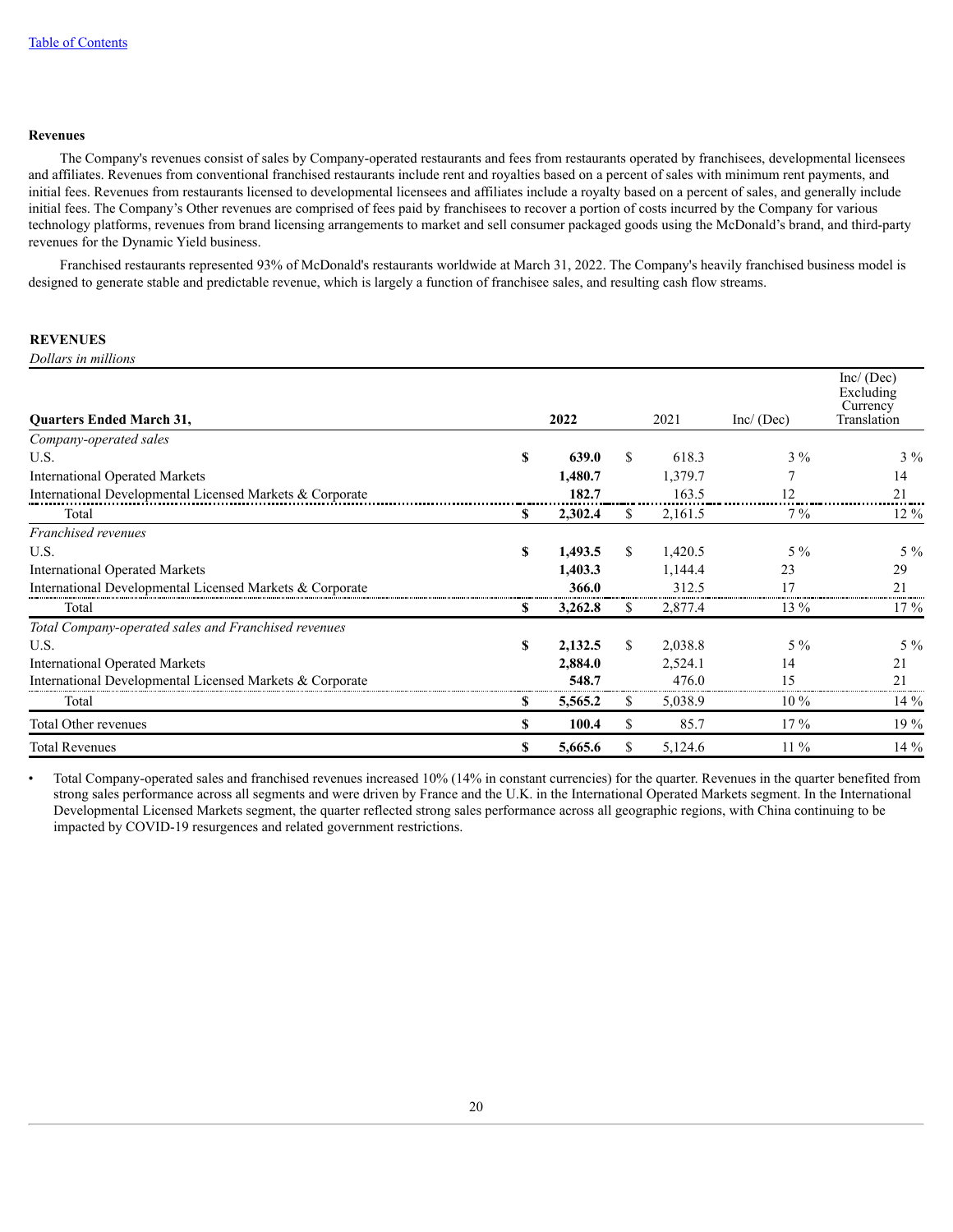[Table of Contents]

**Revenues**

The Company's revenues consist of sales by Company-operated restaurants and fees from restaurants operated by franchisees, developmental licensees and affiliates. Revenues from conventional franchised restaurants include rent and royalties based on a percent of sales with minimum rent payments, and initial fees. Revenues from restaurants licensed to developmental licensees and affiliates include a royalty based on a percent of sales, and generally include initial fees. The Company's Other revenues are comprised of fees paid by franchisees to recover a portion of costs incurred by the Company for various technology platforms, revenues from brand licensing arrangements to market and sell consumer packaged goods using the McDonald's brand, and third-party revenues for the Dynamic Yield business.

Franchised restaurants represented 93% of McDonald's restaurants worldwide at March 31, 2022. The Company's heavily franchised business model is designed to generate stable and predictable revenue, which is largely a function of franchisee sales, and resulting cash flow streams.

**REVENUES**

*Dollars in millions*

| Quarters Ended March 31, | 2022 | 2021 | Inc/ (Dec) | Inc/ (Dec) Excluding Currency Translation |
|---|---|---|---|---|
| *Company-operated sales* | | | | |
| U.S. | **$ 639.0** | $ 618.3 | 3 % | 3 % |
| International Operated Markets | **1,480.7** | 1,379.7 | 7 | 14 |
| International Developmental Licensed Markets & Corporate | **182.7** | 163.5 | 12 | 21 |
| Total | **$ 2,302.4** | $ 2,161.5 | 7 % | 12 % |
| *Franchised revenues* | | | | |
| U.S. | **$ 1,493.5** | $ 1,420.5 | 5 % | 5 % |
| International Operated Markets | **1,403.3** | 1,144.4 | 23 | 29 |
| International Developmental Licensed Markets & Corporate | **366.0** | 312.5 | 17 | 21 |
| Total | **$ 3,262.8** | $ 2,877.4 | 13 % | 17 % |
| *Total Company-operated sales and Franchised revenues* | | | | |
| U.S. | **$ 2,132.5** | $ 2,038.8 | 5 % | 5 % |
| International Operated Markets | **2,884.0** | 2,524.1 | 14 | 21 |
| International Developmental Licensed Markets & Corporate | **548.7** | 476.0 | 15 | 21 |
| Total | **$ 5,565.2** | $ 5,038.9 | 10 % | 14 % |
| Total Other revenues | **$ 100.4** | $ 85.7 | 17 % | 19 % |
| Total Revenues | **$ 5,665.6** | $ 5,124.6 | 11 % | 14 % |

- Total Company-operated sales and franchised revenues increased 10% (14% in constant currencies) for the quarter. Revenues in the quarter benefited from strong sales performance across all segments and were driven by France and the U.K. in the International Operated Markets segment. In the International Developmental Licensed Markets segment, the quarter reflected strong sales performance across all geographic regions, with China continuing to be impacted by COVID-19 resurgences and related government restrictions.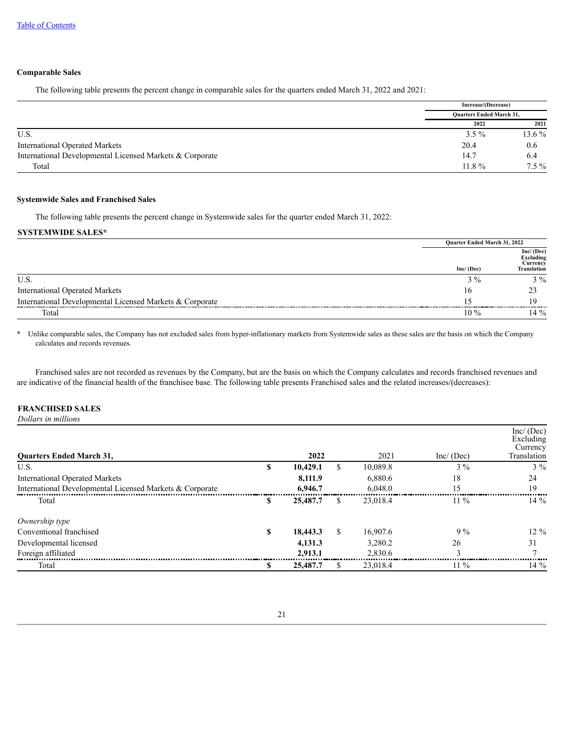[Table of Contents](#)

**Comparable Sales**

The following table presents the percent change in comparable sales for the quarters ended March 31, 2022 and 2021:

| | Increase/(Decrease) | |
|---|---|---|
| | Quarters Ended March 31, | |
| | 2022 | 2021 |
| U.S. | 3.5 % | 13.6 % |
| International Operated Markets | 20.4 | 0.6 |
| International Developmental Licensed Markets & Corporate | 14.7 | 6.4 |
| Total | 11.8 % | 7.5 % |

**Systemwide Sales and Franchised Sales**

The following table presents the percent change in Systemwide sales for the quarter ended March 31, 2022:

**SYSTEMWIDE SALES***

| | Quarter Ended March 31, 2022 | |
|---|---|---|
| | Inc/ (Dec) | Inc/ (Dec) Excluding Currency Translation |
| U.S. | 3 % | 3 % |
| International Operated Markets | 16 | 23 |
| International Developmental Licensed Markets & Corporate | 15 | 19 |
| Total | 10 % | 14 % |

\* Unlike comparable sales, the Company has not excluded sales from hyper-inflationary markets from Systemwide sales as these sales are the basis on which the Company calculates and records revenues.

Franchised sales are not recorded as revenues by the Company, but are the basis on which the Company calculates and records franchised revenues and are indicative of the financial health of the franchisee base. The following table presents Franchised sales and the related increases/(decreases):

**FRANCHISED SALES**

*Dollars in millions*

| Quarters Ended March 31, | 2022 | 2021 | Inc/ (Dec) | Inc/ (Dec) Excluding Currency Translation |
|---|---|---|---|---|
| U.S. | $ **10,429.1** | $ 10,089.8 | 3 % | 3 % |
| International Operated Markets | **8,111.9** | 6,880.6 | 18 | 24 |
| International Developmental Licensed Markets & Corporate | **6,946.7** | 6,048.0 | 15 | 19 |
| Total | $ **25,487.7** | $ 23,018.4 | 11 % | 14 % |
| *Ownership type* | | | | |
| Conventional franchised | $ **18,443.3** | $ 16,907.6 | 9 % | 12 % |
| Developmental licensed | **4,131.3** | 3,280.2 | 26 | 31 |
| Foreign affiliated | **2,913.1** | 2,830.6 | 3 | 7 |
| Total | $ **25,487.7** | $ 23,018.4 | 11 % | 14 % |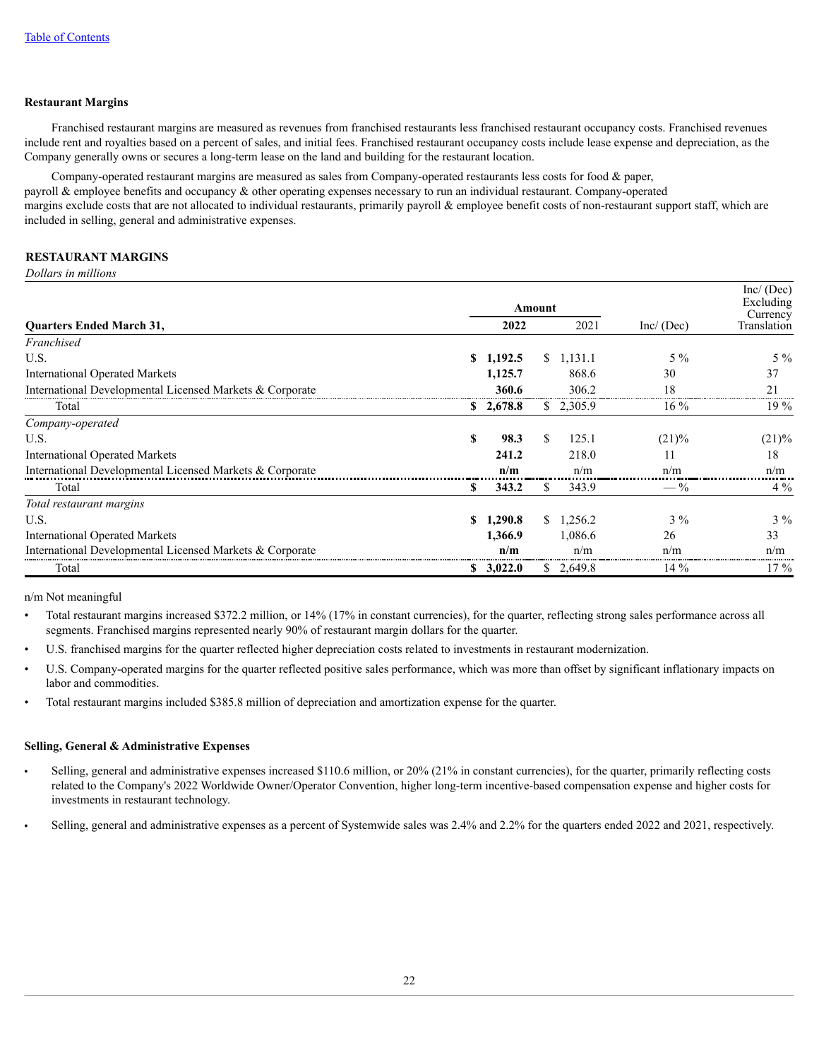### Restaurant Margins

Franchised restaurant margins are measured as revenues from franchised restaurants less franchised restaurant occupancy costs. Franchised revenues include rent and royalties based on a percent of sales, and initial fees. Franchised restaurant occupancy costs include lease expense and depreciation, as the Company generally owns or secures a long-term lease on the land and building for the restaurant location.

Company-operated restaurant margins are measured as sales from Company-operated restaurants less costs for food & paper, payroll & employee benefits and occupancy & other operating expenses necessary to run an individual restaurant. Company-operated margins exclude costs that are not allocated to individual restaurants, primarily payroll & employee benefit costs of non-restaurant support staff, which are included in selling, general and administrative expenses.

**RESTAURANT MARGINS**

*Dollars in millions*

| | Amount | | | Inc/ (Dec) Excluding Currency Translation |
|---|---|---|---|---|
| **Quarters Ended March 31,** | **2022** | 2021 | Inc/ (Dec) | |
| *Franchised* | | | | |
| U.S. | **$ 1,192.5** | $ 1,131.1 | 5 % | 5 % |
| International Operated Markets | **1,125.7** | 868.6 | 30 | 37 |
| International Developmental Licensed Markets & Corporate | **360.6** | 306.2 | 18 | 21 |
| Total | **$ 2,678.8** | $ 2,305.9 | 16 % | 19 % |
| *Company-operated* | | | | |
| U.S. | **$ 98.3** | $ 125.1 | (21)% | (21)% |
| International Operated Markets | **241.2** | 218.0 | 11 | 18 |
| International Developmental Licensed Markets & Corporate | **n/m** | n/m | n/m | n/m |
| Total | **$ 343.2** | $ 343.9 | — % | 4 % |
| *Total restaurant margins* | | | | |
| U.S. | **$ 1,290.8** | $ 1,256.2 | 3 % | 3 % |
| International Operated Markets | **1,366.9** | 1,086.6 | 26 | 33 |
| International Developmental Licensed Markets & Corporate | **n/m** | n/m | n/m | n/m |
| Total | **$ 3,022.0** | $ 2,649.8 | 14 % | 17 % |

n/m Not meaningful

- Total restaurant margins increased $372.2 million, or 14% (17% in constant currencies), for the quarter, reflecting strong sales performance across all segments. Franchised margins represented nearly 90% of restaurant margin dollars for the quarter.
- U.S. franchised margins for the quarter reflected higher depreciation costs related to investments in restaurant modernization.
- U.S. Company-operated margins for the quarter reflected positive sales performance, which was more than offset by significant inflationary impacts on labor and commodities.
- Total restaurant margins included $385.8 million of depreciation and amortization expense for the quarter.

### Selling, General & Administrative Expenses

- Selling, general and administrative expenses increased $110.6 million, or 20% (21% in constant currencies), for the quarter, primarily reflecting costs related to the Company's 2022 Worldwide Owner/Operator Convention, higher long-term incentive-based compensation expense and higher costs for investments in restaurant technology.
- Selling, general and administrative expenses as a percent of Systemwide sales was 2.4% and 2.2% for the quarters ended 2022 and 2021, respectively.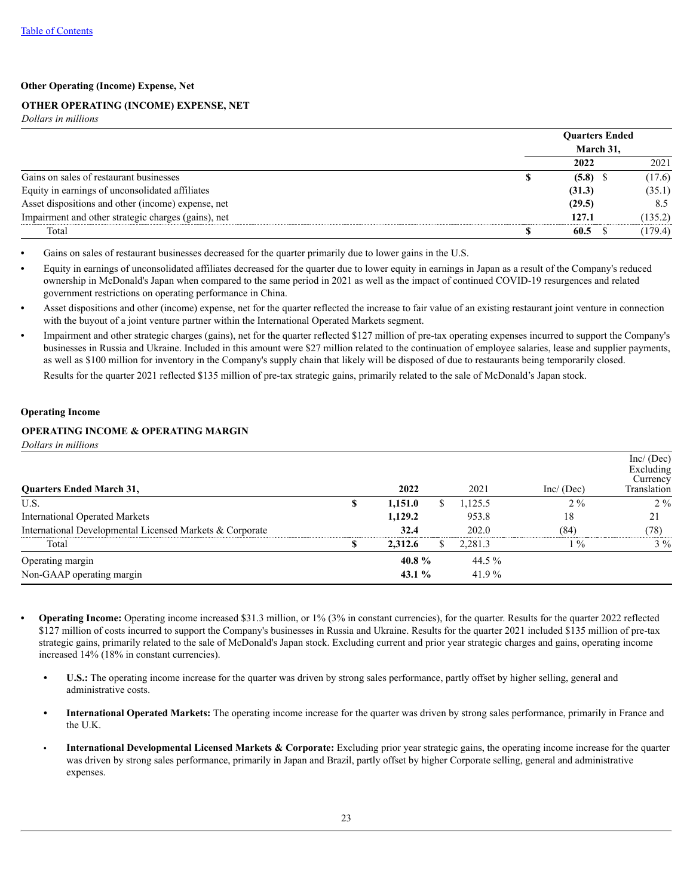[Table of Contents]

### Other Operating (Income) Expense, Net

**OTHER OPERATING (INCOME) EXPENSE, NET**

*Dollars in millions*

| | Quarters Ended March 31, | |
|---|---|---|
| | **2022** | 2021 |
| Gains on sales of restaurant businesses | **$ (5.8)** | $ (17.6) |
| Equity in earnings of unconsolidated affiliates | **(31.3)** | (35.1) |
| Asset dispositions and other (income) expense, net | **(29.5)** | 8.5 |
| Impairment and other strategic charges (gains), net | **127.1** | (135.2) |
| Total | **$ 60.5** | $ (179.4) |

- Gains on sales of restaurant businesses decreased for the quarter primarily due to lower gains in the U.S.
- Equity in earnings of unconsolidated affiliates decreased for the quarter due to lower equity in earnings in Japan as a result of the Company's reduced ownership in McDonald's Japan when compared to the same period in 2021 as well as the impact of continued COVID-19 resurgences and related government restrictions on operating performance in China.
- Asset dispositions and other (income) expense, net for the quarter reflected the increase to fair value of an existing restaurant joint venture in connection with the buyout of a joint venture partner within the International Operated Markets segment.
- Impairment and other strategic charges (gains), net for the quarter reflected $127 million of pre-tax operating expenses incurred to support the Company's businesses in Russia and Ukraine. Included in this amount were $27 million related to the continuation of employee salaries, lease and supplier payments, as well as $100 million for inventory in the Company's supply chain that likely will be disposed of due to restaurants being temporarily closed.

  Results for the quarter 2021 reflected $135 million of pre-tax strategic gains, primarily related to the sale of McDonald's Japan stock.

### Operating Income

**OPERATING INCOME & OPERATING MARGIN**

*Dollars in millions*

| Quarters Ended March 31, | 2022 | 2021 | Inc/ (Dec) | Inc/ (Dec) Excluding Currency Translation |
|---|---|---|---|---|
| U.S. | **$ 1,151.0** | $ 1,125.5 | 2 % | 2 % |
| International Operated Markets | **1,129.2** | 953.8 | 18 | 21 |
| International Developmental Licensed Markets & Corporate | **32.4** | 202.0 | (84) | (78) |
| Total | **$ 2,312.6** | $ 2,281.3 | 1 % | 3 % |
| Operating margin | **40.8 %** | 44.5 % | | |
| Non-GAAP operating margin | **43.1 %** | 41.9 % | | |

- **Operating Income:** Operating income increased $31.3 million, or 1% (3% in constant currencies), for the quarter. Results for the quarter 2022 reflected $127 million of costs incurred to support the Company's businesses in Russia and Ukraine. Results for the quarter 2021 included $135 million of pre-tax strategic gains, primarily related to the sale of McDonald's Japan stock. Excluding current and prior year strategic charges and gains, operating income increased 14% (18% in constant currencies).
  - **U.S.:** The operating income increase for the quarter was driven by strong sales performance, partly offset by higher selling, general and administrative costs.
  - **International Operated Markets:** The operating income increase for the quarter was driven by strong sales performance, primarily in France and the U.K.
  - **International Developmental Licensed Markets & Corporate:** Excluding prior year strategic gains, the operating income increase for the quarter was driven by strong sales performance, primarily in Japan and Brazil, partly offset by higher Corporate selling, general and administrative expenses.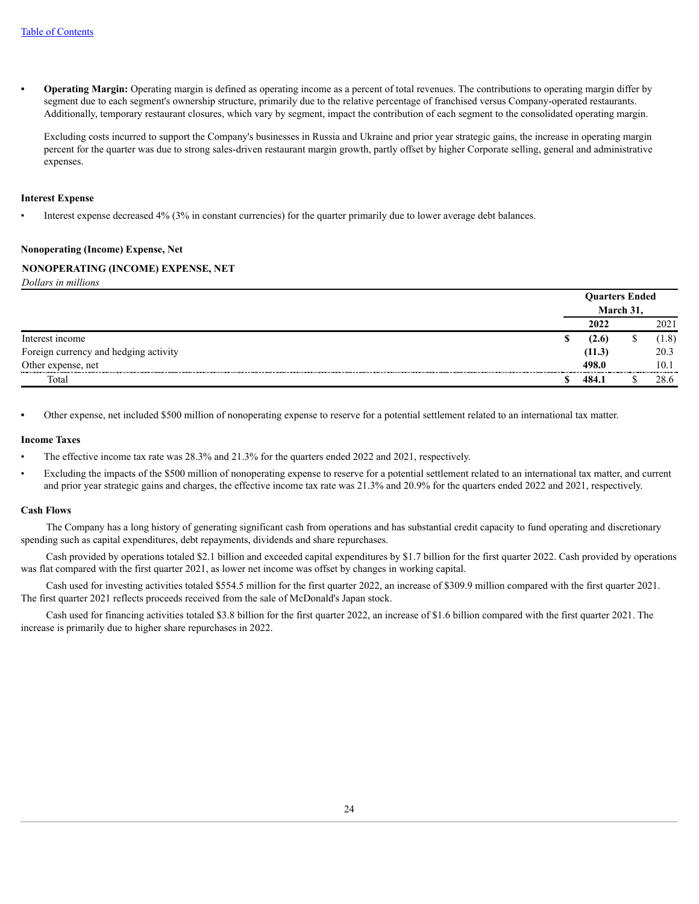- **Operating Margin:** Operating margin is defined as operating income as a percent of total revenues. The contributions to operating margin differ by segment due to each segment's ownership structure, primarily due to the relative percentage of franchised versus Company-operated restaurants. Additionally, temporary restaurant closures, which vary by segment, impact the contribution of each segment to the consolidated operating margin.

  Excluding costs incurred to support the Company's businesses in Russia and Ukraine and prior year strategic gains, the increase in operating margin percent for the quarter was due to strong sales-driven restaurant margin growth, partly offset by higher Corporate selling, general and administrative expenses.

### Interest Expense

- Interest expense decreased 4% (3% in constant currencies) for the quarter primarily due to lower average debt balances.

### Nonoperating (Income) Expense, Net

**NONOPERATING (INCOME) EXPENSE, NET**

*Dollars in millions*

| | Quarters Ended March 31, | |
|---|---|---|
| | **2022** | 2021 |
| Interest income | **$ (2.6)** | $ (1.8) |
| Foreign currency and hedging activity | **(11.3)** | 20.3 |
| Other expense, net | **498.0** | 10.1 |
| Total | **$ 484.1** | $ 28.6 |

- Other expense, net included $500 million of nonoperating expense to reserve for a potential settlement related to an international tax matter.

### Income Taxes

- The effective income tax rate was 28.3% and 21.3% for the quarters ended 2022 and 2021, respectively.
- Excluding the impacts of the $500 million of nonoperating expense to reserve for a potential settlement related to an international tax matter, and current and prior year strategic gains and charges, the effective income tax rate was 21.3% and 20.9% for the quarters ended 2022 and 2021, respectively.

### Cash Flows

The Company has a long history of generating significant cash from operations and has substantial credit capacity to fund operating and discretionary spending such as capital expenditures, debt repayments, dividends and share repurchases.

Cash provided by operations totaled $2.1 billion and exceeded capital expenditures by $1.7 billion for the first quarter 2022. Cash provided by operations was flat compared with the first quarter 2021, as lower net income was offset by changes in working capital.

Cash used for investing activities totaled $554.5 million for the first quarter 2022, an increase of $309.9 million compared with the first quarter 2021. The first quarter 2021 reflects proceeds received from the sale of McDonald's Japan stock.

Cash used for financing activities totaled $3.8 billion for the first quarter 2022, an increase of $1.6 billion compared with the first quarter 2021. The increase is primarily due to higher share repurchases in 2022.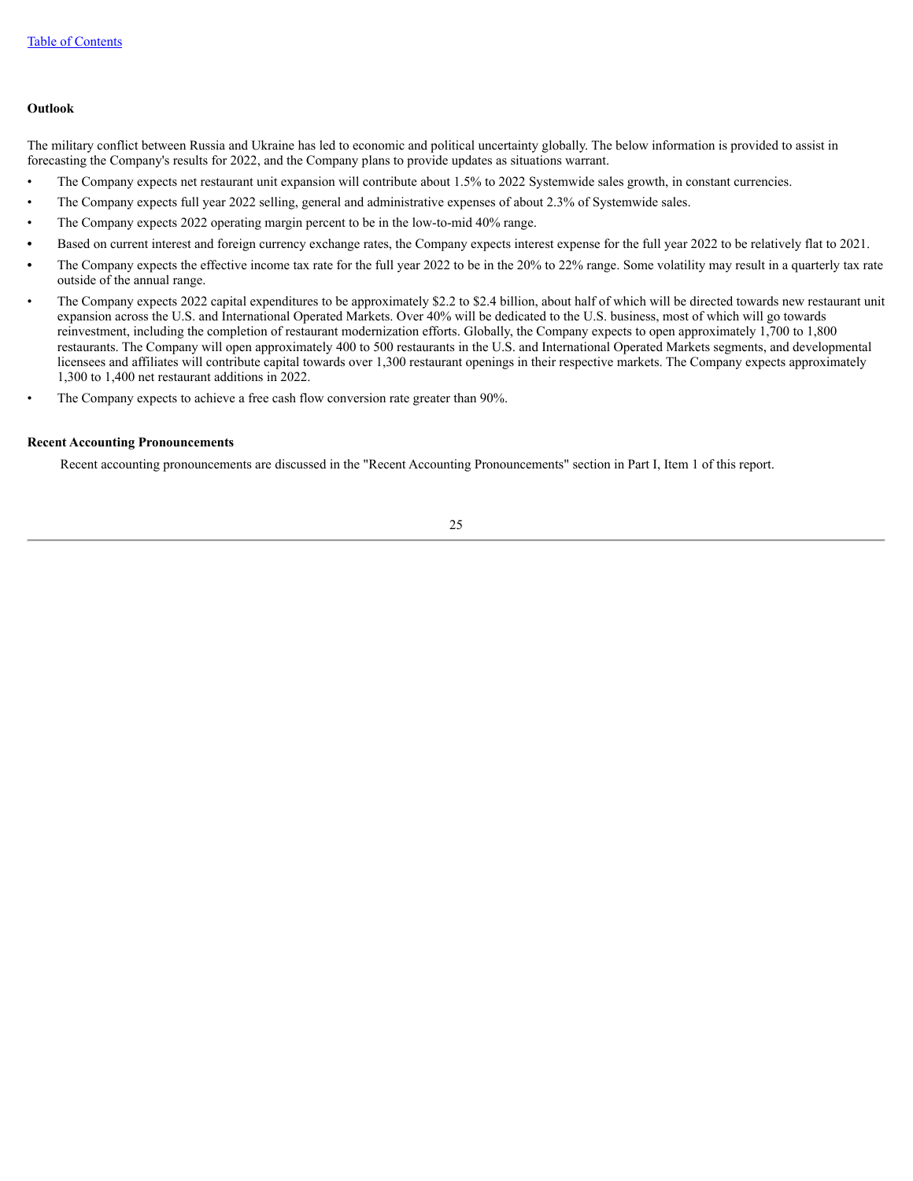### Outlook

The military conflict between Russia and Ukraine has led to economic and political uncertainty globally. The below information is provided to assist in forecasting the Company's results for 2022, and the Company plans to provide updates as situations warrant.

- The Company expects net restaurant unit expansion will contribute about 1.5% to 2022 Systemwide sales growth, in constant currencies.
- The Company expects full year 2022 selling, general and administrative expenses of about 2.3% of Systemwide sales.
- The Company expects 2022 operating margin percent to be in the low-to-mid 40% range.
- Based on current interest and foreign currency exchange rates, the Company expects interest expense for the full year 2022 to be relatively flat to 2021.
- The Company expects the effective income tax rate for the full year 2022 to be in the 20% to 22% range. Some volatility may result in a quarterly tax rate outside of the annual range.
- The Company expects 2022 capital expenditures to be approximately $2.2 to $2.4 billion, about half of which will be directed towards new restaurant unit expansion across the U.S. and International Operated Markets. Over 40% will be dedicated to the U.S. business, most of which will go towards reinvestment, including the completion of restaurant modernization efforts. Globally, the Company expects to open approximately 1,700 to 1,800 restaurants. The Company will open approximately 400 to 500 restaurants in the U.S. and International Operated Markets segments, and developmental licensees and affiliates will contribute capital towards over 1,300 restaurant openings in their respective markets. The Company expects approximately 1,300 to 1,400 net restaurant additions in 2022.
- The Company expects to achieve a free cash flow conversion rate greater than 90%.

### Recent Accounting Pronouncements

Recent accounting pronouncements are discussed in the "Recent Accounting Pronouncements" section in Part I, Item 1 of this report.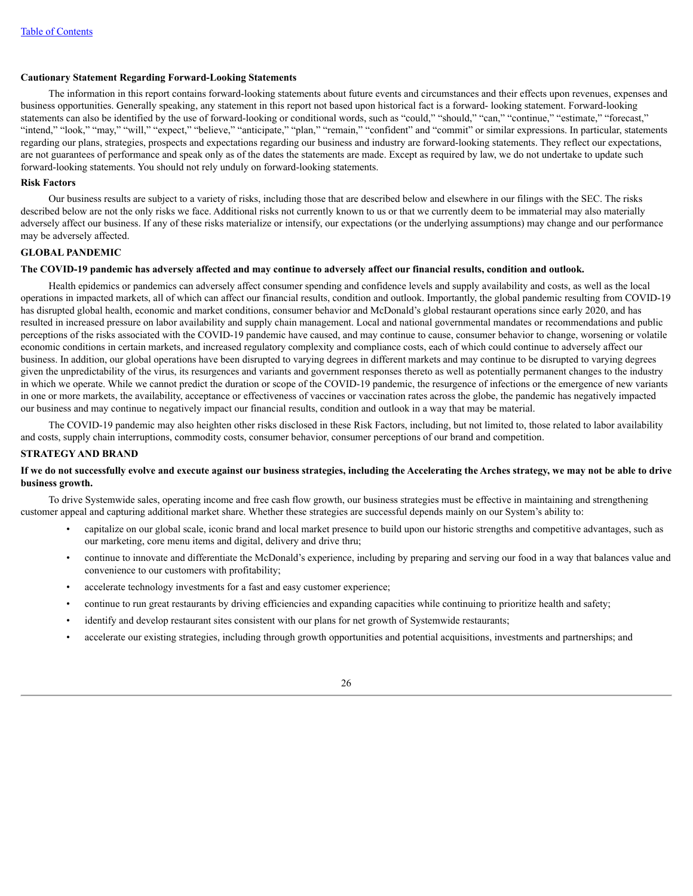**Cautionary Statement Regarding Forward-Looking Statements**

The information in this report contains forward-looking statements about future events and circumstances and their effects upon revenues, expenses and business opportunities. Generally speaking, any statement in this report not based upon historical fact is a forward- looking statement. Forward-looking statements can also be identified by the use of forward-looking or conditional words, such as "could," "should," "can," "continue," "estimate," "forecast," "intend," "look," "may," "will," "expect," "believe," "anticipate," "plan," "remain," "confident" and "commit" or similar expressions. In particular, statements regarding our plans, strategies, prospects and expectations regarding our business and industry are forward-looking statements. They reflect our expectations, are not guarantees of performance and speak only as of the dates the statements are made. Except as required by law, we do not undertake to update such forward-looking statements. You should not rely unduly on forward-looking statements.

**Risk Factors**

Our business results are subject to a variety of risks, including those that are described below and elsewhere in our filings with the SEC. The risks described below are not the only risks we face. Additional risks not currently known to us or that we currently deem to be immaterial may also materially adversely affect our business. If any of these risks materialize or intensify, our expectations (or the underlying assumptions) may change and our performance may be adversely affected.

**GLOBAL PANDEMIC**

**The COVID-19 pandemic has adversely affected and may continue to adversely affect our financial results, condition and outlook.**

Health epidemics or pandemics can adversely affect consumer spending and confidence levels and supply availability and costs, as well as the local operations in impacted markets, all of which can affect our financial results, condition and outlook. Importantly, the global pandemic resulting from COVID-19 has disrupted global health, economic and market conditions, consumer behavior and McDonald's global restaurant operations since early 2020, and has resulted in increased pressure on labor availability and supply chain management. Local and national governmental mandates or recommendations and public perceptions of the risks associated with the COVID-19 pandemic have caused, and may continue to cause, consumer behavior to change, worsening or volatile economic conditions in certain markets, and increased regulatory complexity and compliance costs, each of which could continue to adversely affect our business. In addition, our global operations have been disrupted to varying degrees in different markets and may continue to be disrupted to varying degrees given the unpredictability of the virus, its resurgences and variants and government responses thereto as well as potentially permanent changes to the industry in which we operate. While we cannot predict the duration or scope of the COVID-19 pandemic, the resurgence of infections or the emergence of new variants in one or more markets, the availability, acceptance or effectiveness of vaccines or vaccination rates across the globe, the pandemic has negatively impacted our business and may continue to negatively impact our financial results, condition and outlook in a way that may be material.

The COVID-19 pandemic may also heighten other risks disclosed in these Risk Factors, including, but not limited to, those related to labor availability and costs, supply chain interruptions, commodity costs, consumer behavior, consumer perceptions of our brand and competition.

**STRATEGY AND BRAND**

**If we do not successfully evolve and execute against our business strategies, including the Accelerating the Arches strategy, we may not be able to drive business growth.**

To drive Systemwide sales, operating income and free cash flow growth, our business strategies must be effective in maintaining and strengthening customer appeal and capturing additional market share. Whether these strategies are successful depends mainly on our System's ability to:

- capitalize on our global scale, iconic brand and local market presence to build upon our historic strengths and competitive advantages, such as our marketing, core menu items and digital, delivery and drive thru;
- continue to innovate and differentiate the McDonald's experience, including by preparing and serving our food in a way that balances value and convenience to our customers with profitability;
- accelerate technology investments for a fast and easy customer experience;
- continue to run great restaurants by driving efficiencies and expanding capacities while continuing to prioritize health and safety;
- identify and develop restaurant sites consistent with our plans for net growth of Systemwide restaurants;
- accelerate our existing strategies, including through growth opportunities and potential acquisitions, investments and partnerships; and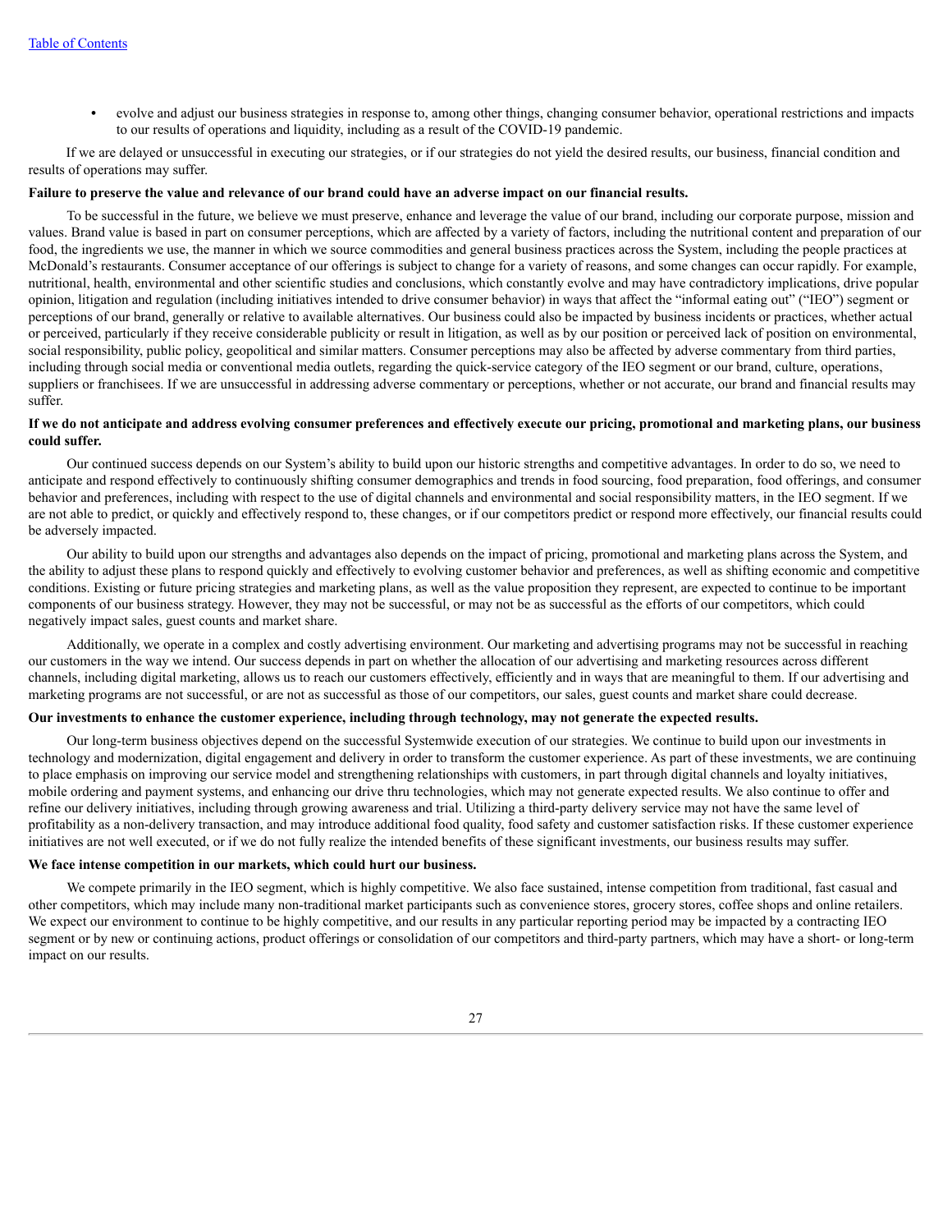- evolve and adjust our business strategies in response to, among other things, changing consumer behavior, operational restrictions and impacts to our results of operations and liquidity, including as a result of the COVID-19 pandemic.

If we are delayed or unsuccessful in executing our strategies, or if our strategies do not yield the desired results, our business, financial condition and results of operations may suffer.

**Failure to preserve the value and relevance of our brand could have an adverse impact on our financial results.**

To be successful in the future, we believe we must preserve, enhance and leverage the value of our brand, including our corporate purpose, mission and values. Brand value is based in part on consumer perceptions, which are affected by a variety of factors, including the nutritional content and preparation of our food, the ingredients we use, the manner in which we source commodities and general business practices across the System, including the people practices at McDonald's restaurants. Consumer acceptance of our offerings is subject to change for a variety of reasons, and some changes can occur rapidly. For example, nutritional, health, environmental and other scientific studies and conclusions, which constantly evolve and may have contradictory implications, drive popular opinion, litigation and regulation (including initiatives intended to drive consumer behavior) in ways that affect the "informal eating out" ("IEO") segment or perceptions of our brand, generally or relative to available alternatives. Our business could also be impacted by business incidents or practices, whether actual or perceived, particularly if they receive considerable publicity or result in litigation, as well as by our position or perceived lack of position on environmental, social responsibility, public policy, geopolitical and similar matters. Consumer perceptions may also be affected by adverse commentary from third parties, including through social media or conventional media outlets, regarding the quick-service category of the IEO segment or our brand, culture, operations, suppliers or franchisees. If we are unsuccessful in addressing adverse commentary or perceptions, whether or not accurate, our brand and financial results may suffer.

**If we do not anticipate and address evolving consumer preferences and effectively execute our pricing, promotional and marketing plans, our business could suffer.**

Our continued success depends on our System's ability to build upon our historic strengths and competitive advantages. In order to do so, we need to anticipate and respond effectively to continuously shifting consumer demographics and trends in food sourcing, food preparation, food offerings, and consumer behavior and preferences, including with respect to the use of digital channels and environmental and social responsibility matters, in the IEO segment. If we are not able to predict, or quickly and effectively respond to, these changes, or if our competitors predict or respond more effectively, our financial results could be adversely impacted.

Our ability to build upon our strengths and advantages also depends on the impact of pricing, promotional and marketing plans across the System, and the ability to adjust these plans to respond quickly and effectively to evolving customer behavior and preferences, as well as shifting economic and competitive conditions. Existing or future pricing strategies and marketing plans, as well as the value proposition they represent, are expected to continue to be important components of our business strategy. However, they may not be successful, or may not be as successful as the efforts of our competitors, which could negatively impact sales, guest counts and market share.

Additionally, we operate in a complex and costly advertising environment. Our marketing and advertising programs may not be successful in reaching our customers in the way we intend. Our success depends in part on whether the allocation of our advertising and marketing resources across different channels, including digital marketing, allows us to reach our customers effectively, efficiently and in ways that are meaningful to them. If our advertising and marketing programs are not successful, or are not as successful as those of our competitors, our sales, guest counts and market share could decrease.

**Our investments to enhance the customer experience, including through technology, may not generate the expected results.**

Our long-term business objectives depend on the successful Systemwide execution of our strategies. We continue to build upon our investments in technology and modernization, digital engagement and delivery in order to transform the customer experience. As part of these investments, we are continuing to place emphasis on improving our service model and strengthening relationships with customers, in part through digital channels and loyalty initiatives, mobile ordering and payment systems, and enhancing our drive thru technologies, which may not generate expected results. We also continue to offer and refine our delivery initiatives, including through growing awareness and trial. Utilizing a third-party delivery service may not have the same level of profitability as a non-delivery transaction, and may introduce additional food quality, food safety and customer satisfaction risks. If these customer experience initiatives are not well executed, or if we do not fully realize the intended benefits of these significant investments, our business results may suffer.

**We face intense competition in our markets, which could hurt our business.**

We compete primarily in the IEO segment, which is highly competitive. We also face sustained, intense competition from traditional, fast casual and other competitors, which may include many non-traditional market participants such as convenience stores, grocery stores, coffee shops and online retailers. We expect our environment to continue to be highly competitive, and our results in any particular reporting period may be impacted by a contracting IEO segment or by new or continuing actions, product offerings or consolidation of our competitors and third-party partners, which may have a short- or long-term impact on our results.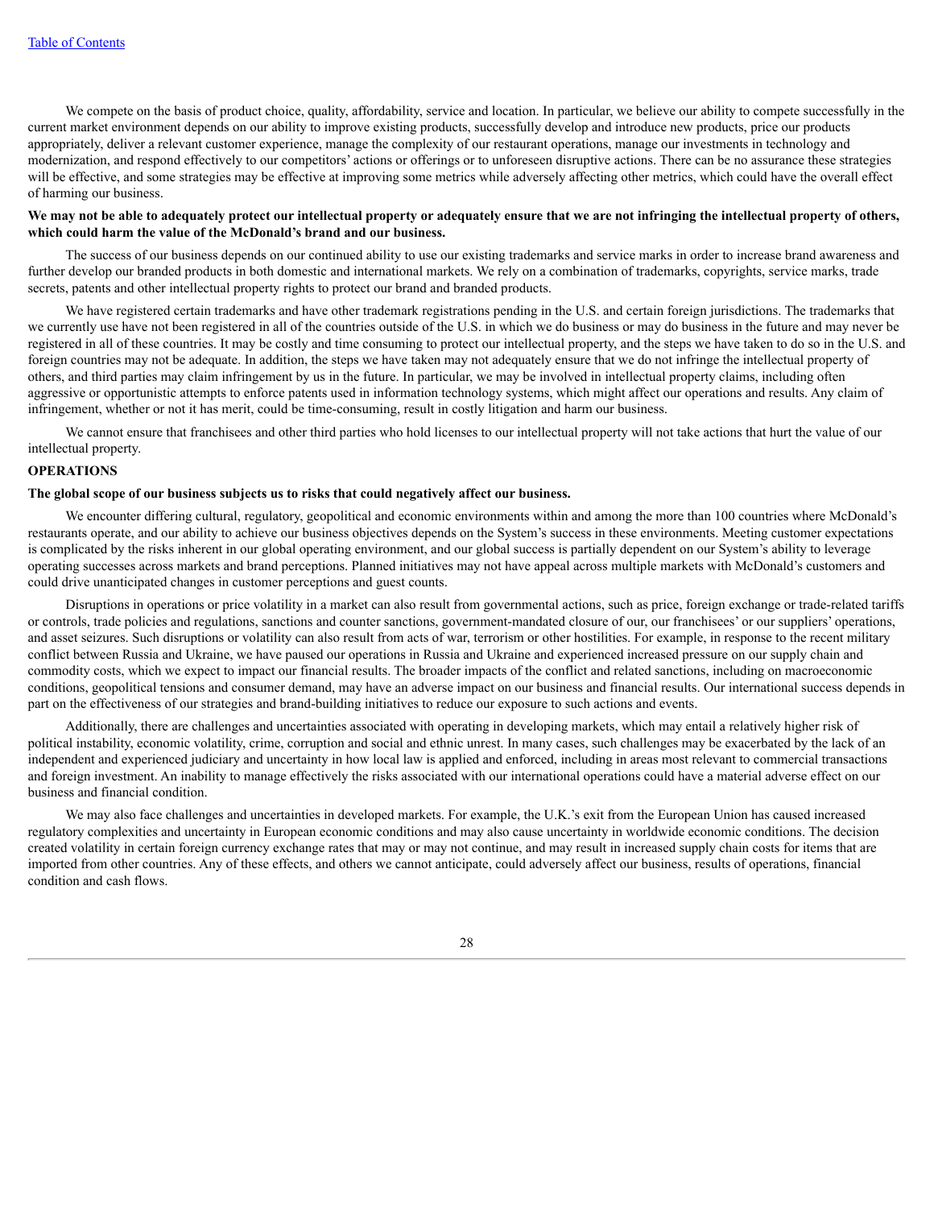We compete on the basis of product choice, quality, affordability, service and location. In particular, we believe our ability to compete successfully in the current market environment depends on our ability to improve existing products, successfully develop and introduce new products, price our products appropriately, deliver a relevant customer experience, manage the complexity of our restaurant operations, manage our investments in technology and modernization, and respond effectively to our competitors' actions or offerings or to unforeseen disruptive actions. There can be no assurance these strategies will be effective, and some strategies may be effective at improving some metrics while adversely affecting other metrics, which could have the overall effect of harming our business.

**We may not be able to adequately protect our intellectual property or adequately ensure that we are not infringing the intellectual property of others, which could harm the value of the McDonald's brand and our business.**

The success of our business depends on our continued ability to use our existing trademarks and service marks in order to increase brand awareness and further develop our branded products in both domestic and international markets. We rely on a combination of trademarks, copyrights, service marks, trade secrets, patents and other intellectual property rights to protect our brand and branded products.

We have registered certain trademarks and have other trademark registrations pending in the U.S. and certain foreign jurisdictions. The trademarks that we currently use have not been registered in all of the countries outside of the U.S. in which we do business or may do business in the future and may never be registered in all of these countries. It may be costly and time consuming to protect our intellectual property, and the steps we have taken to do so in the U.S. and foreign countries may not be adequate. In addition, the steps we have taken may not adequately ensure that we do not infringe the intellectual property of others, and third parties may claim infringement by us in the future. In particular, we may be involved in intellectual property claims, including often aggressive or opportunistic attempts to enforce patents used in information technology systems, which might affect our operations and results. Any claim of infringement, whether or not it has merit, could be time-consuming, result in costly litigation and harm our business.

We cannot ensure that franchisees and other third parties who hold licenses to our intellectual property will not take actions that hurt the value of our intellectual property.

**OPERATIONS**

**The global scope of our business subjects us to risks that could negatively affect our business.**

We encounter differing cultural, regulatory, geopolitical and economic environments within and among the more than 100 countries where McDonald's restaurants operate, and our ability to achieve our business objectives depends on the System's success in these environments. Meeting customer expectations is complicated by the risks inherent in our global operating environment, and our global success is partially dependent on our System's ability to leverage operating successes across markets and brand perceptions. Planned initiatives may not have appeal across multiple markets with McDonald's customers and could drive unanticipated changes in customer perceptions and guest counts.

Disruptions in operations or price volatility in a market can also result from governmental actions, such as price, foreign exchange or trade-related tariffs or controls, trade policies and regulations, sanctions and counter sanctions, government-mandated closure of our, our franchisees' or our suppliers' operations, and asset seizures. Such disruptions or volatility can also result from acts of war, terrorism or other hostilities. For example, in response to the recent military conflict between Russia and Ukraine, we have paused our operations in Russia and Ukraine and experienced increased pressure on our supply chain and commodity costs, which we expect to impact our financial results. The broader impacts of the conflict and related sanctions, including on macroeconomic conditions, geopolitical tensions and consumer demand, may have an adverse impact on our business and financial results. Our international success depends in part on the effectiveness of our strategies and brand-building initiatives to reduce our exposure to such actions and events.

Additionally, there are challenges and uncertainties associated with operating in developing markets, which may entail a relatively higher risk of political instability, economic volatility, crime, corruption and social and ethnic unrest. In many cases, such challenges may be exacerbated by the lack of an independent and experienced judiciary and uncertainty in how local law is applied and enforced, including in areas most relevant to commercial transactions and foreign investment. An inability to manage effectively the risks associated with our international operations could have a material adverse effect on our business and financial condition.

We may also face challenges and uncertainties in developed markets. For example, the U.K.'s exit from the European Union has caused increased regulatory complexities and uncertainty in European economic conditions and may also cause uncertainty in worldwide economic conditions. The decision created volatility in certain foreign currency exchange rates that may or may not continue, and may result in increased supply chain costs for items that are imported from other countries. Any of these effects, and others we cannot anticipate, could adversely affect our business, results of operations, financial condition and cash flows.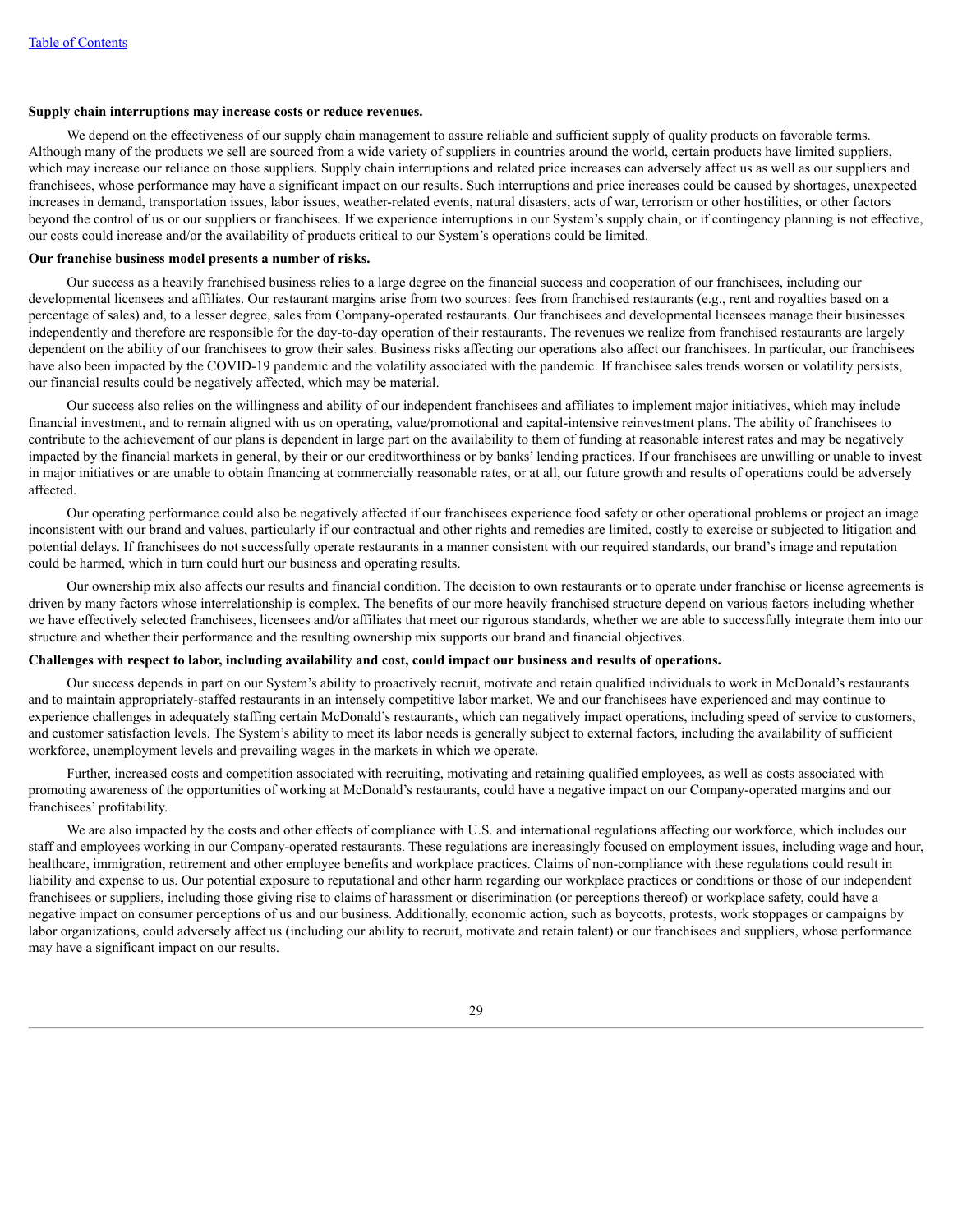**Supply chain interruptions may increase costs or reduce revenues.**

We depend on the effectiveness of our supply chain management to assure reliable and sufficient supply of quality products on favorable terms. Although many of the products we sell are sourced from a wide variety of suppliers in countries around the world, certain products have limited suppliers, which may increase our reliance on those suppliers. Supply chain interruptions and related price increases can adversely affect us as well as our suppliers and franchisees, whose performance may have a significant impact on our results. Such interruptions and price increases could be caused by shortages, unexpected increases in demand, transportation issues, labor issues, weather-related events, natural disasters, acts of war, terrorism or other hostilities, or other factors beyond the control of us or our suppliers or franchisees. If we experience interruptions in our System's supply chain, or if contingency planning is not effective, our costs could increase and/or the availability of products critical to our System's operations could be limited.

**Our franchise business model presents a number of risks.**

Our success as a heavily franchised business relies to a large degree on the financial success and cooperation of our franchisees, including our developmental licensees and affiliates. Our restaurant margins arise from two sources: fees from franchised restaurants (e.g., rent and royalties based on a percentage of sales) and, to a lesser degree, sales from Company-operated restaurants. Our franchisees and developmental licensees manage their businesses independently and therefore are responsible for the day-to-day operation of their restaurants. The revenues we realize from franchised restaurants are largely dependent on the ability of our franchisees to grow their sales. Business risks affecting our operations also affect our franchisees. In particular, our franchisees have also been impacted by the COVID-19 pandemic and the volatility associated with the pandemic. If franchisee sales trends worsen or volatility persists, our financial results could be negatively affected, which may be material.

Our success also relies on the willingness and ability of our independent franchisees and affiliates to implement major initiatives, which may include financial investment, and to remain aligned with us on operating, value/promotional and capital-intensive reinvestment plans. The ability of franchisees to contribute to the achievement of our plans is dependent in large part on the availability to them of funding at reasonable interest rates and may be negatively impacted by the financial markets in general, by their or our creditworthiness or by banks' lending practices. If our franchisees are unwilling or unable to invest in major initiatives or are unable to obtain financing at commercially reasonable rates, or at all, our future growth and results of operations could be adversely affected.

Our operating performance could also be negatively affected if our franchisees experience food safety or other operational problems or project an image inconsistent with our brand and values, particularly if our contractual and other rights and remedies are limited, costly to exercise or subjected to litigation and potential delays. If franchisees do not successfully operate restaurants in a manner consistent with our required standards, our brand's image and reputation could be harmed, which in turn could hurt our business and operating results.

Our ownership mix also affects our results and financial condition. The decision to own restaurants or to operate under franchise or license agreements is driven by many factors whose interrelationship is complex. The benefits of our more heavily franchised structure depend on various factors including whether we have effectively selected franchisees, licensees and/or affiliates that meet our rigorous standards, whether we are able to successfully integrate them into our structure and whether their performance and the resulting ownership mix supports our brand and financial objectives.

**Challenges with respect to labor, including availability and cost, could impact our business and results of operations.**

Our success depends in part on our System's ability to proactively recruit, motivate and retain qualified individuals to work in McDonald's restaurants and to maintain appropriately-staffed restaurants in an intensely competitive labor market. We and our franchisees have experienced and may continue to experience challenges in adequately staffing certain McDonald's restaurants, which can negatively impact operations, including speed of service to customers, and customer satisfaction levels. The System's ability to meet its labor needs is generally subject to external factors, including the availability of sufficient workforce, unemployment levels and prevailing wages in the markets in which we operate.

Further, increased costs and competition associated with recruiting, motivating and retaining qualified employees, as well as costs associated with promoting awareness of the opportunities of working at McDonald's restaurants, could have a negative impact on our Company-operated margins and our franchisees' profitability.

We are also impacted by the costs and other effects of compliance with U.S. and international regulations affecting our workforce, which includes our staff and employees working in our Company-operated restaurants. These regulations are increasingly focused on employment issues, including wage and hour, healthcare, immigration, retirement and other employee benefits and workplace practices. Claims of non-compliance with these regulations could result in liability and expense to us. Our potential exposure to reputational and other harm regarding our workplace practices or conditions or those of our independent franchisees or suppliers, including those giving rise to claims of harassment or discrimination (or perceptions thereof) or workplace safety, could have a negative impact on consumer perceptions of us and our business. Additionally, economic action, such as boycotts, protests, work stoppages or campaigns by labor organizations, could adversely affect us (including our ability to recruit, motivate and retain talent) or our franchisees and suppliers, whose performance may have a significant impact on our results.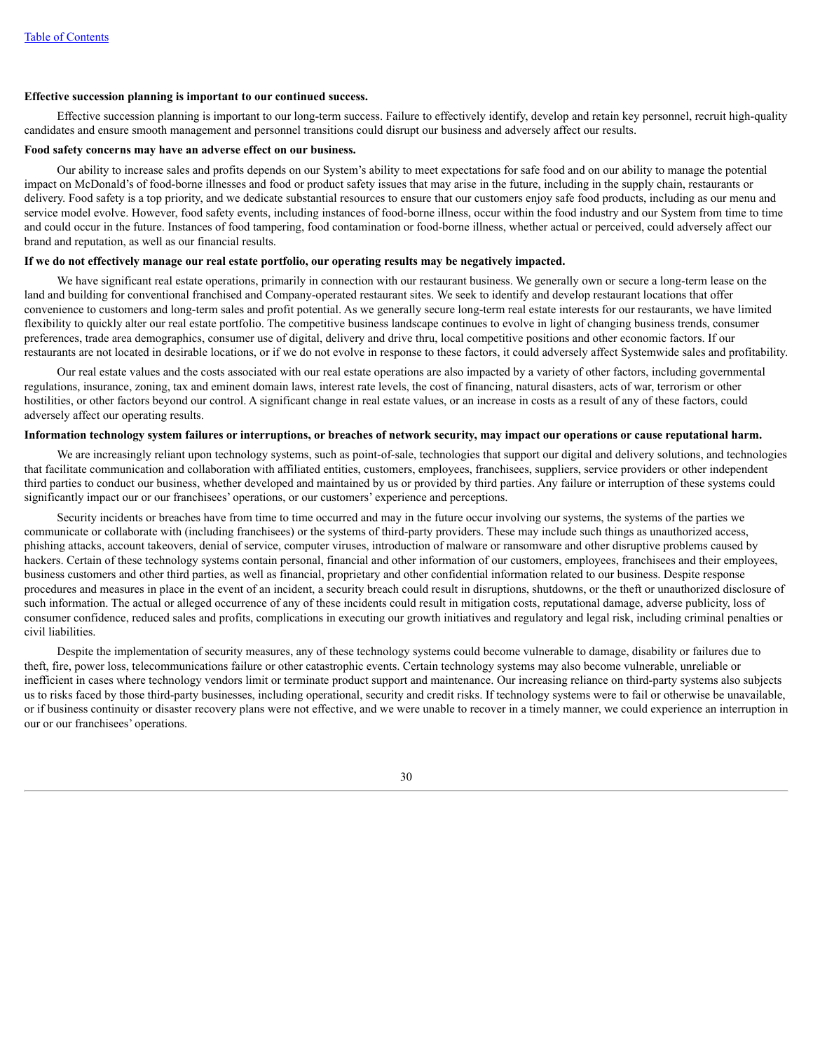**Effective succession planning is important to our continued success.**

Effective succession planning is important to our long-term success. Failure to effectively identify, develop and retain key personnel, recruit high-quality candidates and ensure smooth management and personnel transitions could disrupt our business and adversely affect our results.

**Food safety concerns may have an adverse effect on our business.**

Our ability to increase sales and profits depends on our System's ability to meet expectations for safe food and on our ability to manage the potential impact on McDonald's of food-borne illnesses and food or product safety issues that may arise in the future, including in the supply chain, restaurants or delivery. Food safety is a top priority, and we dedicate substantial resources to ensure that our customers enjoy safe food products, including as our menu and service model evolve. However, food safety events, including instances of food-borne illness, occur within the food industry and our System from time to time and could occur in the future. Instances of food tampering, food contamination or food-borne illness, whether actual or perceived, could adversely affect our brand and reputation, as well as our financial results.

**If we do not effectively manage our real estate portfolio, our operating results may be negatively impacted.**

We have significant real estate operations, primarily in connection with our restaurant business. We generally own or secure a long-term lease on the land and building for conventional franchised and Company-operated restaurant sites. We seek to identify and develop restaurant locations that offer convenience to customers and long-term sales and profit potential. As we generally secure long-term real estate interests for our restaurants, we have limited flexibility to quickly alter our real estate portfolio. The competitive business landscape continues to evolve in light of changing business trends, consumer preferences, trade area demographics, consumer use of digital, delivery and drive thru, local competitive positions and other economic factors. If our restaurants are not located in desirable locations, or if we do not evolve in response to these factors, it could adversely affect Systemwide sales and profitability.

Our real estate values and the costs associated with our real estate operations are also impacted by a variety of other factors, including governmental regulations, insurance, zoning, tax and eminent domain laws, interest rate levels, the cost of financing, natural disasters, acts of war, terrorism or other hostilities, or other factors beyond our control. A significant change in real estate values, or an increase in costs as a result of any of these factors, could adversely affect our operating results.

**Information technology system failures or interruptions, or breaches of network security, may impact our operations or cause reputational harm.**

We are increasingly reliant upon technology systems, such as point-of-sale, technologies that support our digital and delivery solutions, and technologies that facilitate communication and collaboration with affiliated entities, customers, employees, franchisees, suppliers, service providers or other independent third parties to conduct our business, whether developed and maintained by us or provided by third parties. Any failure or interruption of these systems could significantly impact our or our franchisees' operations, or our customers' experience and perceptions.

Security incidents or breaches have from time to time occurred and may in the future occur involving our systems, the systems of the parties we communicate or collaborate with (including franchisees) or the systems of third-party providers. These may include such things as unauthorized access, phishing attacks, account takeovers, denial of service, computer viruses, introduction of malware or ransomware and other disruptive problems caused by hackers. Certain of these technology systems contain personal, financial and other information of our customers, employees, franchisees and their employees, business customers and other third parties, as well as financial, proprietary and other confidential information related to our business. Despite response procedures and measures in place in the event of an incident, a security breach could result in disruptions, shutdowns, or the theft or unauthorized disclosure of such information. The actual or alleged occurrence of any of these incidents could result in mitigation costs, reputational damage, adverse publicity, loss of consumer confidence, reduced sales and profits, complications in executing our growth initiatives and regulatory and legal risk, including criminal penalties or civil liabilities.

Despite the implementation of security measures, any of these technology systems could become vulnerable to damage, disability or failures due to theft, fire, power loss, telecommunications failure or other catastrophic events. Certain technology systems may also become vulnerable, unreliable or inefficient in cases where technology vendors limit or terminate product support and maintenance. Our increasing reliance on third-party systems also subjects us to risks faced by those third-party businesses, including operational, security and credit risks. If technology systems were to fail or otherwise be unavailable, or if business continuity or disaster recovery plans were not effective, and we were unable to recover in a timely manner, we could experience an interruption in our or our franchisees' operations.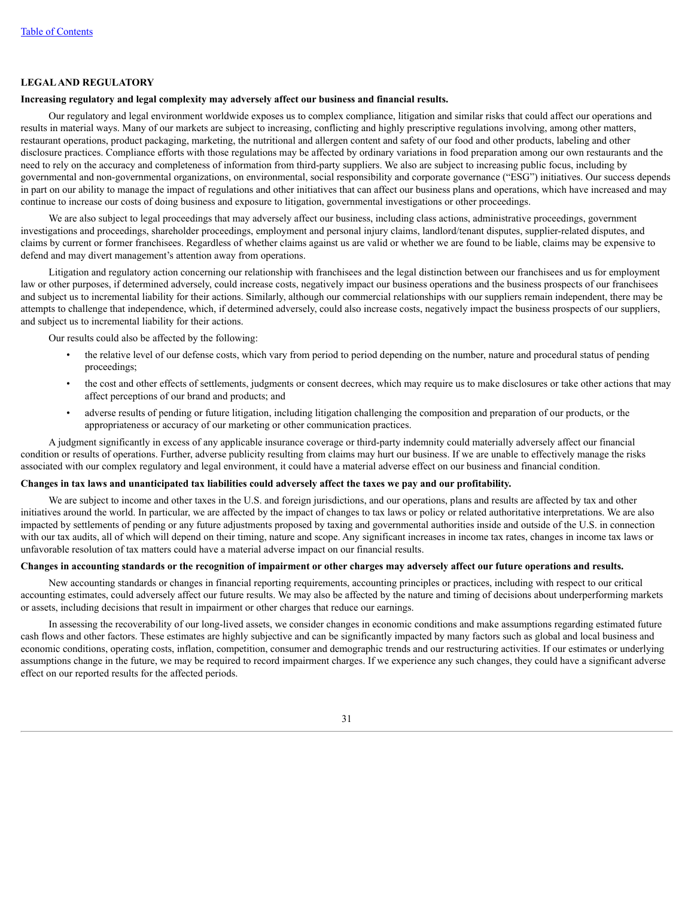## LEGAL AND REGULATORY

**Increasing regulatory and legal complexity may adversely affect our business and financial results.**

Our regulatory and legal environment worldwide exposes us to complex compliance, litigation and similar risks that could affect our operations and results in material ways. Many of our markets are subject to increasing, conflicting and highly prescriptive regulations involving, among other matters, restaurant operations, product packaging, marketing, the nutritional and allergen content and safety of our food and other products, labeling and other disclosure practices. Compliance efforts with those regulations may be affected by ordinary variations in food preparation among our own restaurants and the need to rely on the accuracy and completeness of information from third-party suppliers. We also are subject to increasing public focus, including by governmental and non-governmental organizations, on environmental, social responsibility and corporate governance ("ESG") initiatives. Our success depends in part on our ability to manage the impact of regulations and other initiatives that can affect our business plans and operations, which have increased and may continue to increase our costs of doing business and exposure to litigation, governmental investigations or other proceedings.

We are also subject to legal proceedings that may adversely affect our business, including class actions, administrative proceedings, government investigations and proceedings, shareholder proceedings, employment and personal injury claims, landlord/tenant disputes, supplier-related disputes, and claims by current or former franchisees. Regardless of whether claims against us are valid or whether we are found to be liable, claims may be expensive to defend and may divert management's attention away from operations.

Litigation and regulatory action concerning our relationship with franchisees and the legal distinction between our franchisees and us for employment law or other purposes, if determined adversely, could increase costs, negatively impact our business operations and the business prospects of our franchisees and subject us to incremental liability for their actions. Similarly, although our commercial relationships with our suppliers remain independent, there may be attempts to challenge that independence, which, if determined adversely, could also increase costs, negatively impact the business prospects of our suppliers, and subject us to incremental liability for their actions.

Our results could also be affected by the following:

- the relative level of our defense costs, which vary from period to period depending on the number, nature and procedural status of pending proceedings;
- the cost and other effects of settlements, judgments or consent decrees, which may require us to make disclosures or take other actions that may affect perceptions of our brand and products; and
- adverse results of pending or future litigation, including litigation challenging the composition and preparation of our products, or the appropriateness or accuracy of our marketing or other communication practices.

A judgment significantly in excess of any applicable insurance coverage or third-party indemnity could materially adversely affect our financial condition or results of operations. Further, adverse publicity resulting from claims may hurt our business. If we are unable to effectively manage the risks associated with our complex regulatory and legal environment, it could have a material adverse effect on our business and financial condition.

**Changes in tax laws and unanticipated tax liabilities could adversely affect the taxes we pay and our profitability.**

We are subject to income and other taxes in the U.S. and foreign jurisdictions, and our operations, plans and results are affected by tax and other initiatives around the world. In particular, we are affected by the impact of changes to tax laws or policy or related authoritative interpretations. We are also impacted by settlements of pending or any future adjustments proposed by taxing and governmental authorities inside and outside of the U.S. in connection with our tax audits, all of which will depend on their timing, nature and scope. Any significant increases in income tax rates, changes in income tax laws or unfavorable resolution of tax matters could have a material adverse impact on our financial results.

**Changes in accounting standards or the recognition of impairment or other charges may adversely affect our future operations and results.**

New accounting standards or changes in financial reporting requirements, accounting principles or practices, including with respect to our critical accounting estimates, could adversely affect our future results. We may also be affected by the nature and timing of decisions about underperforming markets or assets, including decisions that result in impairment or other charges that reduce our earnings.

In assessing the recoverability of our long-lived assets, we consider changes in economic conditions and make assumptions regarding estimated future cash flows and other factors. These estimates are highly subjective and can be significantly impacted by many factors such as global and local business and economic conditions, operating costs, inflation, competition, consumer and demographic trends and our restructuring activities. If our estimates or underlying assumptions change in the future, we may be required to record impairment charges. If we experience any such changes, they could have a significant adverse effect on our reported results for the affected periods.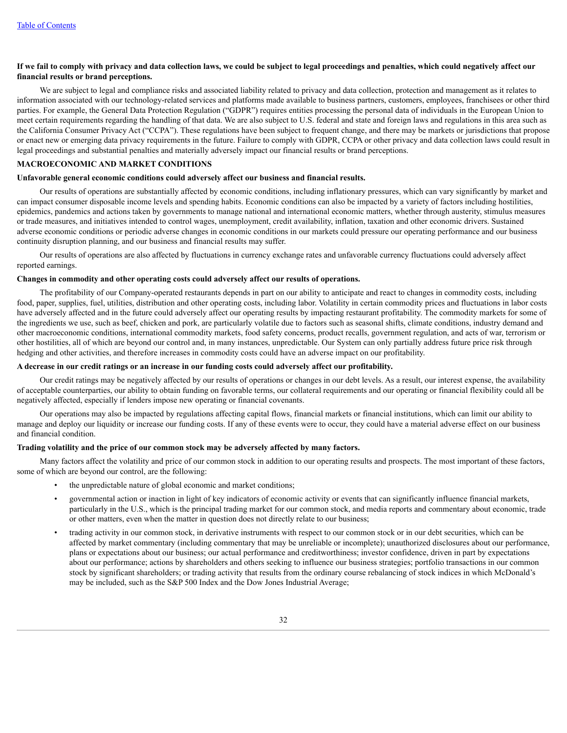**If we fail to comply with privacy and data collection laws, we could be subject to legal proceedings and penalties, which could negatively affect our financial results or brand perceptions.**

We are subject to legal and compliance risks and associated liability related to privacy and data collection, protection and management as it relates to information associated with our technology-related services and platforms made available to business partners, customers, employees, franchisees or other third parties. For example, the General Data Protection Regulation ("GDPR") requires entities processing the personal data of individuals in the European Union to meet certain requirements regarding the handling of that data. We are also subject to U.S. federal and state and foreign laws and regulations in this area such as the California Consumer Privacy Act ("CCPA"). These regulations have been subject to frequent change, and there may be markets or jurisdictions that propose or enact new or emerging data privacy requirements in the future. Failure to comply with GDPR, CCPA or other privacy and data collection laws could result in legal proceedings and substantial penalties and materially adversely impact our financial results or brand perceptions.

## MACROECONOMIC AND MARKET CONDITIONS

**Unfavorable general economic conditions could adversely affect our business and financial results.**

Our results of operations are substantially affected by economic conditions, including inflationary pressures, which can vary significantly by market and can impact consumer disposable income levels and spending habits. Economic conditions can also be impacted by a variety of factors including hostilities, epidemics, pandemics and actions taken by governments to manage national and international economic matters, whether through austerity, stimulus measures or trade measures, and initiatives intended to control wages, unemployment, credit availability, inflation, taxation and other economic drivers. Sustained adverse economic conditions or periodic adverse changes in economic conditions in our markets could pressure our operating performance and our business continuity disruption planning, and our business and financial results may suffer.

Our results of operations are also affected by fluctuations in currency exchange rates and unfavorable currency fluctuations could adversely affect reported earnings.

**Changes in commodity and other operating costs could adversely affect our results of operations.**

The profitability of our Company-operated restaurants depends in part on our ability to anticipate and react to changes in commodity costs, including food, paper, supplies, fuel, utilities, distribution and other operating costs, including labor. Volatility in certain commodity prices and fluctuations in labor costs have adversely affected and in the future could adversely affect our operating results by impacting restaurant profitability. The commodity markets for some of the ingredients we use, such as beef, chicken and pork, are particularly volatile due to factors such as seasonal shifts, climate conditions, industry demand and other macroeconomic conditions, international commodity markets, food safety concerns, product recalls, government regulation, and acts of war, terrorism or other hostilities, all of which are beyond our control and, in many instances, unpredictable. Our System can only partially address future price risk through hedging and other activities, and therefore increases in commodity costs could have an adverse impact on our profitability.

**A decrease in our credit ratings or an increase in our funding costs could adversely affect our profitability.**

Our credit ratings may be negatively affected by our results of operations or changes in our debt levels. As a result, our interest expense, the availability of acceptable counterparties, our ability to obtain funding on favorable terms, our collateral requirements and our operating or financial flexibility could all be negatively affected, especially if lenders impose new operating or financial covenants.

Our operations may also be impacted by regulations affecting capital flows, financial markets or financial institutions, which can limit our ability to manage and deploy our liquidity or increase our funding costs. If any of these events were to occur, they could have a material adverse effect on our business and financial condition.

**Trading volatility and the price of our common stock may be adversely affected by many factors.**

Many factors affect the volatility and price of our common stock in addition to our operating results and prospects. The most important of these factors, some of which are beyond our control, are the following:

- the unpredictable nature of global economic and market conditions;
- governmental action or inaction in light of key indicators of economic activity or events that can significantly influence financial markets, particularly in the U.S., which is the principal trading market for our common stock, and media reports and commentary about economic, trade or other matters, even when the matter in question does not directly relate to our business;
- trading activity in our common stock, in derivative instruments with respect to our common stock or in our debt securities, which can be affected by market commentary (including commentary that may be unreliable or incomplete); unauthorized disclosures about our performance, plans or expectations about our business; our actual performance and creditworthiness; investor confidence, driven in part by expectations about our performance; actions by shareholders and others seeking to influence our business strategies; portfolio transactions in our common stock by significant shareholders; or trading activity that results from the ordinary course rebalancing of stock indices in which McDonald's may be included, such as the S&P 500 Index and the Dow Jones Industrial Average;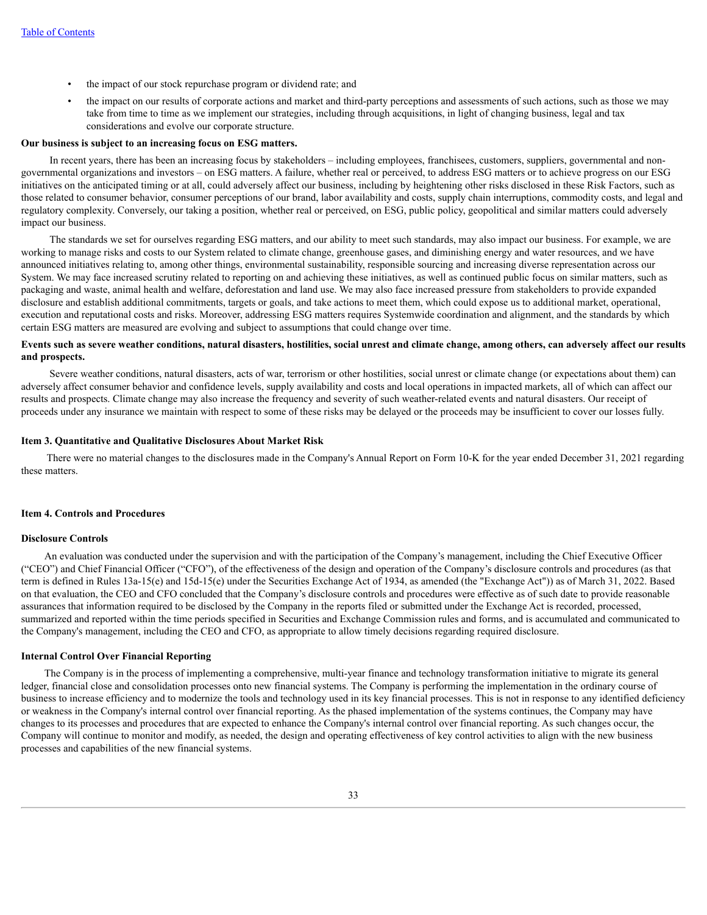- the impact of our stock repurchase program or dividend rate; and
- the impact on our results of corporate actions and market and third-party perceptions and assessments of such actions, such as those we may take from time to time as we implement our strategies, including through acquisitions, in light of changing business, legal and tax considerations and evolve our corporate structure.

**Our business is subject to an increasing focus on ESG matters.**

In recent years, there has been an increasing focus by stakeholders – including employees, franchisees, customers, suppliers, governmental and non-governmental organizations and investors – on ESG matters. A failure, whether real or perceived, to address ESG matters or to achieve progress on our ESG initiatives on the anticipated timing or at all, could adversely affect our business, including by heightening other risks disclosed in these Risk Factors, such as those related to consumer behavior, consumer perceptions of our brand, labor availability and costs, supply chain interruptions, commodity costs, and legal and regulatory complexity. Conversely, our taking a position, whether real or perceived, on ESG, public policy, geopolitical and similar matters could adversely impact our business.

The standards we set for ourselves regarding ESG matters, and our ability to meet such standards, may also impact our business. For example, we are working to manage risks and costs to our System related to climate change, greenhouse gases, and diminishing energy and water resources, and we have announced initiatives relating to, among other things, environmental sustainability, responsible sourcing and increasing diverse representation across our System. We may face increased scrutiny related to reporting on and achieving these initiatives, as well as continued public focus on similar matters, such as packaging and waste, animal health and welfare, deforestation and land use. We may also face increased pressure from stakeholders to provide expanded disclosure and establish additional commitments, targets or goals, and take actions to meet them, which could expose us to additional market, operational, execution and reputational costs and risks. Moreover, addressing ESG matters requires Systemwide coordination and alignment, and the standards by which certain ESG matters are measured are evolving and subject to assumptions that could change over time.

**Events such as severe weather conditions, natural disasters, hostilities, social unrest and climate change, among others, can adversely affect our results and prospects.**

Severe weather conditions, natural disasters, acts of war, terrorism or other hostilities, social unrest or climate change (or expectations about them) can adversely affect consumer behavior and confidence levels, supply availability and costs and local operations in impacted markets, all of which can affect our results and prospects. Climate change may also increase the frequency and severity of such weather-related events and natural disasters. Our receipt of proceeds under any insurance we maintain with respect to some of these risks may be delayed or the proceeds may be insufficient to cover our losses fully.

## Item 3. Quantitative and Qualitative Disclosures About Market Risk

There were no material changes to the disclosures made in the Company's Annual Report on Form 10-K for the year ended December 31, 2021 regarding these matters.

## Item 4. Controls and Procedures

### Disclosure Controls

An evaluation was conducted under the supervision and with the participation of the Company's management, including the Chief Executive Officer ("CEO") and Chief Financial Officer ("CFO"), of the effectiveness of the design and operation of the Company's disclosure controls and procedures (as that term is defined in Rules 13a-15(e) and 15d-15(e) under the Securities Exchange Act of 1934, as amended (the "Exchange Act")) as of March 31, 2022. Based on that evaluation, the CEO and CFO concluded that the Company's disclosure controls and procedures were effective as of such date to provide reasonable assurances that information required to be disclosed by the Company in the reports filed or submitted under the Exchange Act is recorded, processed, summarized and reported within the time periods specified in Securities and Exchange Commission rules and forms, and is accumulated and communicated to the Company's management, including the CEO and CFO, as appropriate to allow timely decisions regarding required disclosure.

### Internal Control Over Financial Reporting

The Company is in the process of implementing a comprehensive, multi-year finance and technology transformation initiative to migrate its general ledger, financial close and consolidation processes onto new financial systems. The Company is performing the implementation in the ordinary course of business to increase efficiency and to modernize the tools and technology used in its key financial processes. This is not in response to any identified deficiency or weakness in the Company's internal control over financial reporting. As the phased implementation of the systems continues, the Company may have changes to its processes and procedures that are expected to enhance the Company's internal control over financial reporting. As such changes occur, the Company will continue to monitor and modify, as needed, the design and operating effectiveness of key control activities to align with the new business processes and capabilities of the new financial systems.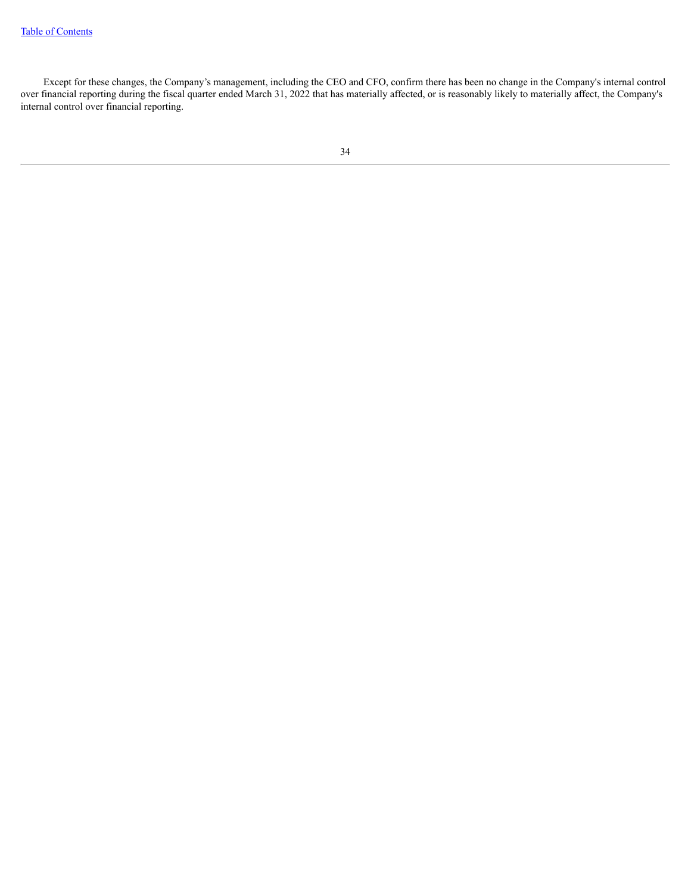Except for these changes, the Company’s management, including the CEO and CFO, confirm there has been no change in the Company's internal control over financial reporting during the fiscal quarter ended March 31, 2022 that has materially affected, or is reasonably likely to materially affect, the Company's internal control over financial reporting.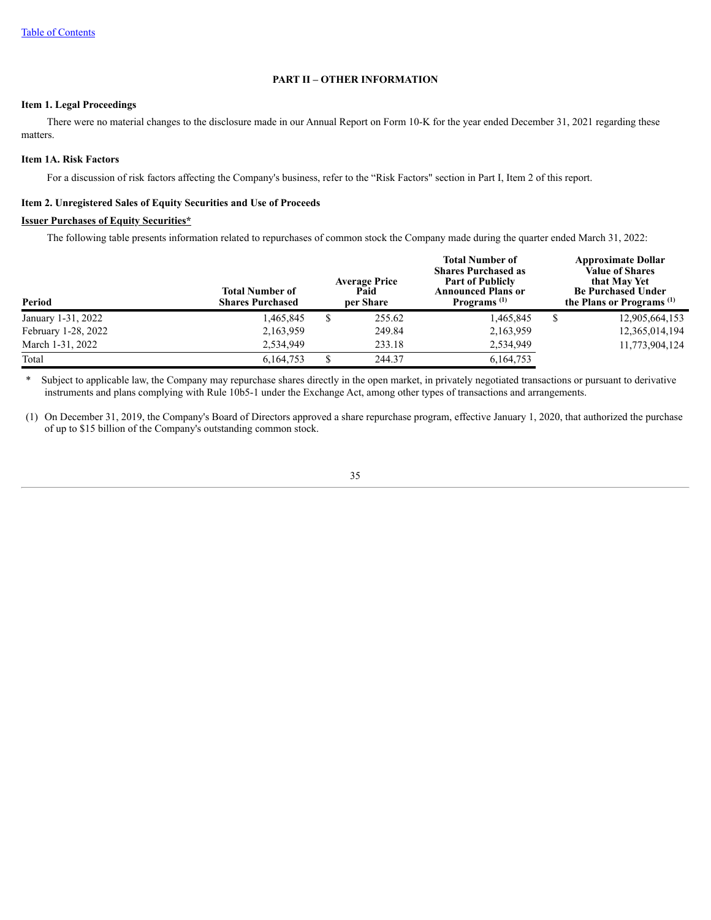## PART II – OTHER INFORMATION

### Item 1. Legal Proceedings

There were no material changes to the disclosure made in our Annual Report on Form 10-K for the year ended December 31, 2021 regarding these matters.

### Item 1A. Risk Factors

For a discussion of risk factors affecting the Company's business, refer to the “Risk Factors" section in Part I, Item 2 of this report.

### Item 2. Unregistered Sales of Equity Securities and Use of Proceeds

**Issuer Purchases of Equity Securities***

The following table presents information related to repurchases of common stock the Company made during the quarter ended March 31, 2022:

| Period | Total Number of Shares Purchased | Average Price Paid per Share | Total Number of Shares Purchased as Part of Publicly Announced Plans or Programs (1) | Approximate Dollar Value of Shares that May Yet Be Purchased Under the Plans or Programs (1) |
|---|---|---|---|---|
| January 1-31, 2022 | 1,465,845 | $ 255.62 | 1,465,845 | $ 12,905,664,153 |
| February 1-28, 2022 | 2,163,959 | 249.84 | 2,163,959 | 12,365,014,194 |
| March 1-31, 2022 | 2,534,949 | 233.18 | 2,534,949 | 11,773,904,124 |
| Total | 6,164,753 | $ 244.37 | 6,164,753 | |

\* Subject to applicable law, the Company may repurchase shares directly in the open market, in privately negotiated transactions or pursuant to derivative instruments and plans complying with Rule 10b5-1 under the Exchange Act, among other types of transactions and arrangements.

(1) On December 31, 2019, the Company's Board of Directors approved a share repurchase program, effective January 1, 2020, that authorized the purchase of up to $15 billion of the Company's outstanding common stock.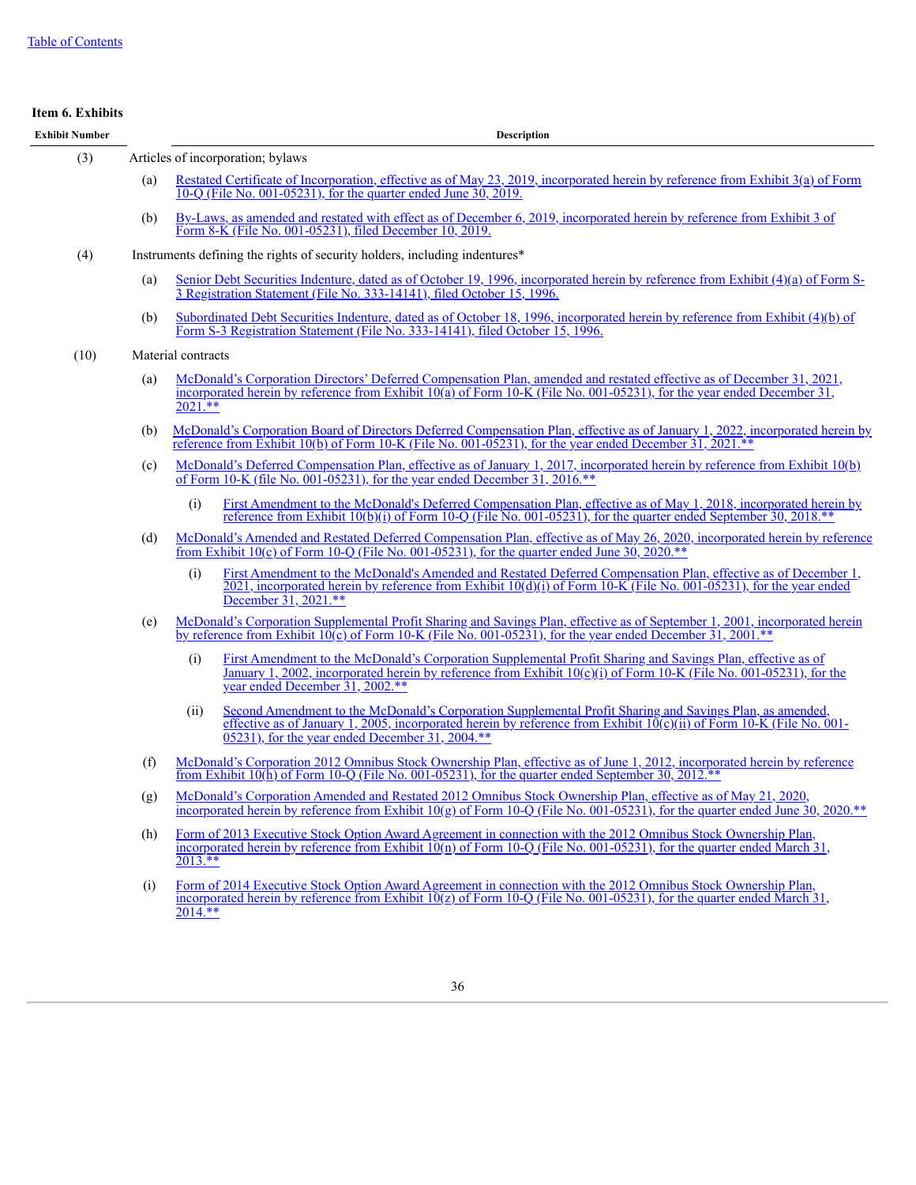### Item 6. Exhibits

| Exhibit Number | Description |
|---|---|
| (3) | Articles of incorporation; bylaws |
| | (a) Restated Certificate of Incorporation, effective as of May 23, 2019, incorporated herein by reference from Exhibit 3(a) of Form 10-Q (File No. 001-05231), for the quarter ended June 30, 2019. |
| | (b) By-Laws, as amended and restated with effect as of December 6, 2019, incorporated herein by reference from Exhibit 3 of Form 8-K (File No. 001-05231), filed December 10, 2019. |
| (4) | Instruments defining the rights of security holders, including indentures* |
| | (a) Senior Debt Securities Indenture, dated as of October 19, 1996, incorporated herein by reference from Exhibit (4)(a) of Form S-3 Registration Statement (File No. 333-14141), filed October 15, 1996. |
| | (b) Subordinated Debt Securities Indenture, dated as of October 18, 1996, incorporated herein by reference from Exhibit (4)(b) of Form S-3 Registration Statement (File No. 333-14141), filed October 15, 1996. |
| (10) | Material contracts |
| | (a) McDonald's Corporation Directors' Deferred Compensation Plan, amended and restated effective as of December 31, 2021, incorporated herein by reference from Exhibit 10(a) of Form 10-K (File No. 001-05231), for the year ended December 31, 2021.** |
| | (b) McDonald's Corporation Board of Directors Deferred Compensation Plan, effective as of January 1, 2022, incorporated herein by reference from Exhibit 10(b) of Form 10-K (File No. 001-05231), for the year ended December 31, 2021.** |
| | (c) McDonald's Deferred Compensation Plan, effective as of January 1, 2017, incorporated herein by reference from Exhibit 10(b) of Form 10-K (file No. 001-05231), for the year ended December 31, 2016.** |
| | (i) First Amendment to the McDonald's Deferred Compensation Plan, effective as of May 1, 2018, incorporated herein by reference from Exhibit 10(b)(i) of Form 10-Q (File No. 001-05231), for the quarter ended September 30, 2018.** |
| | (d) McDonald's Amended and Restated Deferred Compensation Plan, effective as of May 26, 2020, incorporated herein by reference from Exhibit 10(c) of Form 10-Q (File No. 001-05231), for the quarter ended June 30, 2020.** |
| | (i) First Amendment to the McDonald's Amended and Restated Deferred Compensation Plan, effective as of December 1, 2021, incorporated herein by reference from Exhibit 10(d)(i) of Form 10-K (File No. 001-05231), for the year ended December 31, 2021.** |
| | (e) McDonald's Corporation Supplemental Profit Sharing and Savings Plan, effective as of September 1, 2001, incorporated herein by reference from Exhibit 10(c) of Form 10-K (File No. 001-05231), for the year ended December 31, 2001.** |
| | (i) First Amendment to the McDonald's Corporation Supplemental Profit Sharing and Savings Plan, effective as of January 1, 2002, incorporated herein by reference from Exhibit 10(c)(i) of Form 10-K (File No. 001-05231), for the year ended December 31, 2002.** |
| | (ii) Second Amendment to the McDonald's Corporation Supplemental Profit Sharing and Savings Plan, as amended, effective as of January 1, 2005, incorporated herein by reference from Exhibit 10(c)(ii) of Form 10-K (File No. 001-05231), for the year ended December 31, 2004.** |
| | (f) McDonald's Corporation 2012 Omnibus Stock Ownership Plan, effective as of June 1, 2012, incorporated herein by reference from Exhibit 10(h) of Form 10-Q (File No. 001-05231), for the quarter ended September 30, 2012.** |
| | (g) McDonald's Corporation Amended and Restated 2012 Omnibus Stock Ownership Plan, effective as of May 21, 2020, incorporated herein by reference from Exhibit 10(g) of Form 10-Q (File No. 001-05231), for the quarter ended June 30, 2020.** |
| | (h) Form of 2013 Executive Stock Option Award Agreement in connection with the 2012 Omnibus Stock Ownership Plan, incorporated herein by reference from Exhibit 10(n) of Form 10-Q (File No. 001-05231), for the quarter ended March 31, 2013.** |
| | (i) Form of 2014 Executive Stock Option Award Agreement in connection with the 2012 Omnibus Stock Ownership Plan, incorporated herein by reference from Exhibit 10(z) of Form 10-Q (File No. 001-05231), for the quarter ended March 31, 2014.** |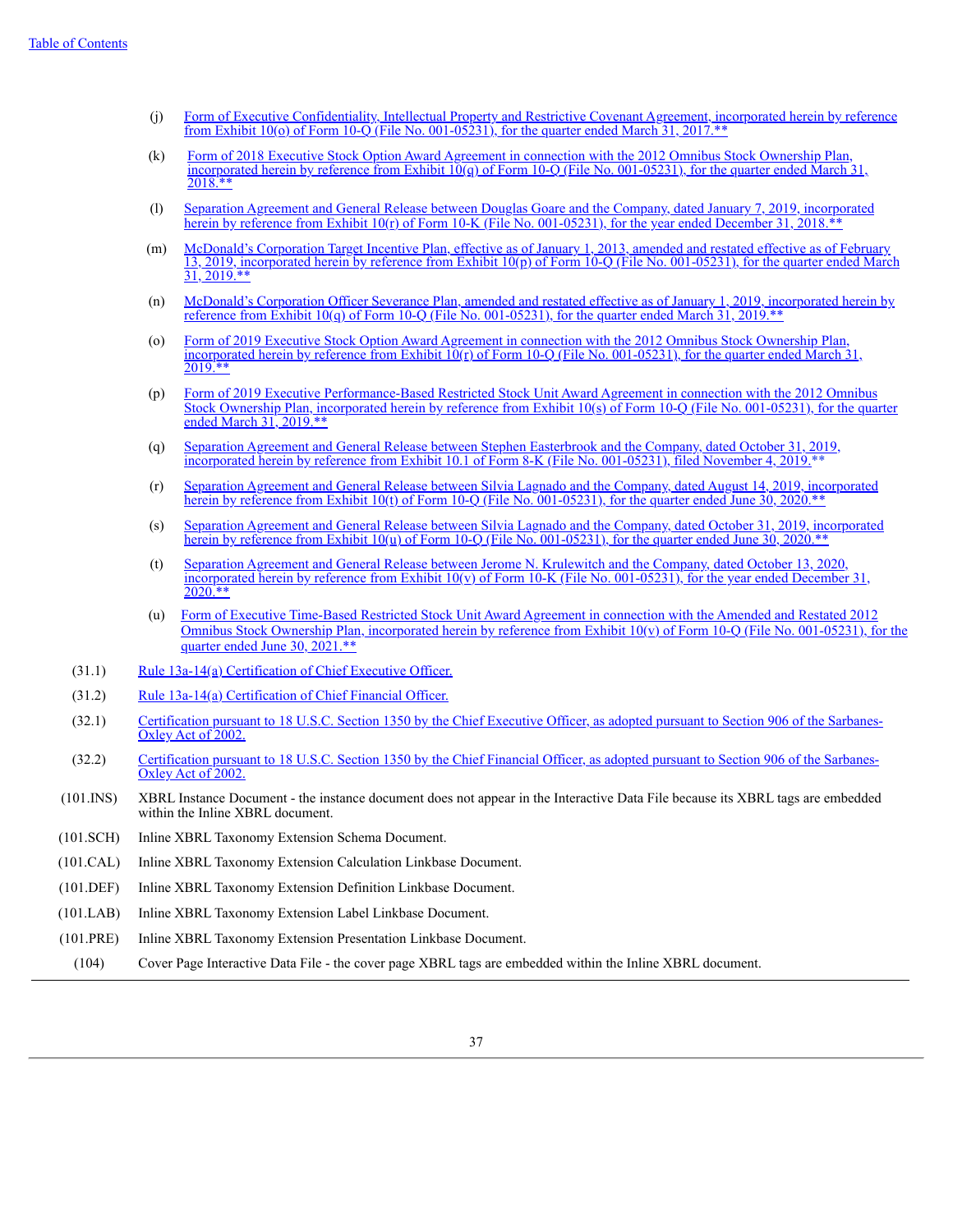[Table of Contents](#)

(j) [Form of Executive Confidentiality, Intellectual Property and Restrictive Covenant Agreement, incorporated herein by reference from Exhibit 10(o) of Form 10-Q (File No. 001-05231), for the quarter ended March 31, 2017.**](#)

(k) [Form of 2018 Executive Stock Option Award Agreement in connection with the 2012 Omnibus Stock Ownership Plan, incorporated herein by reference from Exhibit 10(q) of Form 10-Q (File No. 001-05231), for the quarter ended March 31, 2018.**](#)

(l) [Separation Agreement and General Release between Douglas Goare and the Company, dated January 7, 2019, incorporated herein by reference from Exhibit 10(r) of Form 10-K (File No. 001-05231), for the year ended December 31, 2018.**](#)

(m) [McDonald's Corporation Target Incentive Plan, effective as of January 1, 2013, amended and restated effective as of February 13, 2019, incorporated herein by reference from Exhibit 10(p) of Form 10-Q (File No. 001-05231), for the quarter ended March 31, 2019.**](#)

(n) [McDonald's Corporation Officer Severance Plan, amended and restated effective as of January 1, 2019, incorporated herein by reference from Exhibit 10(q) of Form 10-Q (File No. 001-05231), for the quarter ended March 31, 2019.**](#)

(o) [Form of 2019 Executive Stock Option Award Agreement in connection with the 2012 Omnibus Stock Ownership Plan, incorporated herein by reference from Exhibit 10(r) of Form 10-Q (File No. 001-05231), for the quarter ended March 31, 2019.**](#)

(p) [Form of 2019 Executive Performance-Based Restricted Stock Unit Award Agreement in connection with the 2012 Omnibus Stock Ownership Plan, incorporated herein by reference from Exhibit 10(s) of Form 10-Q (File No. 001-05231), for the quarter ended March 31, 2019.**](#)

(q) [Separation Agreement and General Release between Stephen Easterbrook and the Company, dated October 31, 2019, incorporated herein by reference from Exhibit 10.1 of Form 8-K (File No. 001-05231), filed November 4, 2019.**](#)

(r) [Separation Agreement and General Release between Silvia Lagnado and the Company, dated August 14, 2019, incorporated herein by reference from Exhibit 10(t) of Form 10-Q (File No. 001-05231), for the quarter ended June 30, 2020.**](#)

(s) [Separation Agreement and General Release between Silvia Lagnado and the Company, dated October 31, 2019, incorporated herein by reference from Exhibit 10(u) of Form 10-Q (File No. 001-05231), for the quarter ended June 30, 2020.**](#)

(t) [Separation Agreement and General Release between Jerome N. Krulewitch and the Company, dated October 13, 2020, incorporated herein by reference from Exhibit 10(v) of Form 10-K (File No. 001-05231), for the year ended December 31, 2020.**](#)

(u) [Form of Executive Time-Based Restricted Stock Unit Award Agreement in connection with the Amended and Restated 2012 Omnibus Stock Ownership Plan, incorporated herein by reference from Exhibit 10(v) of Form 10-Q (File No. 001-05231), for the quarter ended June 30, 2021.**](#)

(31.1) [Rule 13a-14(a) Certification of Chief Executive Officer.](#)

(31.2) [Rule 13a-14(a) Certification of Chief Financial Officer.](#)

(32.1) [Certification pursuant to 18 U.S.C. Section 1350 by the Chief Executive Officer, as adopted pursuant to Section 906 of the Sarbanes-Oxley Act of 2002.](#)

(32.2) [Certification pursuant to 18 U.S.C. Section 1350 by the Chief Financial Officer, as adopted pursuant to Section 906 of the Sarbanes-Oxley Act of 2002.](#)

(101.INS) XBRL Instance Document - the instance document does not appear in the Interactive Data File because its XBRL tags are embedded within the Inline XBRL document.

(101.SCH) Inline XBRL Taxonomy Extension Schema Document.

(101.CAL) Inline XBRL Taxonomy Extension Calculation Linkbase Document.

(101.DEF) Inline XBRL Taxonomy Extension Definition Linkbase Document.

(101.LAB) Inline XBRL Taxonomy Extension Label Linkbase Document.

(101.PRE) Inline XBRL Taxonomy Extension Presentation Linkbase Document.

(104) Cover Page Interactive Data File - the cover page XBRL tags are embedded within the Inline XBRL document.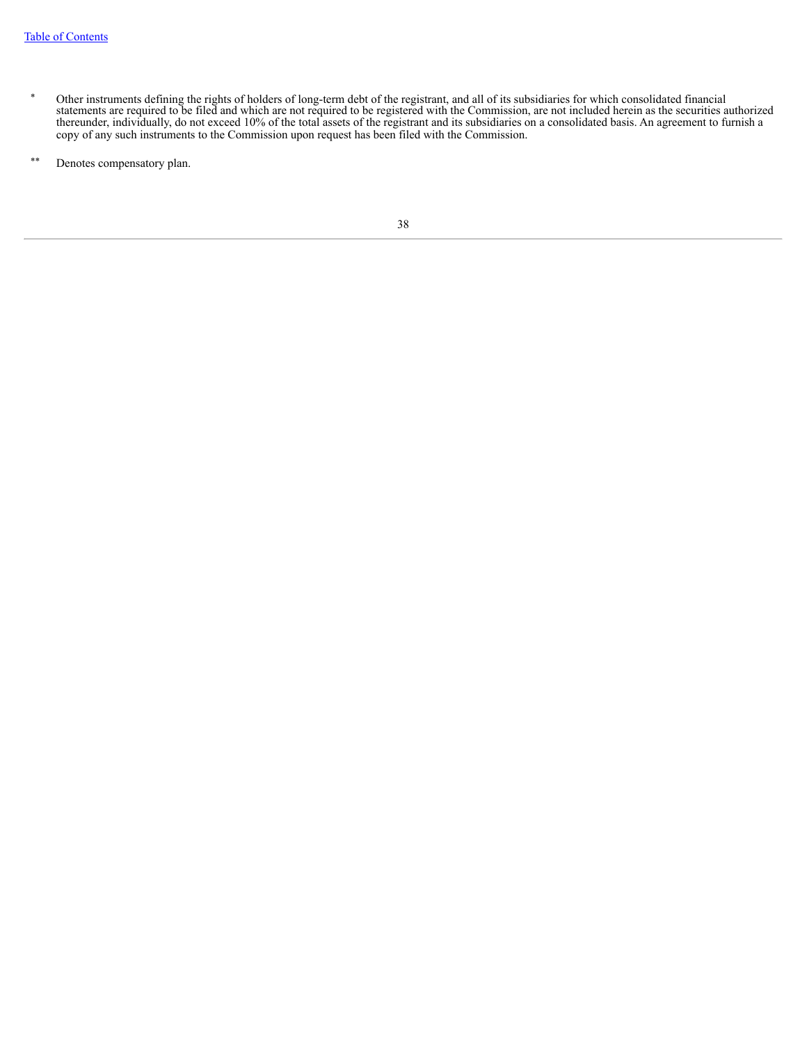* Other instruments defining the rights of holders of long-term debt of the registrant, and all of its subsidiaries for which consolidated financial statements are required to be filed and which are not required to be registered with the Commission, are not included herein as the securities authorized thereunder, individually, do not exceed 10% of the total assets of the registrant and its subsidiaries on a consolidated basis. An agreement to furnish a copy of any such instruments to the Commission upon request has been filed with the Commission.

** Denotes compensatory plan.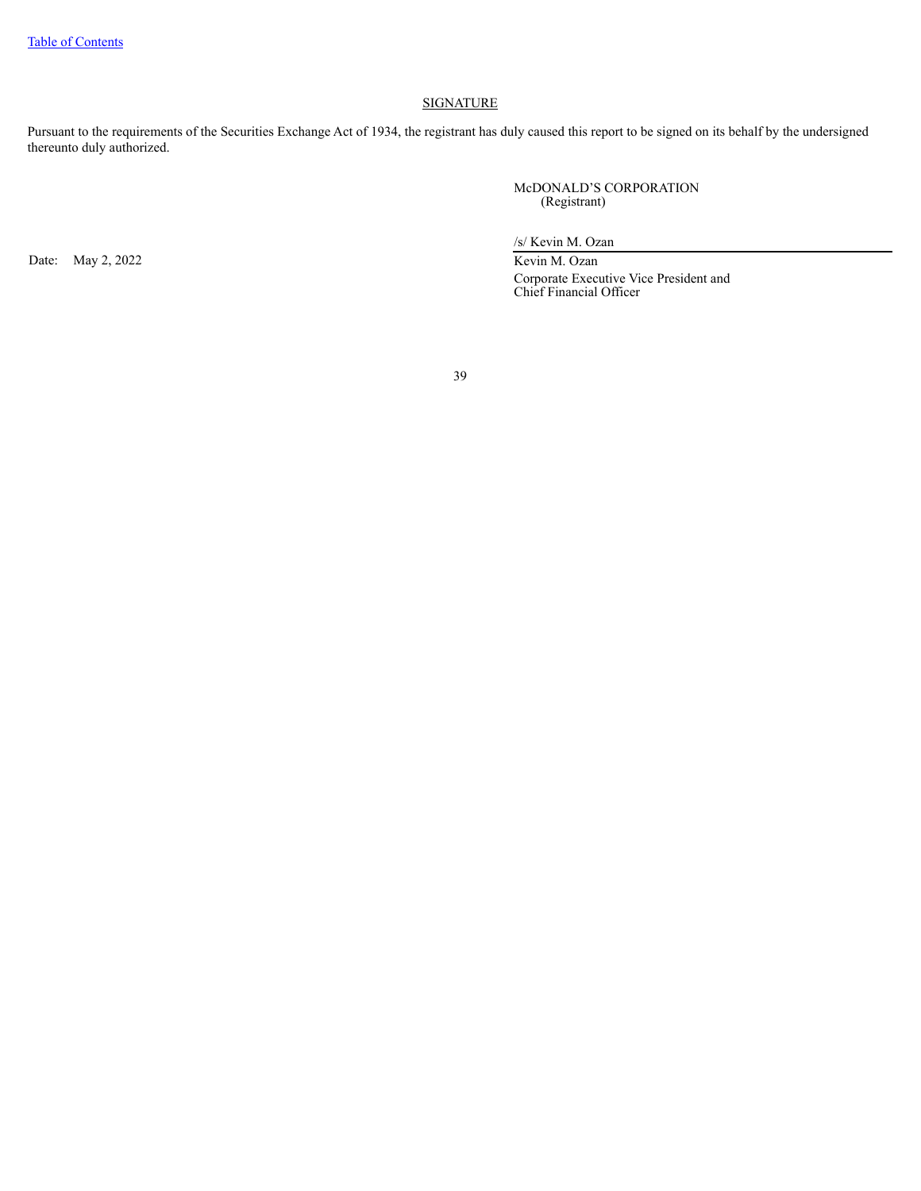## SIGNATURE

Pursuant to the requirements of the Securities Exchange Act of 1934, the registrant has duly caused this report to be signed on its behalf by the undersigned thereunto duly authorized.

McDONALD'S CORPORATION
(Registrant)

Date: May 2, 2022

/s/ Kevin M. Ozan

Kevin M. Ozan
Corporate Executive Vice President and
Chief Financial Officer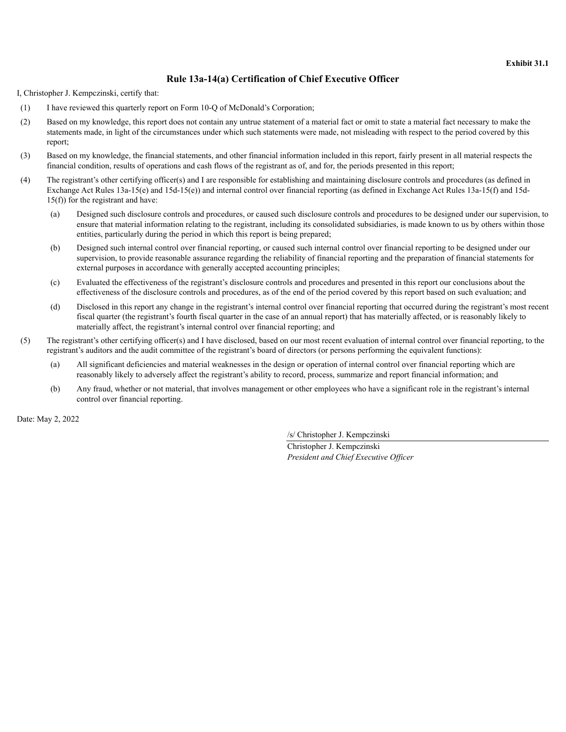**Exhibit 31.1**

## Rule 13a-14(a) Certification of Chief Executive Officer

I, Christopher J. Kempczinski, certify that:

(1) I have reviewed this quarterly report on Form 10-Q of McDonald's Corporation;

(2) Based on my knowledge, this report does not contain any untrue statement of a material fact or omit to state a material fact necessary to make the statements made, in light of the circumstances under which such statements were made, not misleading with respect to the period covered by this report;

(3) Based on my knowledge, the financial statements, and other financial information included in this report, fairly present in all material respects the financial condition, results of operations and cash flows of the registrant as of, and for, the periods presented in this report;

(4) The registrant's other certifying officer(s) and I are responsible for establishing and maintaining disclosure controls and procedures (as defined in Exchange Act Rules 13a-15(e) and 15d-15(e)) and internal control over financial reporting (as defined in Exchange Act Rules 13a-15(f) and 15d-15(f)) for the registrant and have:

   (a) Designed such disclosure controls and procedures, or caused such disclosure controls and procedures to be designed under our supervision, to ensure that material information relating to the registrant, including its consolidated subsidiaries, is made known to us by others within those entities, particularly during the period in which this report is being prepared;

   (b) Designed such internal control over financial reporting, or caused such internal control over financial reporting to be designed under our supervision, to provide reasonable assurance regarding the reliability of financial reporting and the preparation of financial statements for external purposes in accordance with generally accepted accounting principles;

   (c) Evaluated the effectiveness of the registrant's disclosure controls and procedures and presented in this report our conclusions about the effectiveness of the disclosure controls and procedures, as of the end of the period covered by this report based on such evaluation; and

   (d) Disclosed in this report any change in the registrant's internal control over financial reporting that occurred during the registrant's most recent fiscal quarter (the registrant's fourth fiscal quarter in the case of an annual report) that has materially affected, or is reasonably likely to materially affect, the registrant's internal control over financial reporting; and

(5) The registrant's other certifying officer(s) and I have disclosed, based on our most recent evaluation of internal control over financial reporting, to the registrant's auditors and the audit committee of the registrant's board of directors (or persons performing the equivalent functions):

   (a) All significant deficiencies and material weaknesses in the design or operation of internal control over financial reporting which are reasonably likely to adversely affect the registrant's ability to record, process, summarize and report financial information; and

   (b) Any fraud, whether or not material, that involves management or other employees who have a significant role in the registrant's internal control over financial reporting.

Date: May 2, 2022

/s/ Christopher J. Kempczinski

Christopher J. Kempczinski
*President and Chief Executive Officer*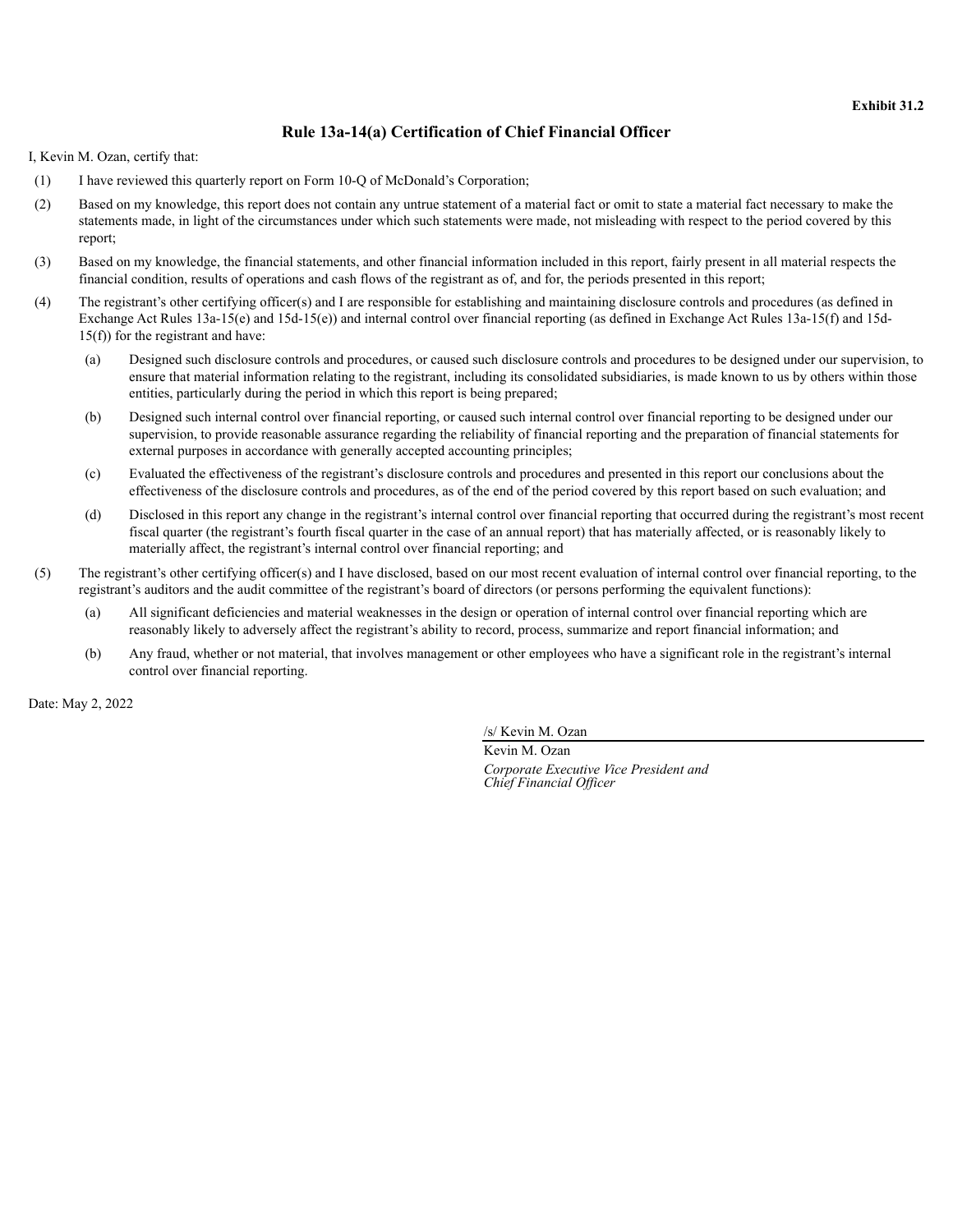**Exhibit 31.2**

## Rule 13a-14(a) Certification of Chief Financial Officer

I, Kevin M. Ozan, certify that:

(1) I have reviewed this quarterly report on Form 10-Q of McDonald's Corporation;

(2) Based on my knowledge, this report does not contain any untrue statement of a material fact or omit to state a material fact necessary to make the statements made, in light of the circumstances under which such statements were made, not misleading with respect to the period covered by this report;

(3) Based on my knowledge, the financial statements, and other financial information included in this report, fairly present in all material respects the financial condition, results of operations and cash flows of the registrant as of, and for, the periods presented in this report;

(4) The registrant's other certifying officer(s) and I are responsible for establishing and maintaining disclosure controls and procedures (as defined in Exchange Act Rules 13a-15(e) and 15d-15(e)) and internal control over financial reporting (as defined in Exchange Act Rules 13a-15(f) and 15d-15(f)) for the registrant and have:

(a) Designed such disclosure controls and procedures, or caused such disclosure controls and procedures to be designed under our supervision, to ensure that material information relating to the registrant, including its consolidated subsidiaries, is made known to us by others within those entities, particularly during the period in which this report is being prepared;

(b) Designed such internal control over financial reporting, or caused such internal control over financial reporting to be designed under our supervision, to provide reasonable assurance regarding the reliability of financial reporting and the preparation of financial statements for external purposes in accordance with generally accepted accounting principles;

(c) Evaluated the effectiveness of the registrant's disclosure controls and procedures and presented in this report our conclusions about the effectiveness of the disclosure controls and procedures, as of the end of the period covered by this report based on such evaluation; and

(d) Disclosed in this report any change in the registrant's internal control over financial reporting that occurred during the registrant's most recent fiscal quarter (the registrant's fourth fiscal quarter in the case of an annual report) that has materially affected, or is reasonably likely to materially affect, the registrant's internal control over financial reporting; and

(5) The registrant's other certifying officer(s) and I have disclosed, based on our most recent evaluation of internal control over financial reporting, to the registrant's auditors and the audit committee of the registrant's board of directors (or persons performing the equivalent functions):

(a) All significant deficiencies and material weaknesses in the design or operation of internal control over financial reporting which are reasonably likely to adversely affect the registrant's ability to record, process, summarize and report financial information; and

(b) Any fraud, whether or not material, that involves management or other employees who have a significant role in the registrant's internal control over financial reporting.

Date: May 2, 2022

/s/ Kevin M. Ozan

Kevin M. Ozan

*Corporate Executive Vice President and Chief Financial Officer*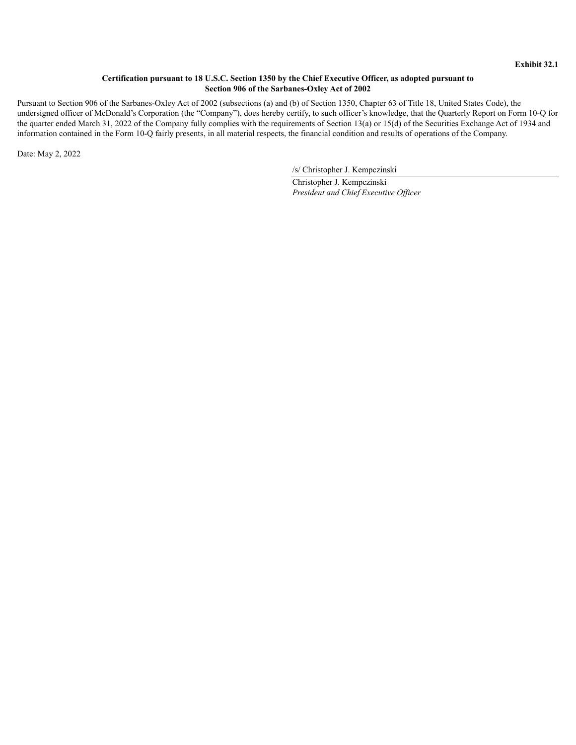**Exhibit 32.1**

**Certification pursuant to 18 U.S.C. Section 1350 by the Chief Executive Officer, as adopted pursuant to Section 906 of the Sarbanes-Oxley Act of 2002**

Pursuant to Section 906 of the Sarbanes-Oxley Act of 2002 (subsections (a) and (b) of Section 1350, Chapter 63 of Title 18, United States Code), the undersigned officer of McDonald's Corporation (the "Company"), does hereby certify, to such officer's knowledge, that the Quarterly Report on Form 10-Q for the quarter ended March 31, 2022 of the Company fully complies with the requirements of Section 13(a) or 15(d) of the Securities Exchange Act of 1934 and information contained in the Form 10-Q fairly presents, in all material respects, the financial condition and results of operations of the Company.

Date: May 2, 2022

/s/ Christopher J. Kempczinski

Christopher J. Kempczinski
*President and Chief Executive Officer*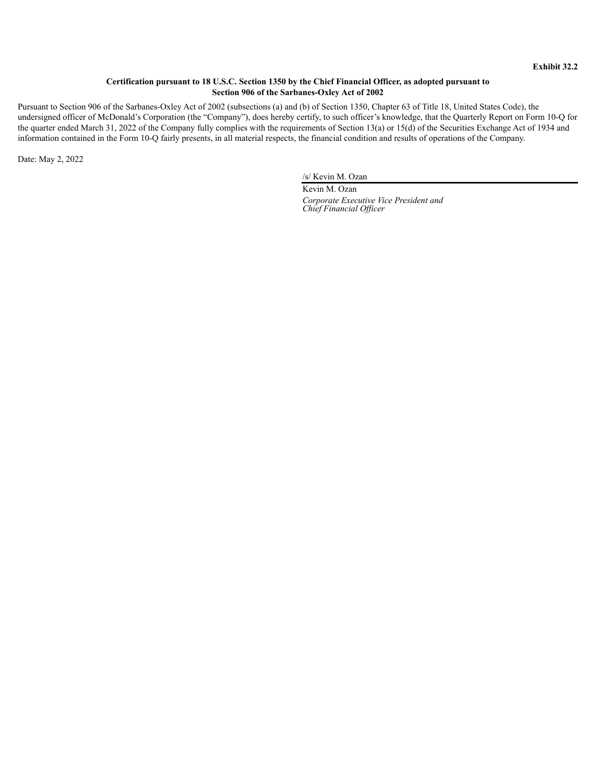**Exhibit 32.2**

**Certification pursuant to 18 U.S.C. Section 1350 by the Chief Financial Officer, as adopted pursuant to Section 906 of the Sarbanes-Oxley Act of 2002**

Pursuant to Section 906 of the Sarbanes-Oxley Act of 2002 (subsections (a) and (b) of Section 1350, Chapter 63 of Title 18, United States Code), the undersigned officer of McDonald's Corporation (the "Company"), does hereby certify, to such officer's knowledge, that the Quarterly Report on Form 10-Q for the quarter ended March 31, 2022 of the Company fully complies with the requirements of Section 13(a) or 15(d) of the Securities Exchange Act of 1934 and information contained in the Form 10-Q fairly presents, in all material respects, the financial condition and results of operations of the Company.

Date: May 2, 2022

/s/ Kevin M. Ozan

Kevin M. Ozan

*Corporate Executive Vice President and Chief Financial Officer*